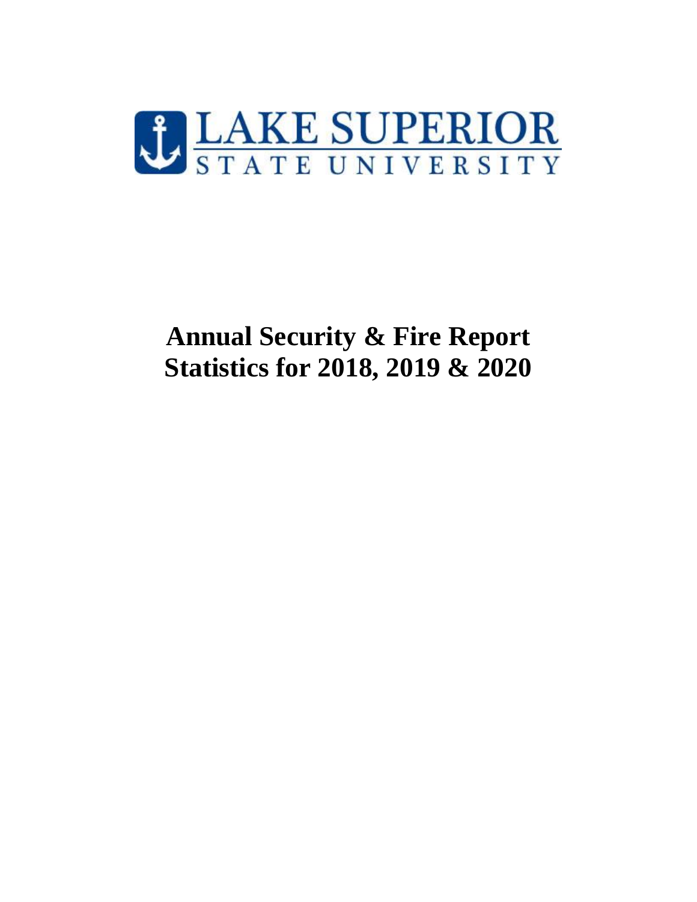LAKE SUPERIOR
STATE UNIVERSITY

# Annual Security & Fire Report Statistics for 2018, 2019 & 2020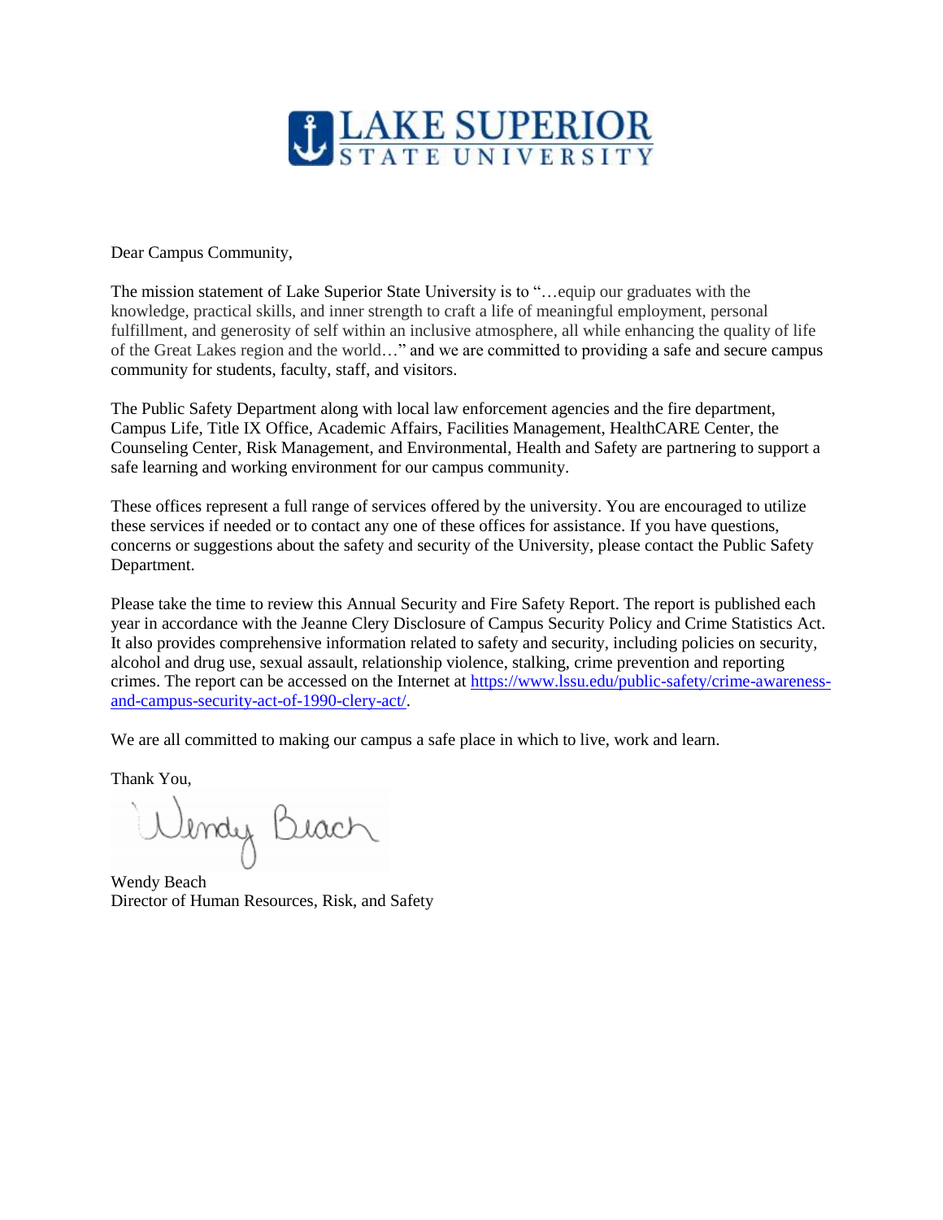Dear Campus Community,

The mission statement of Lake Superior State University is to "…equip our graduates with the knowledge, practical skills, and inner strength to craft a life of meaningful employment, personal fulfillment, and generosity of self within an inclusive atmosphere, all while enhancing the quality of life of the Great Lakes region and the world…" and we are committed to providing a safe and secure campus community for students, faculty, staff, and visitors.

The Public Safety Department along with local law enforcement agencies and the fire department, Campus Life, Title IX Office, Academic Affairs, Facilities Management, HealthCARE Center, the Counseling Center, Risk Management, and Environmental, Health and Safety are partnering to support a safe learning and working environment for our campus community.

These offices represent a full range of services offered by the university. You are encouraged to utilize these services if needed or to contact any one of these offices for assistance. If you have questions, concerns or suggestions about the safety and security of the University, please contact the Public Safety Department.

Please take the time to review this Annual Security and Fire Safety Report. The report is published each year in accordance with the Jeanne Clery Disclosure of Campus Security Policy and Crime Statistics Act. It also provides comprehensive information related to safety and security, including policies on security, alcohol and drug use, sexual assault, relationship violence, stalking, crime prevention and reporting crimes. The report can be accessed on the Internet at https://www.lssu.edu/public-safety/crime-awareness-and-campus-security-act-of-1990-clery-act/.

We are all committed to making our campus a safe place in which to live, work and learn.

Thank You,

Wendy Beach
Director of Human Resources, Risk, and Safety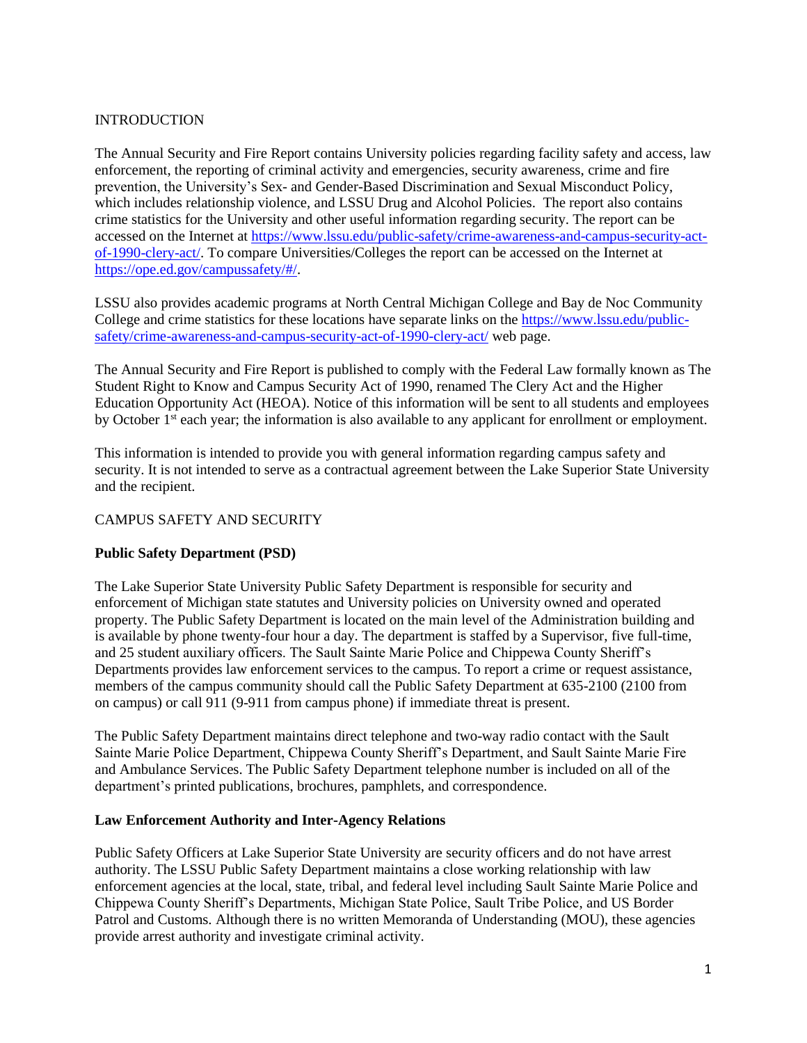## INTRODUCTION

The Annual Security and Fire Report contains University policies regarding facility safety and access, law enforcement, the reporting of criminal activity and emergencies, security awareness, crime and fire prevention, the University's Sex- and Gender-Based Discrimination and Sexual Misconduct Policy, which includes relationship violence, and LSSU Drug and Alcohol Policies. The report also contains crime statistics for the University and other useful information regarding security. The report can be accessed on the Internet at [https://www.lssu.edu/public-safety/crime-awareness-and-campus-security-act-of-1990-clery-act/](https://www.lssu.edu/public-safety/crime-awareness-and-campus-security-act-of-1990-clery-act/). To compare Universities/Colleges the report can be accessed on the Internet at [https://ope.ed.gov/campussafety/#/](https://ope.ed.gov/campussafety/#/).

LSSU also provides academic programs at North Central Michigan College and Bay de Noc Community College and crime statistics for these locations have separate links on the [https://www.lssu.edu/public-safety/crime-awareness-and-campus-security-act-of-1990-clery-act/](https://www.lssu.edu/public-safety/crime-awareness-and-campus-security-act-of-1990-clery-act/) web page.

The Annual Security and Fire Report is published to comply with the Federal Law formally known as The Student Right to Know and Campus Security Act of 1990, renamed The Clery Act and the Higher Education Opportunity Act (HEOA). Notice of this information will be sent to all students and employees by October 1st each year; the information is also available to any applicant for enrollment or employment.

This information is intended to provide you with general information regarding campus safety and security. It is not intended to serve as a contractual agreement between the Lake Superior State University and the recipient.

## CAMPUS SAFETY AND SECURITY

### Public Safety Department (PSD)

The Lake Superior State University Public Safety Department is responsible for security and enforcement of Michigan state statutes and University policies on University owned and operated property. The Public Safety Department is located on the main level of the Administration building and is available by phone twenty-four hour a day. The department is staffed by a Supervisor, five full-time, and 25 student auxiliary officers. The Sault Sainte Marie Police and Chippewa County Sheriff's Departments provides law enforcement services to the campus. To report a crime or request assistance, members of the campus community should call the Public Safety Department at 635-2100 (2100 from on campus) or call 911 (9-911 from campus phone) if immediate threat is present.

The Public Safety Department maintains direct telephone and two-way radio contact with the Sault Sainte Marie Police Department, Chippewa County Sheriff's Department, and Sault Sainte Marie Fire and Ambulance Services. The Public Safety Department telephone number is included on all of the department's printed publications, brochures, pamphlets, and correspondence.

### Law Enforcement Authority and Inter-Agency Relations

Public Safety Officers at Lake Superior State University are security officers and do not have arrest authority. The LSSU Public Safety Department maintains a close working relationship with law enforcement agencies at the local, state, tribal, and federal level including Sault Sainte Marie Police and Chippewa County Sheriff's Departments, Michigan State Police, Sault Tribe Police, and US Border Patrol and Customs. Although there is no written Memoranda of Understanding (MOU), these agencies provide arrest authority and investigate criminal activity.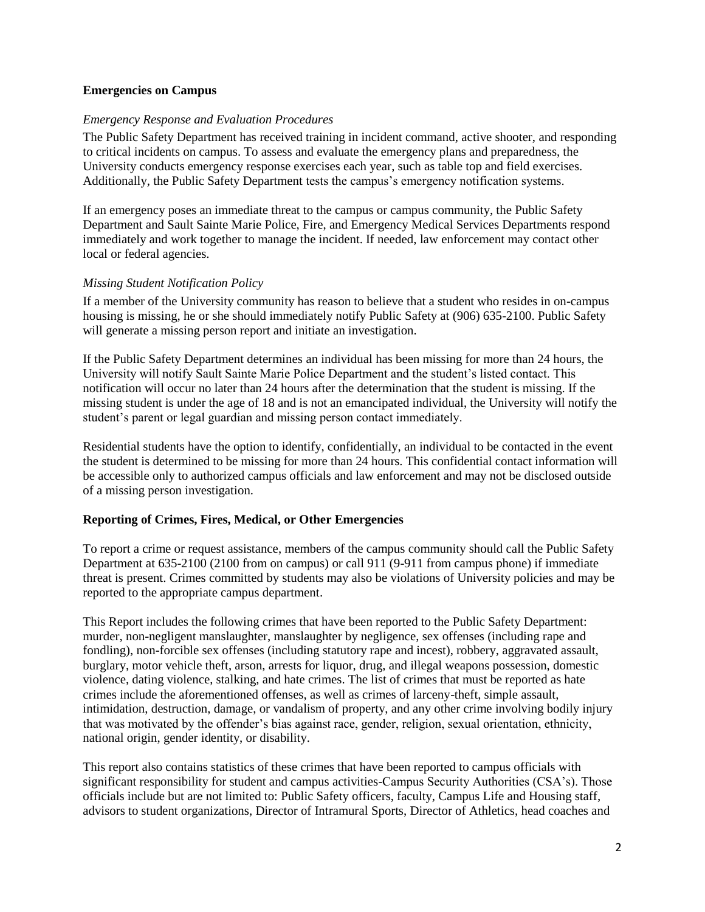## Emergencies on Campus

### *Emergency Response and Evaluation Procedures*

The Public Safety Department has received training in incident command, active shooter, and responding to critical incidents on campus. To assess and evaluate the emergency plans and preparedness, the University conducts emergency response exercises each year, such as table top and field exercises. Additionally, the Public Safety Department tests the campus's emergency notification systems.

If an emergency poses an immediate threat to the campus or campus community, the Public Safety Department and Sault Sainte Marie Police, Fire, and Emergency Medical Services Departments respond immediately and work together to manage the incident. If needed, law enforcement may contact other local or federal agencies.

### *Missing Student Notification Policy*

If a member of the University community has reason to believe that a student who resides in on-campus housing is missing, he or she should immediately notify Public Safety at (906) 635-2100. Public Safety will generate a missing person report and initiate an investigation.

If the Public Safety Department determines an individual has been missing for more than 24 hours, the University will notify Sault Sainte Marie Police Department and the student's listed contact. This notification will occur no later than 24 hours after the determination that the student is missing. If the missing student is under the age of 18 and is not an emancipated individual, the University will notify the student's parent or legal guardian and missing person contact immediately.

Residential students have the option to identify, confidentially, an individual to be contacted in the event the student is determined to be missing for more than 24 hours. This confidential contact information will be accessible only to authorized campus officials and law enforcement and may not be disclosed outside of a missing person investigation.

## Reporting of Crimes, Fires, Medical, or Other Emergencies

To report a crime or request assistance, members of the campus community should call the Public Safety Department at 635-2100 (2100 from on campus) or call 911 (9-911 from campus phone) if immediate threat is present. Crimes committed by students may also be violations of University policies and may be reported to the appropriate campus department.

This Report includes the following crimes that have been reported to the Public Safety Department: murder, non-negligent manslaughter, manslaughter by negligence, sex offenses (including rape and fondling), non-forcible sex offenses (including statutory rape and incest), robbery, aggravated assault, burglary, motor vehicle theft, arson, arrests for liquor, drug, and illegal weapons possession, domestic violence, dating violence, stalking, and hate crimes. The list of crimes that must be reported as hate crimes include the aforementioned offenses, as well as crimes of larceny-theft, simple assault, intimidation, destruction, damage, or vandalism of property, and any other crime involving bodily injury that was motivated by the offender's bias against race, gender, religion, sexual orientation, ethnicity, national origin, gender identity, or disability.

This report also contains statistics of these crimes that have been reported to campus officials with significant responsibility for student and campus activities-Campus Security Authorities (CSA's). Those officials include but are not limited to: Public Safety officers, faculty, Campus Life and Housing staff, advisors to student organizations, Director of Intramural Sports, Director of Athletics, head coaches and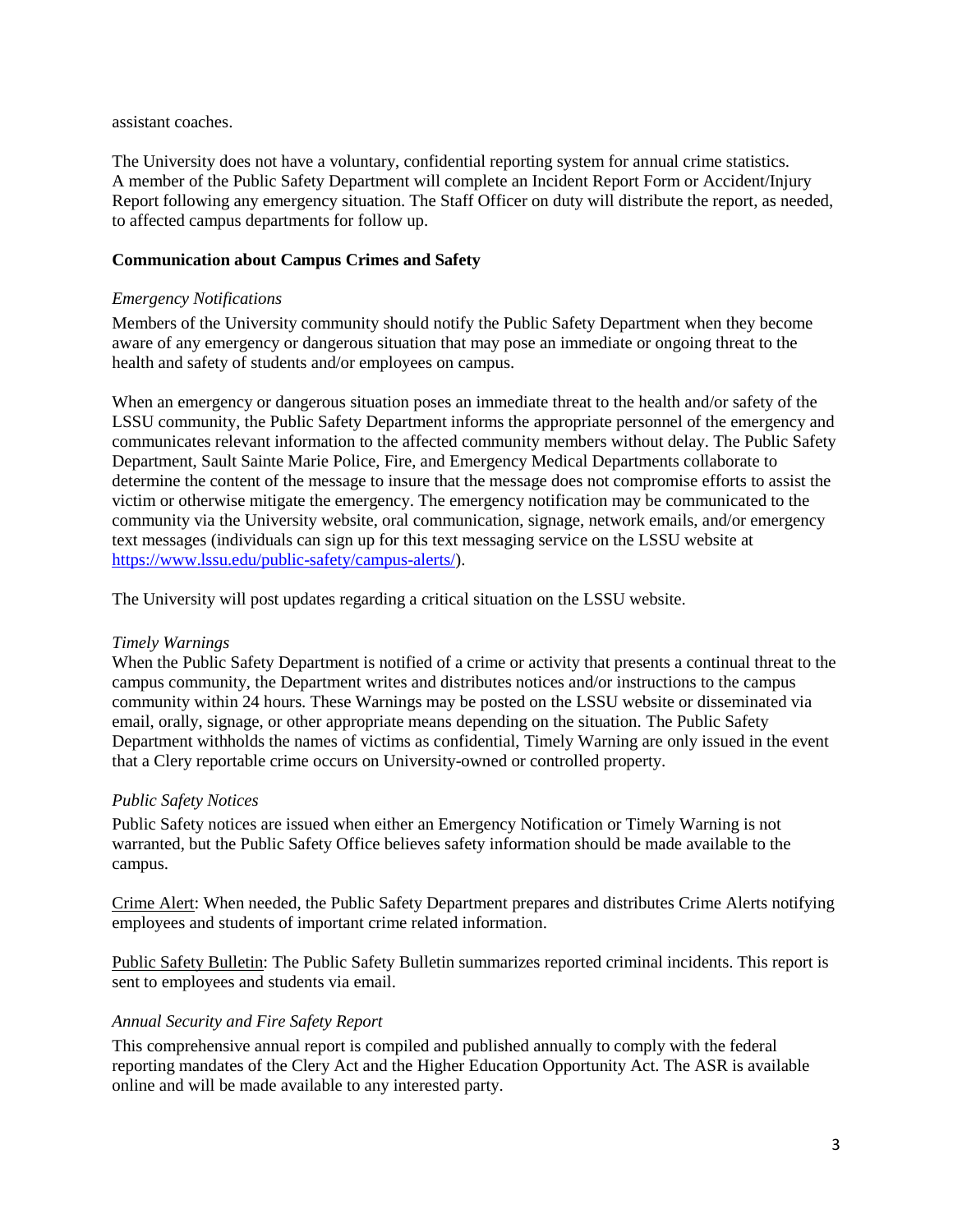assistant coaches.

The University does not have a voluntary, confidential reporting system for annual crime statistics. A member of the Public Safety Department will complete an Incident Report Form or Accident/Injury Report following any emergency situation. The Staff Officer on duty will distribute the report, as needed, to affected campus departments for follow up.

**Communication about Campus Crimes and Safety**

*Emergency Notifications*

Members of the University community should notify the Public Safety Department when they become aware of any emergency or dangerous situation that may pose an immediate or ongoing threat to the health and safety of students and/or employees on campus.

When an emergency or dangerous situation poses an immediate threat to the health and/or safety of the LSSU community, the Public Safety Department informs the appropriate personnel of the emergency and communicates relevant information to the affected community members without delay. The Public Safety Department, Sault Sainte Marie Police, Fire, and Emergency Medical Departments collaborate to determine the content of the message to insure that the message does not compromise efforts to assist the victim or otherwise mitigate the emergency. The emergency notification may be communicated to the community via the University website, oral communication, signage, network emails, and/or emergency text messages (individuals can sign up for this text messaging service on the LSSU website at [https://www.lssu.edu/public-safety/campus-alerts/](https://www.lssu.edu/public-safety/campus-alerts/)).

The University will post updates regarding a critical situation on the LSSU website.

*Timely Warnings*

When the Public Safety Department is notified of a crime or activity that presents a continual threat to the campus community, the Department writes and distributes notices and/or instructions to the campus community within 24 hours. These Warnings may be posted on the LSSU website or disseminated via email, orally, signage, or other appropriate means depending on the situation. The Public Safety Department withholds the names of victims as confidential, Timely Warning are only issued in the event that a Clery reportable crime occurs on University-owned or controlled property.

*Public Safety Notices*

Public Safety notices are issued when either an Emergency Notification or Timely Warning is not warranted, but the Public Safety Office believes safety information should be made available to the campus.

<u>Crime Alert</u>: When needed, the Public Safety Department prepares and distributes Crime Alerts notifying employees and students of important crime related information.

<u>Public Safety Bulletin</u>: The Public Safety Bulletin summarizes reported criminal incidents. This report is sent to employees and students via email.

*Annual Security and Fire Safety Report*

This comprehensive annual report is compiled and published annually to comply with the federal reporting mandates of the Clery Act and the Higher Education Opportunity Act. The ASR is available online and will be made available to any interested party.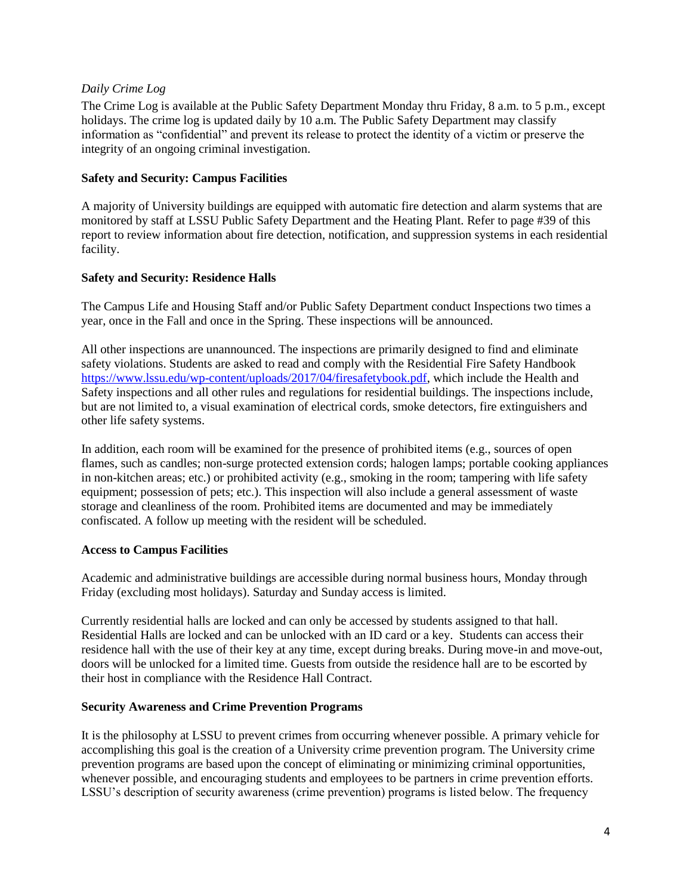*Daily Crime Log*

The Crime Log is available at the Public Safety Department Monday thru Friday, 8 a.m. to 5 p.m., except holidays. The crime log is updated daily by 10 a.m. The Public Safety Department may classify information as "confidential" and prevent its release to protect the identity of a victim or preserve the integrity of an ongoing criminal investigation.

**Safety and Security: Campus Facilities**

A majority of University buildings are equipped with automatic fire detection and alarm systems that are monitored by staff at LSSU Public Safety Department and the Heating Plant. Refer to page #39 of this report to review information about fire detection, notification, and suppression systems in each residential facility.

**Safety and Security: Residence Halls**

The Campus Life and Housing Staff and/or Public Safety Department conduct Inspections two times a year, once in the Fall and once in the Spring. These inspections will be announced.

All other inspections are unannounced. The inspections are primarily designed to find and eliminate safety violations. Students are asked to read and comply with the Residential Fire Safety Handbook https://www.lssu.edu/wp-content/uploads/2017/04/firesafetybook.pdf, which include the Health and Safety inspections and all other rules and regulations for residential buildings. The inspections include, but are not limited to, a visual examination of electrical cords, smoke detectors, fire extinguishers and other life safety systems.

In addition, each room will be examined for the presence of prohibited items (e.g., sources of open flames, such as candles; non-surge protected extension cords; halogen lamps; portable cooking appliances in non-kitchen areas; etc.) or prohibited activity (e.g., smoking in the room; tampering with life safety equipment; possession of pets; etc.). This inspection will also include a general assessment of waste storage and cleanliness of the room. Prohibited items are documented and may be immediately confiscated. A follow up meeting with the resident will be scheduled.

**Access to Campus Facilities**

Academic and administrative buildings are accessible during normal business hours, Monday through Friday (excluding most holidays). Saturday and Sunday access is limited.

Currently residential halls are locked and can only be accessed by students assigned to that hall. Residential Halls are locked and can be unlocked with an ID card or a key. Students can access their residence hall with the use of their key at any time, except during breaks. During move-in and move-out, doors will be unlocked for a limited time. Guests from outside the residence hall are to be escorted by their host in compliance with the Residence Hall Contract.

**Security Awareness and Crime Prevention Programs**

It is the philosophy at LSSU to prevent crimes from occurring whenever possible. A primary vehicle for accomplishing this goal is the creation of a University crime prevention program. The University crime prevention programs are based upon the concept of eliminating or minimizing criminal opportunities, whenever possible, and encouraging students and employees to be partners in crime prevention efforts. LSSU's description of security awareness (crime prevention) programs is listed below. The frequency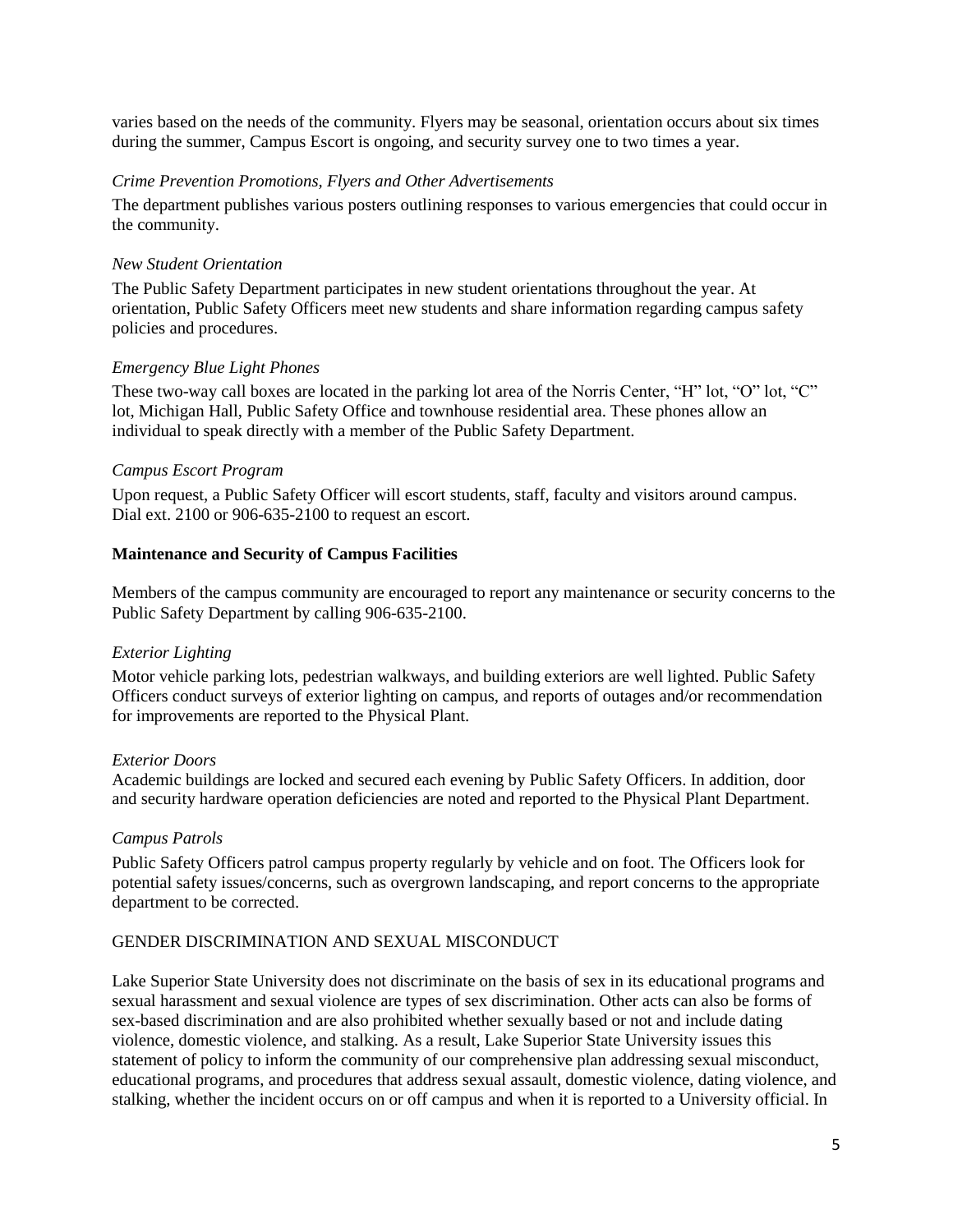varies based on the needs of the community. Flyers may be seasonal, orientation occurs about six times during the summer, Campus Escort is ongoing, and security survey one to two times a year.

*Crime Prevention Promotions, Flyers and Other Advertisements*

The department publishes various posters outlining responses to various emergencies that could occur in the community.

*New Student Orientation*

The Public Safety Department participates in new student orientations throughout the year. At orientation, Public Safety Officers meet new students and share information regarding campus safety policies and procedures.

*Emergency Blue Light Phones*

These two-way call boxes are located in the parking lot area of the Norris Center, "H" lot, "O" lot, "C" lot, Michigan Hall, Public Safety Office and townhouse residential area. These phones allow an individual to speak directly with a member of the Public Safety Department.

*Campus Escort Program*

Upon request, a Public Safety Officer will escort students, staff, faculty and visitors around campus. Dial ext. 2100 or 906-635-2100 to request an escort.

**Maintenance and Security of Campus Facilities**

Members of the campus community are encouraged to report any maintenance or security concerns to the Public Safety Department by calling 906-635-2100.

*Exterior Lighting*

Motor vehicle parking lots, pedestrian walkways, and building exteriors are well lighted. Public Safety Officers conduct surveys of exterior lighting on campus, and reports of outages and/or recommendation for improvements are reported to the Physical Plant.

*Exterior Doors*

Academic buildings are locked and secured each evening by Public Safety Officers. In addition, door and security hardware operation deficiencies are noted and reported to the Physical Plant Department.

*Campus Patrols*

Public Safety Officers patrol campus property regularly by vehicle and on foot. The Officers look for potential safety issues/concerns, such as overgrown landscaping, and report concerns to the appropriate department to be corrected.

## GENDER DISCRIMINATION AND SEXUAL MISCONDUCT

Lake Superior State University does not discriminate on the basis of sex in its educational programs and sexual harassment and sexual violence are types of sex discrimination. Other acts can also be forms of sex-based discrimination and are also prohibited whether sexually based or not and include dating violence, domestic violence, and stalking. As a result, Lake Superior State University issues this statement of policy to inform the community of our comprehensive plan addressing sexual misconduct, educational programs, and procedures that address sexual assault, domestic violence, dating violence, and stalking, whether the incident occurs on or off campus and when it is reported to a University official. In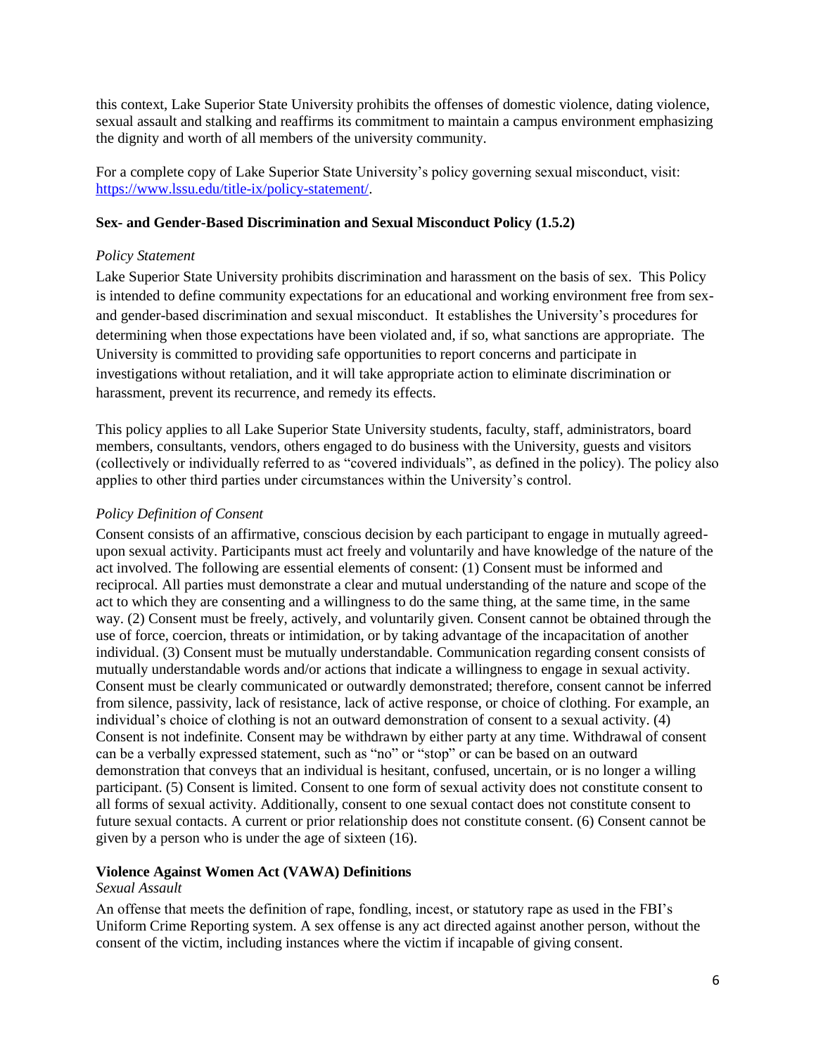this context, Lake Superior State University prohibits the offenses of domestic violence, dating violence, sexual assault and stalking and reaffirms its commitment to maintain a campus environment emphasizing the dignity and worth of all members of the university community.

For a complete copy of Lake Superior State University's policy governing sexual misconduct, visit: [https://www.lssu.edu/title-ix/policy-statement/](https://www.lssu.edu/title-ix/policy-statement/).

**Sex- and Gender-Based Discrimination and Sexual Misconduct Policy (1.5.2)**

*Policy Statement*

Lake Superior State University prohibits discrimination and harassment on the basis of sex. This Policy is intended to define community expectations for an educational and working environment free from sex- and gender-based discrimination and sexual misconduct. It establishes the University's procedures for determining when those expectations have been violated and, if so, what sanctions are appropriate. The University is committed to providing safe opportunities to report concerns and participate in investigations without retaliation, and it will take appropriate action to eliminate discrimination or harassment, prevent its recurrence, and remedy its effects.

This policy applies to all Lake Superior State University students, faculty, staff, administrators, board members, consultants, vendors, others engaged to do business with the University, guests and visitors (collectively or individually referred to as "covered individuals", as defined in the policy). The policy also applies to other third parties under circumstances within the University's control.

*Policy Definition of Consent*

Consent consists of an affirmative, conscious decision by each participant to engage in mutually agreed-upon sexual activity. Participants must act freely and voluntarily and have knowledge of the nature of the act involved. The following are essential elements of consent: (1) Consent must be informed and reciprocal. All parties must demonstrate a clear and mutual understanding of the nature and scope of the act to which they are consenting and a willingness to do the same thing, at the same time, in the same way. (2) Consent must be freely, actively, and voluntarily given. Consent cannot be obtained through the use of force, coercion, threats or intimidation, or by taking advantage of the incapacitation of another individual. (3) Consent must be mutually understandable. Communication regarding consent consists of mutually understandable words and/or actions that indicate a willingness to engage in sexual activity. Consent must be clearly communicated or outwardly demonstrated; therefore, consent cannot be inferred from silence, passivity, lack of resistance, lack of active response, or choice of clothing. For example, an individual's choice of clothing is not an outward demonstration of consent to a sexual activity. (4) Consent is not indefinite. Consent may be withdrawn by either party at any time. Withdrawal of consent can be a verbally expressed statement, such as "no" or "stop" or can be based on an outward demonstration that conveys that an individual is hesitant, confused, uncertain, or is no longer a willing participant. (5) Consent is limited. Consent to one form of sexual activity does not constitute consent to all forms of sexual activity. Additionally, consent to one sexual contact does not constitute consent to future sexual contacts. A current or prior relationship does not constitute consent. (6) Consent cannot be given by a person who is under the age of sixteen (16).

**Violence Against Women Act (VAWA) Definitions**

*Sexual Assault*

An offense that meets the definition of rape, fondling, incest, or statutory rape as used in the FBI's Uniform Crime Reporting system. A sex offense is any act directed against another person, without the consent of the victim, including instances where the victim if incapable of giving consent.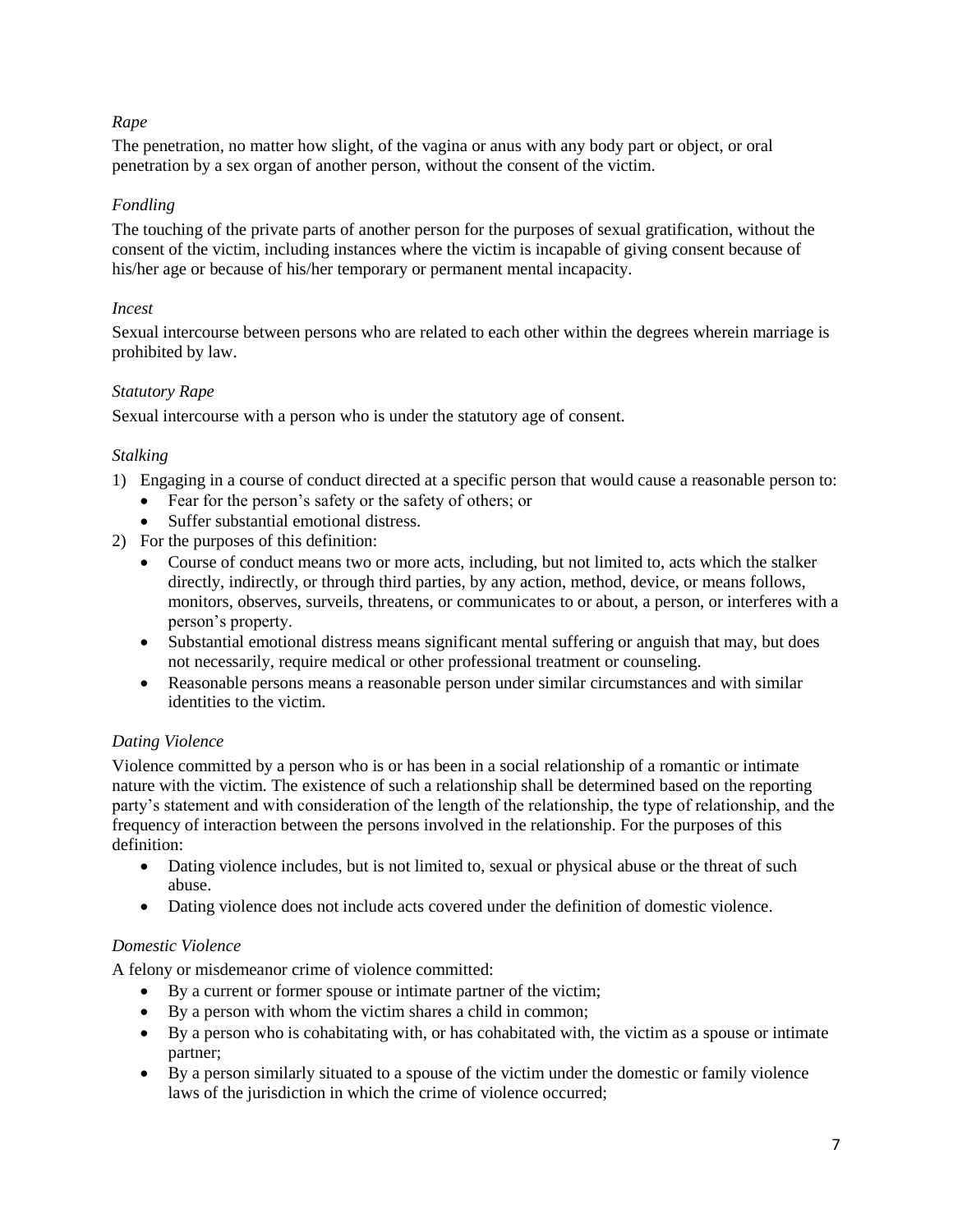*Rape*

The penetration, no matter how slight, of the vagina or anus with any body part or object, or oral penetration by a sex organ of another person, without the consent of the victim.

*Fondling*

The touching of the private parts of another person for the purposes of sexual gratification, without the consent of the victim, including instances where the victim is incapable of giving consent because of his/her age or because of his/her temporary or permanent mental incapacity.

*Incest*

Sexual intercourse between persons who are related to each other within the degrees wherein marriage is prohibited by law.

*Statutory Rape*

Sexual intercourse with a person who is under the statutory age of consent.

*Stalking*

1) Engaging in a course of conduct directed at a specific person that would cause a reasonable person to:
   - Fear for the person's safety or the safety of others; or
   - Suffer substantial emotional distress.
2) For the purposes of this definition:
   - Course of conduct means two or more acts, including, but not limited to, acts which the stalker directly, indirectly, or through third parties, by any action, method, device, or means follows, monitors, observes, surveils, threatens, or communicates to or about, a person, or interferes with a person's property.
   - Substantial emotional distress means significant mental suffering or anguish that may, but does not necessarily, require medical or other professional treatment or counseling.
   - Reasonable persons means a reasonable person under similar circumstances and with similar identities to the victim.

*Dating Violence*

Violence committed by a person who is or has been in a social relationship of a romantic or intimate nature with the victim. The existence of such a relationship shall be determined based on the reporting party's statement and with consideration of the length of the relationship, the type of relationship, and the frequency of interaction between the persons involved in the relationship. For the purposes of this definition:

- Dating violence includes, but is not limited to, sexual or physical abuse or the threat of such abuse.
- Dating violence does not include acts covered under the definition of domestic violence.

*Domestic Violence*

A felony or misdemeanor crime of violence committed:

- By a current or former spouse or intimate partner of the victim;
- By a person with whom the victim shares a child in common;
- By a person who is cohabitating with, or has cohabitated with, the victim as a spouse or intimate partner;
- By a person similarly situated to a spouse of the victim under the domestic or family violence laws of the jurisdiction in which the crime of violence occurred;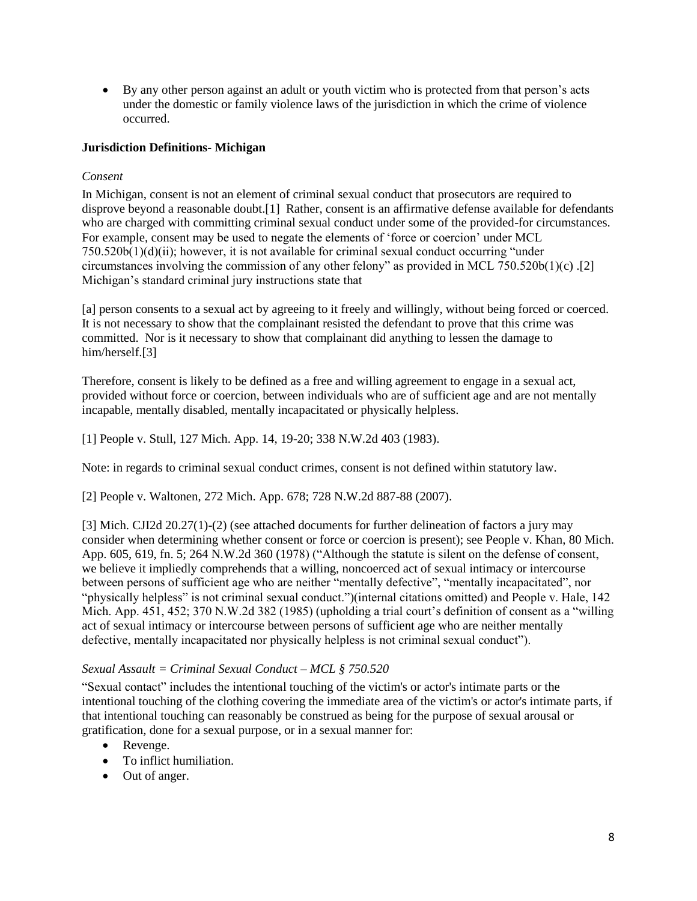- By any other person against an adult or youth victim who is protected from that person's acts under the domestic or family violence laws of the jurisdiction in which the crime of violence occurred.

**Jurisdiction Definitions- Michigan**

*Consent*

In Michigan, consent is not an element of criminal sexual conduct that prosecutors are required to disprove beyond a reasonable doubt.[1] Rather, consent is an affirmative defense available for defendants who are charged with committing criminal sexual conduct under some of the provided-for circumstances. For example, consent may be used to negate the elements of 'force or coercion' under MCL 750.520b(1)(d)(ii); however, it is not available for criminal sexual conduct occurring "under circumstances involving the commission of any other felony" as provided in MCL 750.520b(1)(c) .[2] Michigan's standard criminal jury instructions state that

[a] person consents to a sexual act by agreeing to it freely and willingly, without being forced or coerced. It is not necessary to show that the complainant resisted the defendant to prove that this crime was committed. Nor is it necessary to show that complainant did anything to lessen the damage to him/herself.[3]

Therefore, consent is likely to be defined as a free and willing agreement to engage in a sexual act, provided without force or coercion, between individuals who are of sufficient age and are not mentally incapable, mentally disabled, mentally incapacitated or physically helpless.

[1] People v. Stull, 127 Mich. App. 14, 19-20; 338 N.W.2d 403 (1983).

Note: in regards to criminal sexual conduct crimes, consent is not defined within statutory law.

[2] People v. Waltonen, 272 Mich. App. 678; 728 N.W.2d 887-88 (2007).

[3] Mich. CJI2d 20.27(1)-(2) (see attached documents for further delineation of factors a jury may consider when determining whether consent or force or coercion is present); see People v. Khan, 80 Mich. App. 605, 619, fn. 5; 264 N.W.2d 360 (1978) ("Although the statute is silent on the defense of consent, we believe it impliedly comprehends that a willing, noncoerced act of sexual intimacy or intercourse between persons of sufficient age who are neither "mentally defective", "mentally incapacitated", nor "physically helpless" is not criminal sexual conduct.")(internal citations omitted) and People v. Hale, 142 Mich. App. 451, 452; 370 N.W.2d 382 (1985) (upholding a trial court's definition of consent as a "willing act of sexual intimacy or intercourse between persons of sufficient age who are neither mentally defective, mentally incapacitated nor physically helpless is not criminal sexual conduct").

*Sexual Assault = Criminal Sexual Conduct – MCL § 750.520*

"Sexual contact" includes the intentional touching of the victim's or actor's intimate parts or the intentional touching of the clothing covering the immediate area of the victim's or actor's intimate parts, if that intentional touching can reasonably be construed as being for the purpose of sexual arousal or gratification, done for a sexual purpose, or in a sexual manner for:

- Revenge.
- To inflict humiliation.
- Out of anger.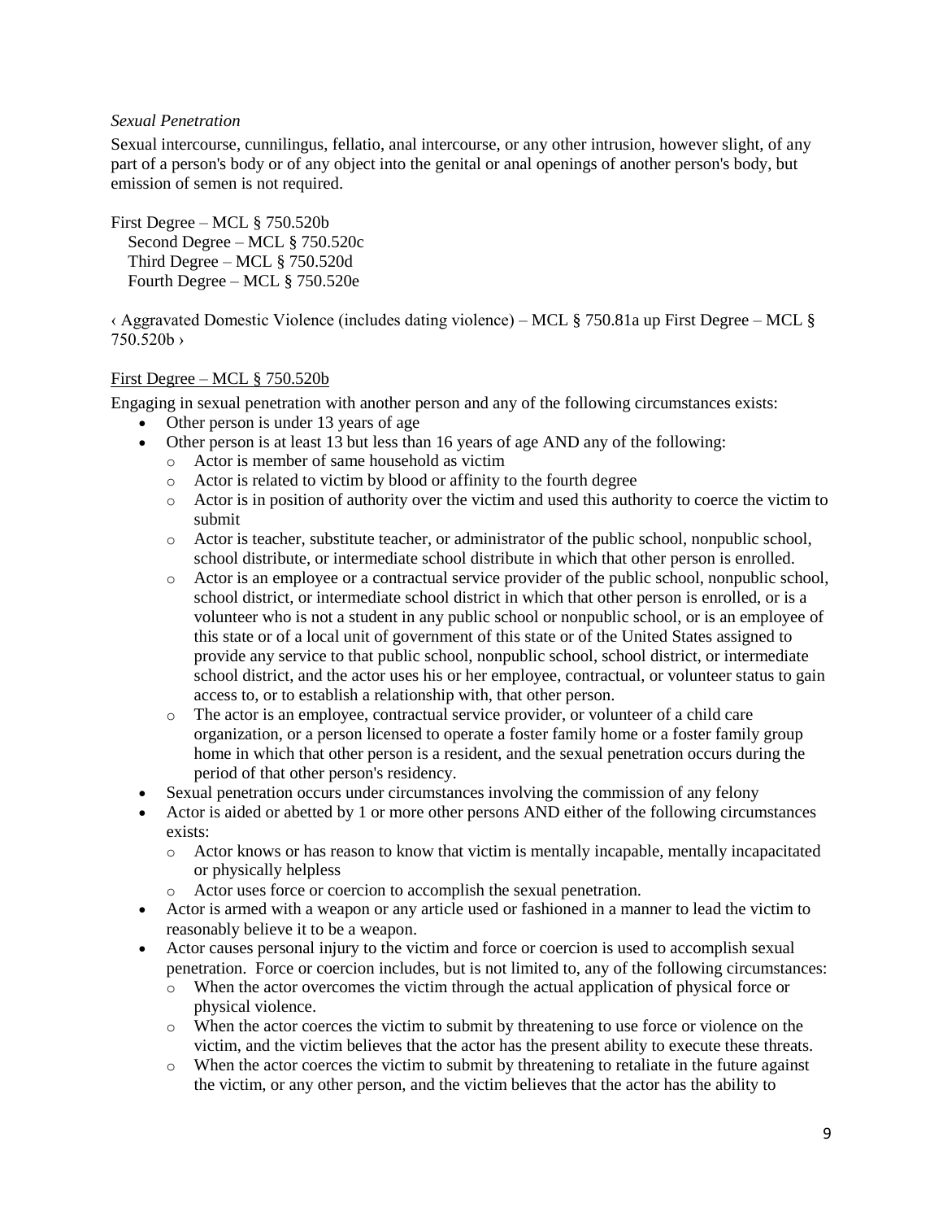*Sexual Penetration*

Sexual intercourse, cunnilingus, fellatio, anal intercourse, or any other intrusion, however slight, of any part of a person's body or of any object into the genital or anal openings of another person's body, but emission of semen is not required.

First Degree – MCL § 750.520b
Second Degree – MCL § 750.520c
Third Degree – MCL § 750.520d
Fourth Degree – MCL § 750.520e

‹ Aggravated Domestic Violence (includes dating violence) – MCL § 750.81a up First Degree – MCL § 750.520b ›

<u>First Degree – MCL § 750.520b</u>

Engaging in sexual penetration with another person and any of the following circumstances exists:

- Other person is under 13 years of age
- Other person is at least 13 but less than 16 years of age AND any of the following:
  - Actor is member of same household as victim
  - Actor is related to victim by blood or affinity to the fourth degree
  - Actor is in position of authority over the victim and used this authority to coerce the victim to submit
  - Actor is teacher, substitute teacher, or administrator of the public school, nonpublic school, school distribute, or intermediate school distribute in which that other person is enrolled.
  - Actor is an employee or a contractual service provider of the public school, nonpublic school, school district, or intermediate school district in which that other person is enrolled, or is a volunteer who is not a student in any public school or nonpublic school, or is an employee of this state or of a local unit of government of this state or of the United States assigned to provide any service to that public school, nonpublic school, school district, or intermediate school district, and the actor uses his or her employee, contractual, or volunteer status to gain access to, or to establish a relationship with, that other person.
  - The actor is an employee, contractual service provider, or volunteer of a child care organization, or a person licensed to operate a foster family home or a foster family group home in which that other person is a resident, and the sexual penetration occurs during the period of that other person's residency.
- Sexual penetration occurs under circumstances involving the commission of any felony
- Actor is aided or abetted by 1 or more other persons AND either of the following circumstances exists:
  - Actor knows or has reason to know that victim is mentally incapable, mentally incapacitated or physically helpless
  - Actor uses force or coercion to accomplish the sexual penetration.
- Actor is armed with a weapon or any article used or fashioned in a manner to lead the victim to reasonably believe it to be a weapon.
- Actor causes personal injury to the victim and force or coercion is used to accomplish sexual penetration. Force or coercion includes, but is not limited to, any of the following circumstances:
  - When the actor overcomes the victim through the actual application of physical force or physical violence.
  - When the actor coerces the victim to submit by threatening to use force or violence on the victim, and the victim believes that the actor has the present ability to execute these threats.
  - When the actor coerces the victim to submit by threatening to retaliate in the future against the victim, or any other person, and the victim believes that the actor has the ability to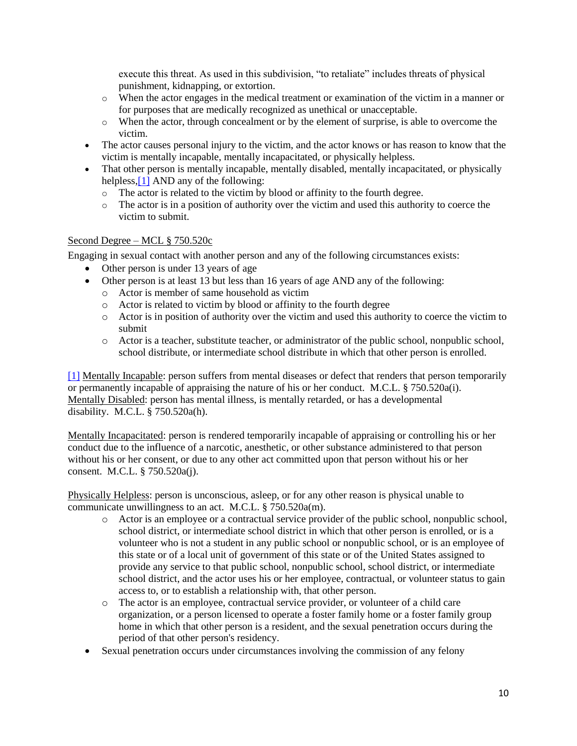execute this threat. As used in this subdivision, "to retaliate" includes threats of physical punishment, kidnapping, or extortion.
  - When the actor engages in the medical treatment or examination of the victim in a manner or for purposes that are medically recognized as unethical or unacceptable.
  - When the actor, through concealment or by the element of surprise, is able to overcome the victim.
- The actor causes personal injury to the victim, and the actor knows or has reason to know that the victim is mentally incapable, mentally incapacitated, or physically helpless.
- That other person is mentally incapable, mentally disabled, mentally incapacitated, or physically helpless,[1] AND any of the following:
  - The actor is related to the victim by blood or affinity to the fourth degree.
  - The actor is in a position of authority over the victim and used this authority to coerce the victim to submit.

Second Degree – MCL § 750.520c

Engaging in sexual contact with another person and any of the following circumstances exists:

- Other person is under 13 years of age
- Other person is at least 13 but less than 16 years of age AND any of the following:
  - Actor is member of same household as victim
  - Actor is related to victim by blood or affinity to the fourth degree
  - Actor is in position of authority over the victim and used this authority to coerce the victim to submit
  - Actor is a teacher, substitute teacher, or administrator of the public school, nonpublic school, school distribute, or intermediate school distribute in which that other person is enrolled.

[1] Mentally Incapable: person suffers from mental diseases or defect that renders that person temporarily or permanently incapable of appraising the nature of his or her conduct. M.C.L. § 750.520a(i).
Mentally Disabled: person has mental illness, is mentally retarded, or has a developmental disability. M.C.L. § 750.520a(h).

Mentally Incapacitated: person is rendered temporarily incapable of appraising or controlling his or her conduct due to the influence of a narcotic, anesthetic, or other substance administered to that person without his or her consent, or due to any other act committed upon that person without his or her consent. M.C.L. § 750.520a(j).

Physically Helpless: person is unconscious, asleep, or for any other reason is physical unable to communicate unwillingness to an act. M.C.L. § 750.520a(m).

  - Actor is an employee or a contractual service provider of the public school, nonpublic school, school district, or intermediate school district in which that other person is enrolled, or is a volunteer who is not a student in any public school or nonpublic school, or is an employee of this state or of a local unit of government of this state or of the United States assigned to provide any service to that public school, nonpublic school, school district, or intermediate school district, and the actor uses his or her employee, contractual, or volunteer status to gain access to, or to establish a relationship with, that other person.
  - The actor is an employee, contractual service provider, or volunteer of a child care organization, or a person licensed to operate a foster family home or a foster family group home in which that other person is a resident, and the sexual penetration occurs during the period of that other person's residency.
- Sexual penetration occurs under circumstances involving the commission of any felony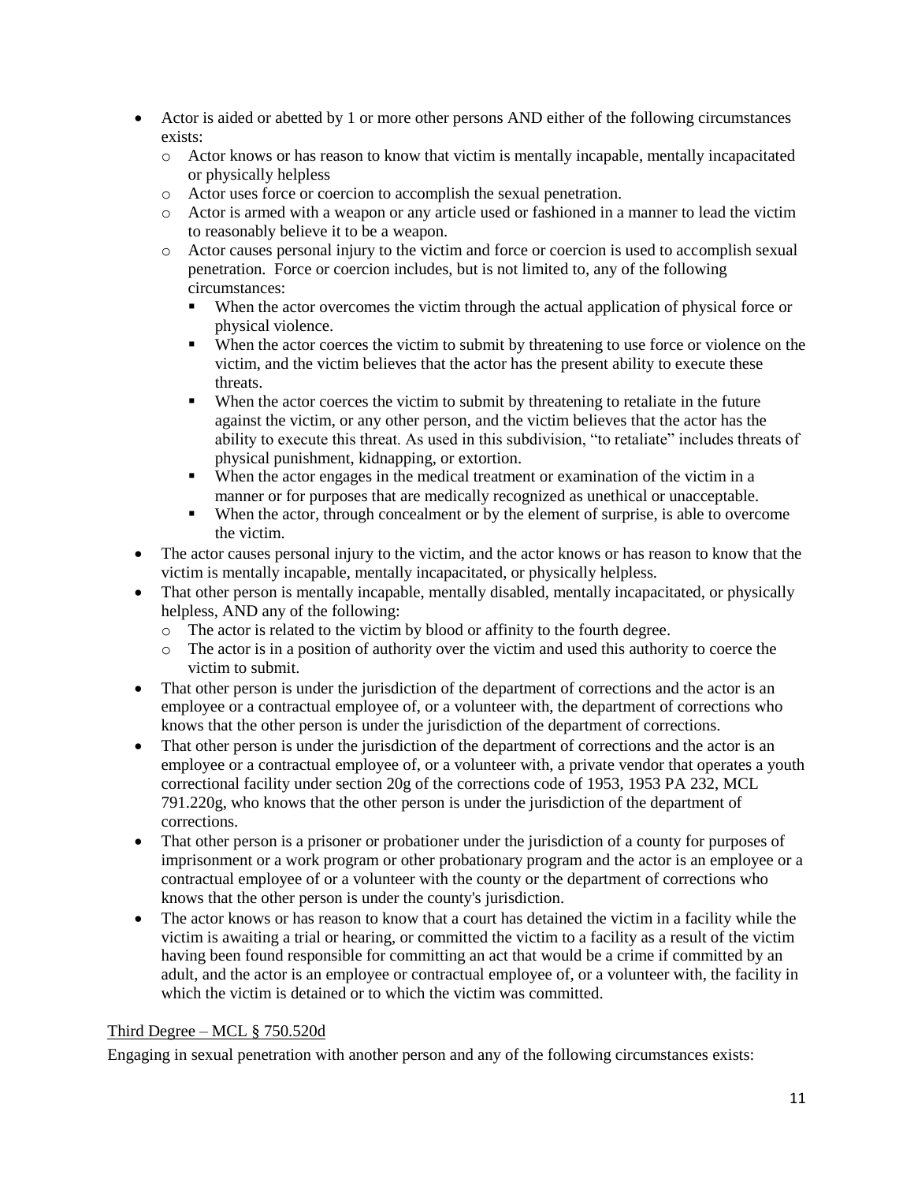- Actor is aided or abetted by 1 or more other persons AND either of the following circumstances exists:
  - Actor knows or has reason to know that victim is mentally incapable, mentally incapacitated or physically helpless
  - Actor uses force or coercion to accomplish the sexual penetration.
  - Actor is armed with a weapon or any article used or fashioned in a manner to lead the victim to reasonably believe it to be a weapon.
  - Actor causes personal injury to the victim and force or coercion is used to accomplish sexual penetration. Force or coercion includes, but is not limited to, any of the following circumstances:
    - When the actor overcomes the victim through the actual application of physical force or physical violence.
    - When the actor coerces the victim to submit by threatening to use force or violence on the victim, and the victim believes that the actor has the present ability to execute these threats.
    - When the actor coerces the victim to submit by threatening to retaliate in the future against the victim, or any other person, and the victim believes that the actor has the ability to execute this threat. As used in this subdivision, "to retaliate" includes threats of physical punishment, kidnapping, or extortion.
    - When the actor engages in the medical treatment or examination of the victim in a manner or for purposes that are medically recognized as unethical or unacceptable.
    - When the actor, through concealment or by the element of surprise, is able to overcome the victim.
- The actor causes personal injury to the victim, and the actor knows or has reason to know that the victim is mentally incapable, mentally incapacitated, or physically helpless.
- That other person is mentally incapable, mentally disabled, mentally incapacitated, or physically helpless, AND any of the following:
  - The actor is related to the victim by blood or affinity to the fourth degree.
  - The actor is in a position of authority over the victim and used this authority to coerce the victim to submit.
- That other person is under the jurisdiction of the department of corrections and the actor is an employee or a contractual employee of, or a volunteer with, the department of corrections who knows that the other person is under the jurisdiction of the department of corrections.
- That other person is under the jurisdiction of the department of corrections and the actor is an employee or a contractual employee of, or a volunteer with, a private vendor that operates a youth correctional facility under section 20g of the corrections code of 1953, 1953 PA 232, MCL 791.220g, who knows that the other person is under the jurisdiction of the department of corrections.
- That other person is a prisoner or probationer under the jurisdiction of a county for purposes of imprisonment or a work program or other probationary program and the actor is an employee or a contractual employee of or a volunteer with the county or the department of corrections who knows that the other person is under the county's jurisdiction.
- The actor knows or has reason to know that a court has detained the victim in a facility while the victim is awaiting a trial or hearing, or committed the victim to a facility as a result of the victim having been found responsible for committing an act that would be a crime if committed by an adult, and the actor is an employee or contractual employee of, or a volunteer with, the facility in which the victim is detained or to which the victim was committed.

Third Degree – MCL § 750.520d

Engaging in sexual penetration with another person and any of the following circumstances exists: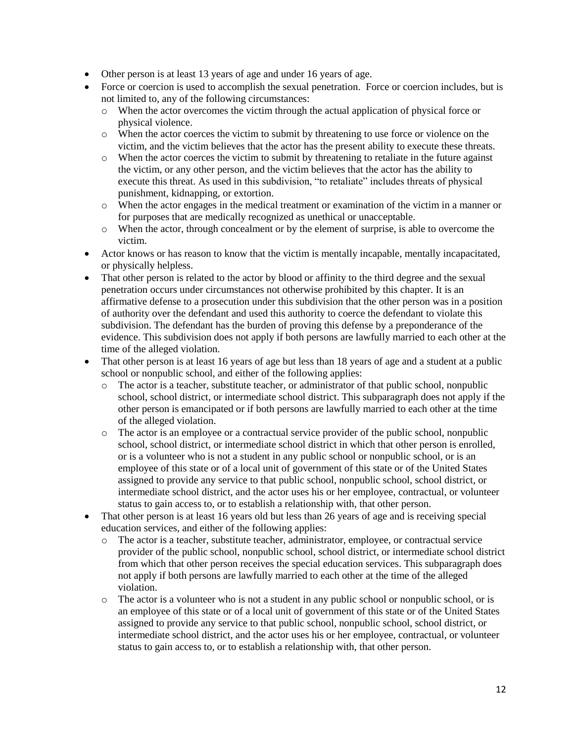- Other person is at least 13 years of age and under 16 years of age.
- Force or coercion is used to accomplish the sexual penetration. Force or coercion includes, but is not limited to, any of the following circumstances:
  - When the actor overcomes the victim through the actual application of physical force or physical violence.
  - When the actor coerces the victim to submit by threatening to use force or violence on the victim, and the victim believes that the actor has the present ability to execute these threats.
  - When the actor coerces the victim to submit by threatening to retaliate in the future against the victim, or any other person, and the victim believes that the actor has the ability to execute this threat. As used in this subdivision, "to retaliate" includes threats of physical punishment, kidnapping, or extortion.
  - When the actor engages in the medical treatment or examination of the victim in a manner or for purposes that are medically recognized as unethical or unacceptable.
  - When the actor, through concealment or by the element of surprise, is able to overcome the victim.
- Actor knows or has reason to know that the victim is mentally incapable, mentally incapacitated, or physically helpless.
- That other person is related to the actor by blood or affinity to the third degree and the sexual penetration occurs under circumstances not otherwise prohibited by this chapter. It is an affirmative defense to a prosecution under this subdivision that the other person was in a position of authority over the defendant and used this authority to coerce the defendant to violate this subdivision. The defendant has the burden of proving this defense by a preponderance of the evidence. This subdivision does not apply if both persons are lawfully married to each other at the time of the alleged violation.
- That other person is at least 16 years of age but less than 18 years of age and a student at a public school or nonpublic school, and either of the following applies:
  - The actor is a teacher, substitute teacher, or administrator of that public school, nonpublic school, school district, or intermediate school district. This subparagraph does not apply if the other person is emancipated or if both persons are lawfully married to each other at the time of the alleged violation.
  - The actor is an employee or a contractual service provider of the public school, nonpublic school, school district, or intermediate school district in which that other person is enrolled, or is a volunteer who is not a student in any public school or nonpublic school, or is an employee of this state or of a local unit of government of this state or of the United States assigned to provide any service to that public school, nonpublic school, school district, or intermediate school district, and the actor uses his or her employee, contractual, or volunteer status to gain access to, or to establish a relationship with, that other person.
- That other person is at least 16 years old but less than 26 years of age and is receiving special education services, and either of the following applies:
  - The actor is a teacher, substitute teacher, administrator, employee, or contractual service provider of the public school, nonpublic school, school district, or intermediate school district from which that other person receives the special education services. This subparagraph does not apply if both persons are lawfully married to each other at the time of the alleged violation.
  - The actor is a volunteer who is not a student in any public school or nonpublic school, or is an employee of this state or of a local unit of government of this state or of the United States assigned to provide any service to that public school, nonpublic school, school district, or intermediate school district, and the actor uses his or her employee, contractual, or volunteer status to gain access to, or to establish a relationship with, that other person.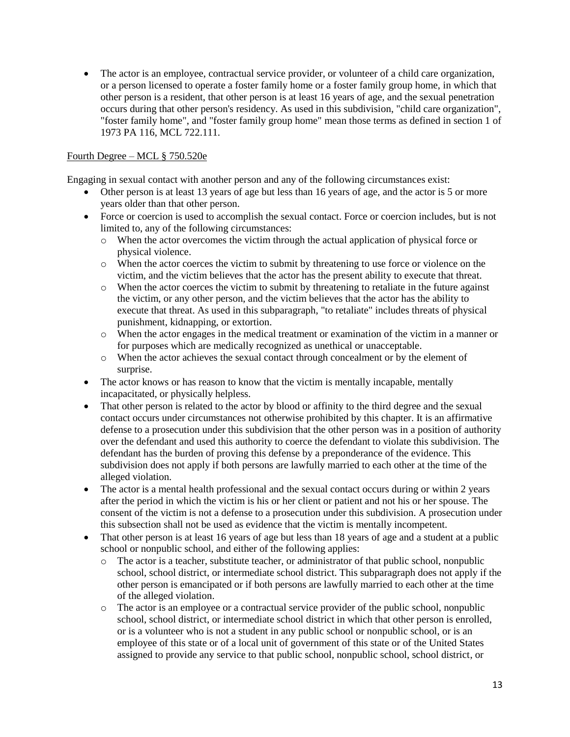- The actor is an employee, contractual service provider, or volunteer of a child care organization, or a person licensed to operate a foster family home or a foster family group home, in which that other person is a resident, that other person is at least 16 years of age, and the sexual penetration occurs during that other person's residency. As used in this subdivision, "child care organization", "foster family home", and "foster family group home" mean those terms as defined in section 1 of 1973 PA 116, MCL 722.111.

<u>Fourth Degree – MCL § 750.520e</u>

Engaging in sexual contact with another person and any of the following circumstances exist:

- Other person is at least 13 years of age but less than 16 years of age, and the actor is 5 or more years older than that other person.
- Force or coercion is used to accomplish the sexual contact. Force or coercion includes, but is not limited to, any of the following circumstances:
  - When the actor overcomes the victim through the actual application of physical force or physical violence.
  - When the actor coerces the victim to submit by threatening to use force or violence on the victim, and the victim believes that the actor has the present ability to execute that threat.
  - When the actor coerces the victim to submit by threatening to retaliate in the future against the victim, or any other person, and the victim believes that the actor has the ability to execute that threat. As used in this subparagraph, "to retaliate" includes threats of physical punishment, kidnapping, or extortion.
  - When the actor engages in the medical treatment or examination of the victim in a manner or for purposes which are medically recognized as unethical or unacceptable.
  - When the actor achieves the sexual contact through concealment or by the element of surprise.
- The actor knows or has reason to know that the victim is mentally incapable, mentally incapacitated, or physically helpless.
- That other person is related to the actor by blood or affinity to the third degree and the sexual contact occurs under circumstances not otherwise prohibited by this chapter. It is an affirmative defense to a prosecution under this subdivision that the other person was in a position of authority over the defendant and used this authority to coerce the defendant to violate this subdivision. The defendant has the burden of proving this defense by a preponderance of the evidence. This subdivision does not apply if both persons are lawfully married to each other at the time of the alleged violation.
- The actor is a mental health professional and the sexual contact occurs during or within 2 years after the period in which the victim is his or her client or patient and not his or her spouse. The consent of the victim is not a defense to a prosecution under this subdivision. A prosecution under this subsection shall not be used as evidence that the victim is mentally incompetent.
- That other person is at least 16 years of age but less than 18 years of age and a student at a public school or nonpublic school, and either of the following applies:
  - The actor is a teacher, substitute teacher, or administrator of that public school, nonpublic school, school district, or intermediate school district. This subparagraph does not apply if the other person is emancipated or if both persons are lawfully married to each other at the time of the alleged violation.
  - The actor is an employee or a contractual service provider of the public school, nonpublic school, school district, or intermediate school district in which that other person is enrolled, or is a volunteer who is not a student in any public school or nonpublic school, or is an employee of this state or of a local unit of government of this state or of the United States assigned to provide any service to that public school, nonpublic school, school district, or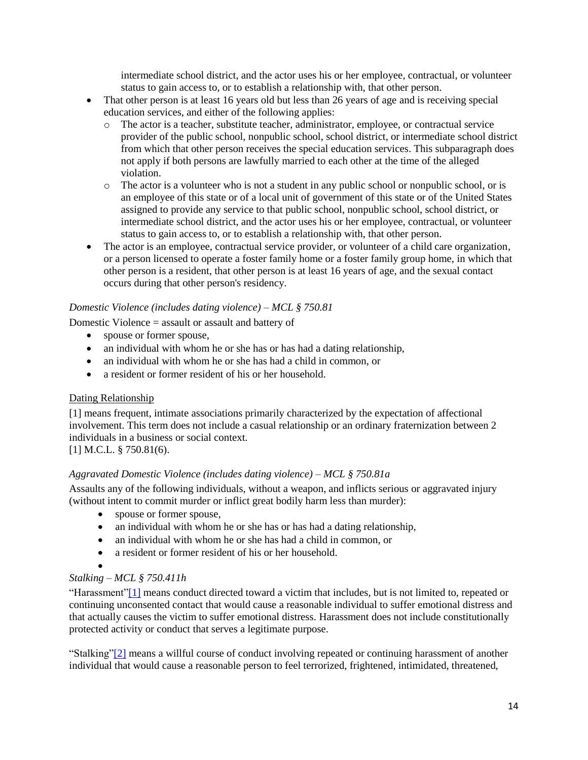- intermediate school district, and the actor uses his or her employee, contractual, or volunteer status to gain access to, or to establish a relationship with, that other person.
- That other person is at least 16 years old but less than 26 years of age and is receiving special education services, and either of the following applies:
    - The actor is a teacher, substitute teacher, administrator, employee, or contractual service provider of the public school, nonpublic school, school district, or intermediate school district from which that other person receives the special education services. This subparagraph does not apply if both persons are lawfully married to each other at the time of the alleged violation.
    - The actor is a volunteer who is not a student in any public school or nonpublic school, or is an employee of this state or of a local unit of government of this state or of the United States assigned to provide any service to that public school, nonpublic school, school district, or intermediate school district, and the actor uses his or her employee, contractual, or volunteer status to gain access to, or to establish a relationship with, that other person.
- The actor is an employee, contractual service provider, or volunteer of a child care organization, or a person licensed to operate a foster family home or a foster family group home, in which that other person is a resident, that other person is at least 16 years of age, and the sexual contact occurs during that other person's residency.

*Domestic Violence (includes dating violence) – MCL § 750.81*

Domestic Violence = assault or assault and battery of

- spouse or former spouse,
- an individual with whom he or she has or has had a dating relationship,
- an individual with whom he or she has had a child in common, or
- a resident or former resident of his or her household.

Dating Relationship

[1] means frequent, intimate associations primarily characterized by the expectation of affectional involvement. This term does not include a casual relationship or an ordinary fraternization between 2 individuals in a business or social context.
[1] M.C.L. § 750.81(6).

*Aggravated Domestic Violence (includes dating violence) – MCL § 750.81a*

Assaults any of the following individuals, without a weapon, and inflicts serious or aggravated injury (without intent to commit murder or inflict great bodily harm less than murder):

- spouse or former spouse,
- an individual with whom he or she has or has had a dating relationship,
- an individual with whom he or she has had a child in common, or
- a resident or former resident of his or her household.

*Stalking – MCL § 750.411h*

"Harassment"[1] means conduct directed toward a victim that includes, but is not limited to, repeated or continuing unconsented contact that would cause a reasonable individual to suffer emotional distress and that actually causes the victim to suffer emotional distress. Harassment does not include constitutionally protected activity or conduct that serves a legitimate purpose.

"Stalking"[2] means a willful course of conduct involving repeated or continuing harassment of another individual that would cause a reasonable person to feel terrorized, frightened, intimidated, threatened,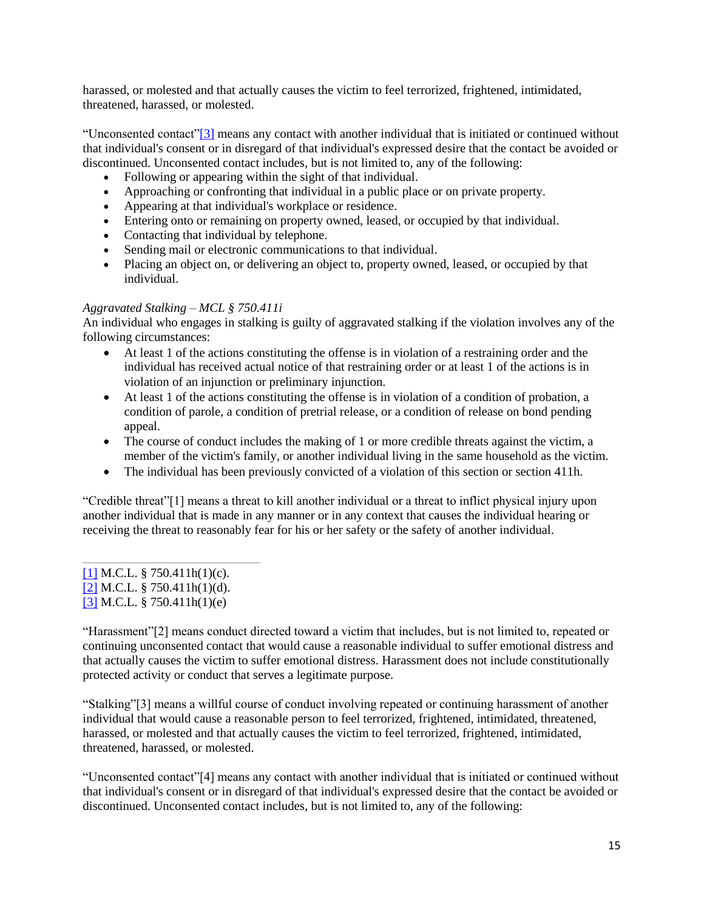harassed, or molested and that actually causes the victim to feel terrorized, frightened, intimidated, threatened, harassed, or molested.

"Unconsented contact"[3] means any contact with another individual that is initiated or continued without that individual's consent or in disregard of that individual's expressed desire that the contact be avoided or discontinued. Unconsented contact includes, but is not limited to, any of the following:

- Following or appearing within the sight of that individual.
- Approaching or confronting that individual in a public place or on private property.
- Appearing at that individual's workplace or residence.
- Entering onto or remaining on property owned, leased, or occupied by that individual.
- Contacting that individual by telephone.
- Sending mail or electronic communications to that individual.
- Placing an object on, or delivering an object to, property owned, leased, or occupied by that individual.

*Aggravated Stalking – MCL § 750.411i*

An individual who engages in stalking is guilty of aggravated stalking if the violation involves any of the following circumstances:

- At least 1 of the actions constituting the offense is in violation of a restraining order and the individual has received actual notice of that restraining order or at least 1 of the actions is in violation of an injunction or preliminary injunction.
- At least 1 of the actions constituting the offense is in violation of a condition of probation, a condition of parole, a condition of pretrial release, or a condition of release on bond pending appeal.
- The course of conduct includes the making of 1 or more credible threats against the victim, a member of the victim's family, or another individual living in the same household as the victim.
- The individual has been previously convicted of a violation of this section or section 411h.

"Credible threat"[1] means a threat to kill another individual or a threat to inflict physical injury upon another individual that is made in any manner or in any context that causes the individual hearing or receiving the threat to reasonably fear for his or her safety or the safety of another individual.

---

[1] M.C.L. § 750.411h(1)(c).
[2] M.C.L. § 750.411h(1)(d).
[3] M.C.L. § 750.411h(1)(e)

"Harassment"[2] means conduct directed toward a victim that includes, but is not limited to, repeated or continuing unconsented contact that would cause a reasonable individual to suffer emotional distress and that actually causes the victim to suffer emotional distress. Harassment does not include constitutionally protected activity or conduct that serves a legitimate purpose.

"Stalking"[3] means a willful course of conduct involving repeated or continuing harassment of another individual that would cause a reasonable person to feel terrorized, frightened, intimidated, threatened, harassed, or molested and that actually causes the victim to feel terrorized, frightened, intimidated, threatened, harassed, or molested.

"Unconsented contact"[4] means any contact with another individual that is initiated or continued without that individual's consent or in disregard of that individual's expressed desire that the contact be avoided or discontinued. Unconsented contact includes, but is not limited to, any of the following: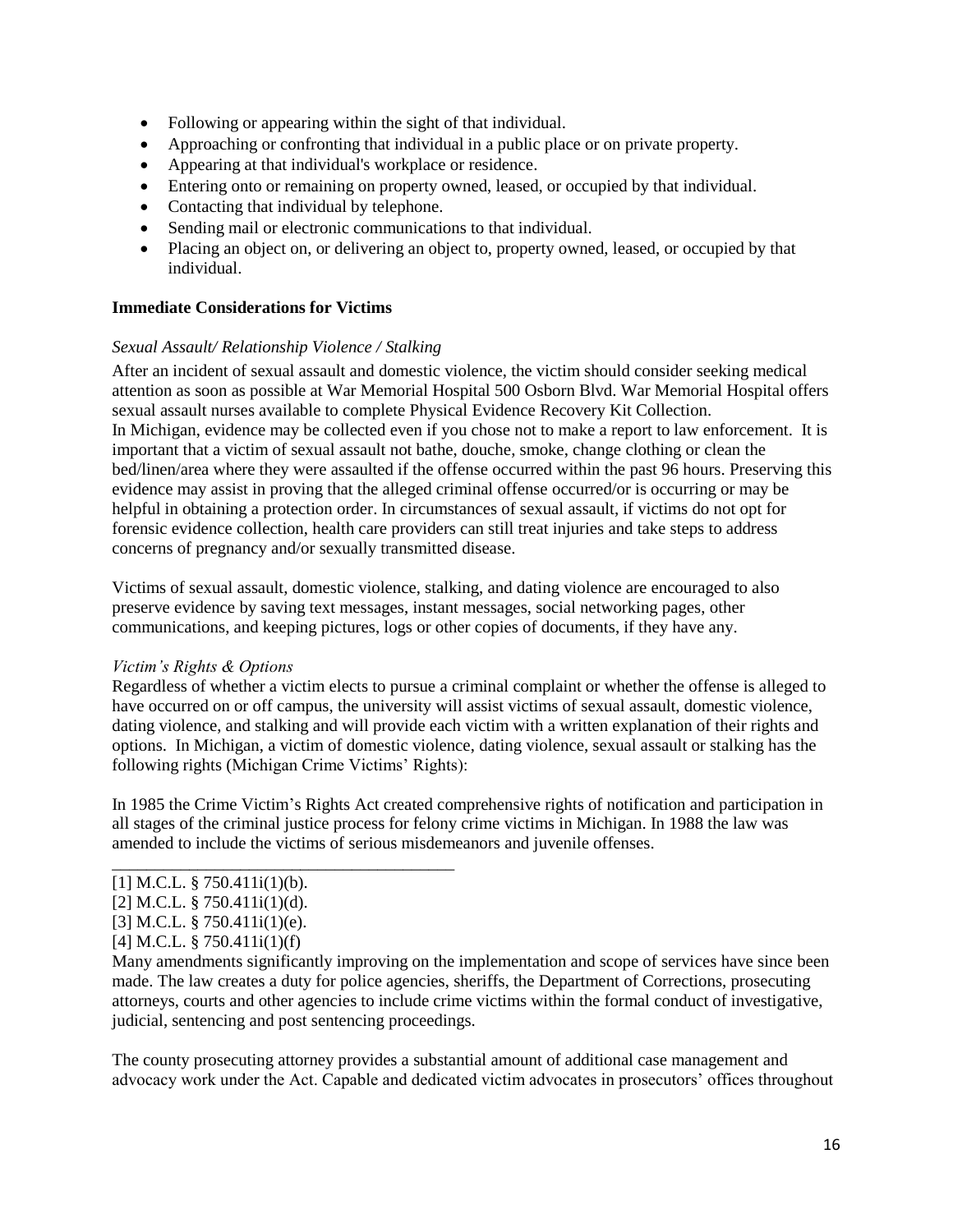- Following or appearing within the sight of that individual.
- Approaching or confronting that individual in a public place or on private property.
- Appearing at that individual's workplace or residence.
- Entering onto or remaining on property owned, leased, or occupied by that individual.
- Contacting that individual by telephone.
- Sending mail or electronic communications to that individual.
- Placing an object on, or delivering an object to, property owned, leased, or occupied by that individual.

**Immediate Considerations for Victims**

*Sexual Assault/ Relationship Violence / Stalking*

After an incident of sexual assault and domestic violence, the victim should consider seeking medical attention as soon as possible at War Memorial Hospital 500 Osborn Blvd. War Memorial Hospital offers sexual assault nurses available to complete Physical Evidence Recovery Kit Collection.
In Michigan, evidence may be collected even if you chose not to make a report to law enforcement. It is important that a victim of sexual assault not bathe, douche, smoke, change clothing or clean the bed/linen/area where they were assaulted if the offense occurred within the past 96 hours. Preserving this evidence may assist in proving that the alleged criminal offense occurred/or is occurring or may be helpful in obtaining a protection order. In circumstances of sexual assault, if victims do not opt for forensic evidence collection, health care providers can still treat injuries and take steps to address concerns of pregnancy and/or sexually transmitted disease.

Victims of sexual assault, domestic violence, stalking, and dating violence are encouraged to also preserve evidence by saving text messages, instant messages, social networking pages, other communications, and keeping pictures, logs or other copies of documents, if they have any.

*Victim's Rights & Options*

Regardless of whether a victim elects to pursue a criminal complaint or whether the offense is alleged to have occurred on or off campus, the university will assist victims of sexual assault, domestic violence, dating violence, and stalking and will provide each victim with a written explanation of their rights and options. In Michigan, a victim of domestic violence, dating violence, sexual assault or stalking has the following rights (Michigan Crime Victims' Rights):

In 1985 the Crime Victim's Rights Act created comprehensive rights of notification and participation in all stages of the criminal justice process for felony crime victims in Michigan. In 1988 the law was amended to include the victims of serious misdemeanors and juvenile offenses.

---

[1] M.C.L. § 750.411i(1)(b).
[2] M.C.L. § 750.411i(1)(d).
[3] M.C.L. § 750.411i(1)(e).
[4] M.C.L. § 750.411i(1)(f)

Many amendments significantly improving on the implementation and scope of services have since been made. The law creates a duty for police agencies, sheriffs, the Department of Corrections, prosecuting attorneys, courts and other agencies to include crime victims within the formal conduct of investigative, judicial, sentencing and post sentencing proceedings.

The county prosecuting attorney provides a substantial amount of additional case management and advocacy work under the Act. Capable and dedicated victim advocates in prosecutors' offices throughout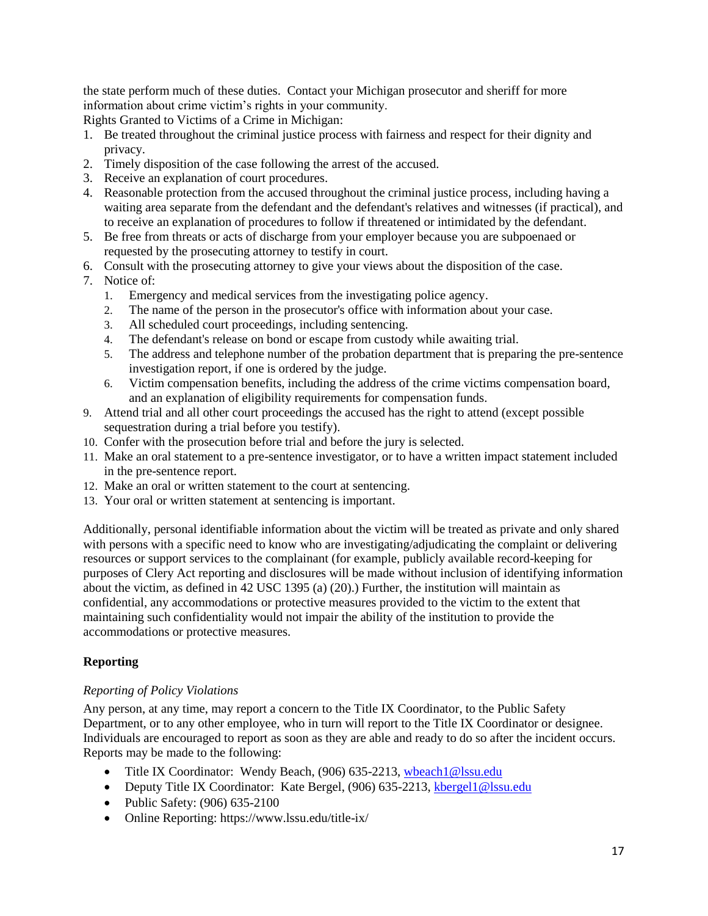the state perform much of these duties. Contact your Michigan prosecutor and sheriff for more information about crime victim's rights in your community.

Rights Granted to Victims of a Crime in Michigan:

1. Be treated throughout the criminal justice process with fairness and respect for their dignity and privacy.
2. Timely disposition of the case following the arrest of the accused.
3. Receive an explanation of court procedures.
4. Reasonable protection from the accused throughout the criminal justice process, including having a waiting area separate from the defendant and the defendant's relatives and witnesses (if practical), and to receive an explanation of procedures to follow if threatened or intimidated by the defendant.
5. Be free from threats or acts of discharge from your employer because you are subpoenaed or requested by the prosecuting attorney to testify in court.
6. Consult with the prosecuting attorney to give your views about the disposition of the case.
7. Notice of:
   1. Emergency and medical services from the investigating police agency.
   2. The name of the person in the prosecutor's office with information about your case.
   3. All scheduled court proceedings, including sentencing.
   4. The defendant's release on bond or escape from custody while awaiting trial.
   5. The address and telephone number of the probation department that is preparing the pre-sentence investigation report, if one is ordered by the judge.
   6. Victim compensation benefits, including the address of the crime victims compensation board, and an explanation of eligibility requirements for compensation funds.
9. Attend trial and all other court proceedings the accused has the right to attend (except possible sequestration during a trial before you testify).
10. Confer with the prosecution before trial and before the jury is selected.
11. Make an oral statement to a pre-sentence investigator, or to have a written impact statement included in the pre-sentence report.
12. Make an oral or written statement to the court at sentencing.
13. Your oral or written statement at sentencing is important.

Additionally, personal identifiable information about the victim will be treated as private and only shared with persons with a specific need to know who are investigating/adjudicating the complaint or delivering resources or support services to the complainant (for example, publicly available record-keeping for purposes of Clery Act reporting and disclosures will be made without inclusion of identifying information about the victim, as defined in 42 USC 1395 (a) (20).) Further, the institution will maintain as confidential, any accommodations or protective measures provided to the victim to the extent that maintaining such confidentiality would not impair the ability of the institution to provide the accommodations or protective measures.

## Reporting

*Reporting of Policy Violations*

Any person, at any time, may report a concern to the Title IX Coordinator, to the Public Safety Department, or to any other employee, who in turn will report to the Title IX Coordinator or designee. Individuals are encouraged to report as soon as they are able and ready to do so after the incident occurs. Reports may be made to the following:

- Title IX Coordinator: Wendy Beach, (906) 635-2213, wbeach1@lssu.edu
- Deputy Title IX Coordinator: Kate Bergel, (906) 635-2213, kbergel1@lssu.edu
- Public Safety: (906) 635-2100
- Online Reporting: https://www.lssu.edu/title-ix/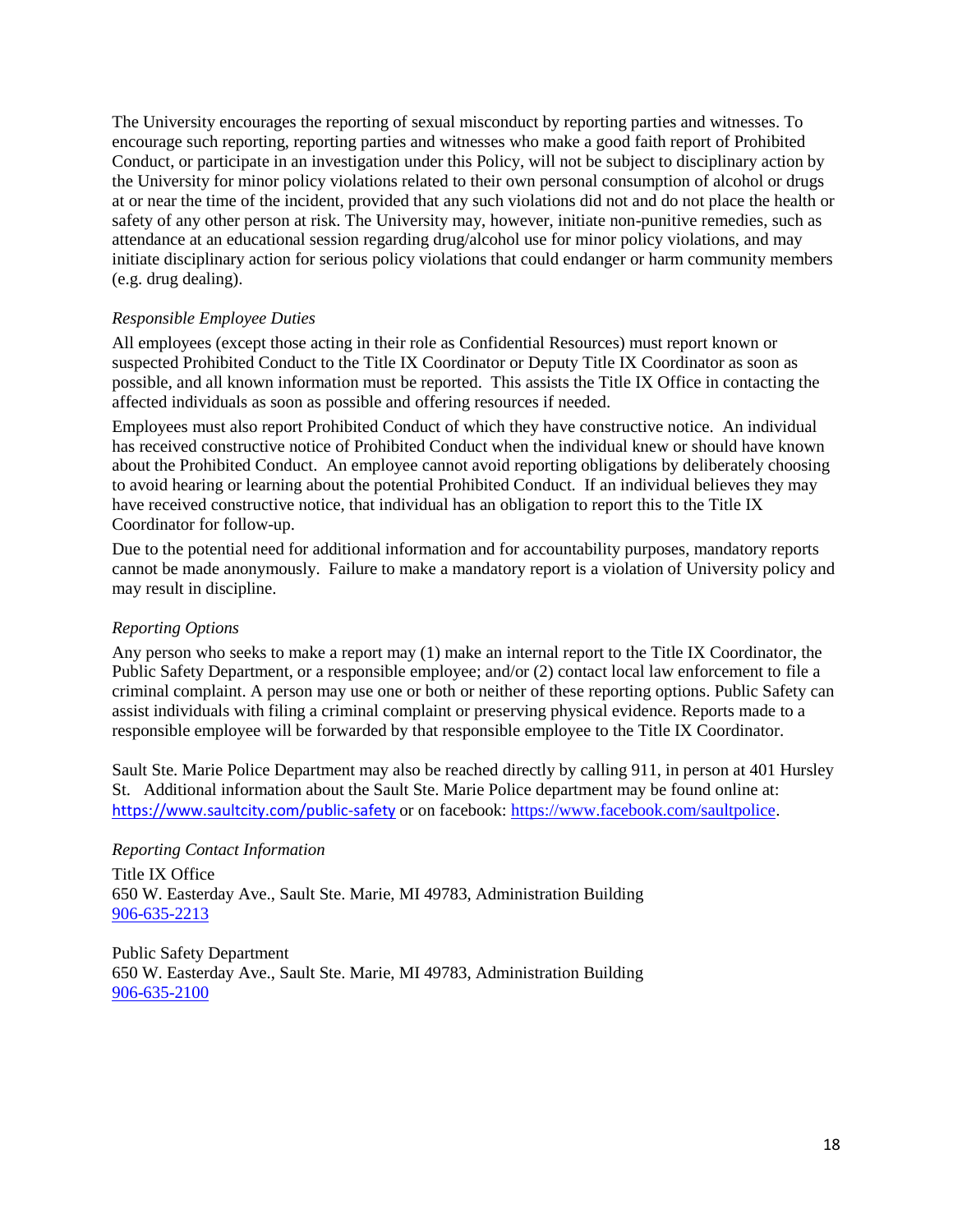The University encourages the reporting of sexual misconduct by reporting parties and witnesses. To encourage such reporting, reporting parties and witnesses who make a good faith report of Prohibited Conduct, or participate in an investigation under this Policy, will not be subject to disciplinary action by the University for minor policy violations related to their own personal consumption of alcohol or drugs at or near the time of the incident, provided that any such violations did not and do not place the health or safety of any other person at risk. The University may, however, initiate non-punitive remedies, such as attendance at an educational session regarding drug/alcohol use for minor policy violations, and may initiate disciplinary action for serious policy violations that could endanger or harm community members (e.g. drug dealing).

*Responsible Employee Duties*

All employees (except those acting in their role as Confidential Resources) must report known or suspected Prohibited Conduct to the Title IX Coordinator or Deputy Title IX Coordinator as soon as possible, and all known information must be reported. This assists the Title IX Office in contacting the affected individuals as soon as possible and offering resources if needed.

Employees must also report Prohibited Conduct of which they have constructive notice. An individual has received constructive notice of Prohibited Conduct when the individual knew or should have known about the Prohibited Conduct. An employee cannot avoid reporting obligations by deliberately choosing to avoid hearing or learning about the potential Prohibited Conduct. If an individual believes they may have received constructive notice, that individual has an obligation to report this to the Title IX Coordinator for follow-up.

Due to the potential need for additional information and for accountability purposes, mandatory reports cannot be made anonymously. Failure to make a mandatory report is a violation of University policy and may result in discipline.

*Reporting Options*

Any person who seeks to make a report may (1) make an internal report to the Title IX Coordinator, the Public Safety Department, or a responsible employee; and/or (2) contact local law enforcement to file a criminal complaint. A person may use one or both or neither of these reporting options. Public Safety can assist individuals with filing a criminal complaint or preserving physical evidence. Reports made to a responsible employee will be forwarded by that responsible employee to the Title IX Coordinator.

Sault Ste. Marie Police Department may also be reached directly by calling 911, in person at 401 Hursley St. Additional information about the Sault Ste. Marie Police department may be found online at: https://www.saultcity.com/public-safety or on facebook: https://www.facebook.com/saultpolice.

*Reporting Contact Information*

Title IX Office
650 W. Easterday Ave., Sault Ste. Marie, MI 49783, Administration Building
906-635-2213

Public Safety Department
650 W. Easterday Ave., Sault Ste. Marie, MI 49783, Administration Building
906-635-2100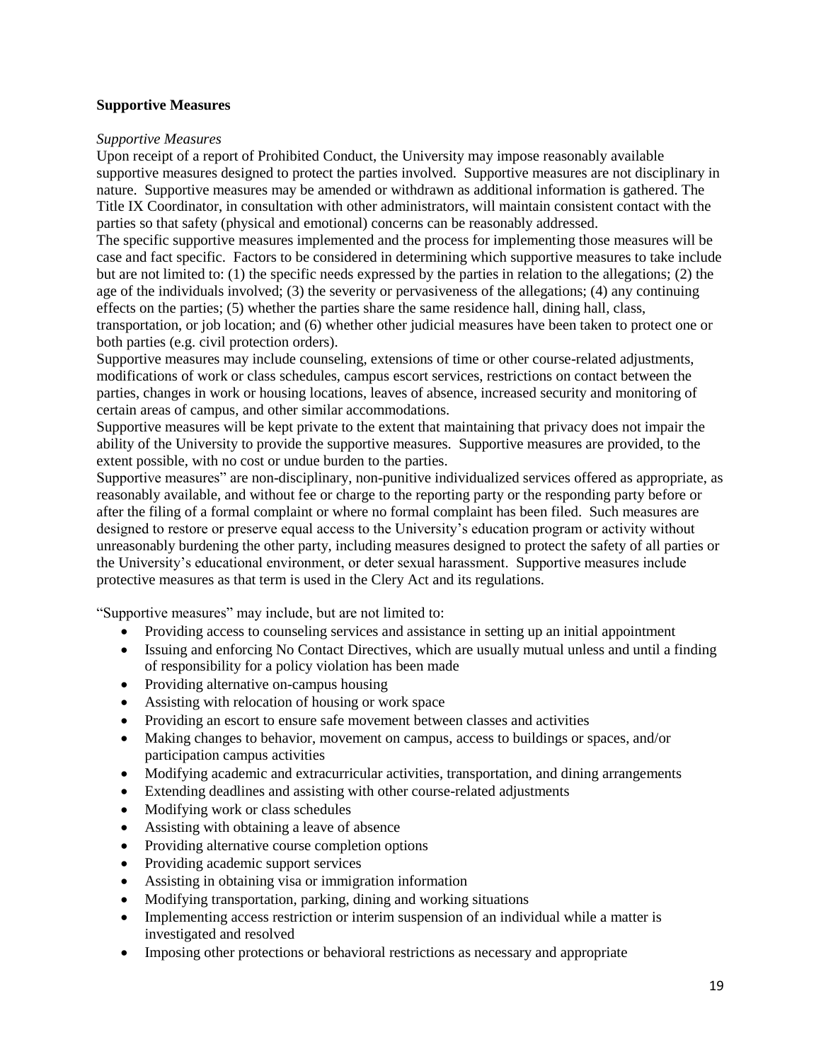**Supportive Measures**

*Supportive Measures*

Upon receipt of a report of Prohibited Conduct, the University may impose reasonably available supportive measures designed to protect the parties involved. Supportive measures are not disciplinary in nature. Supportive measures may be amended or withdrawn as additional information is gathered. The Title IX Coordinator, in consultation with other administrators, will maintain consistent contact with the parties so that safety (physical and emotional) concerns can be reasonably addressed.

The specific supportive measures implemented and the process for implementing those measures will be case and fact specific. Factors to be considered in determining which supportive measures to take include but are not limited to: (1) the specific needs expressed by the parties in relation to the allegations; (2) the age of the individuals involved; (3) the severity or pervasiveness of the allegations; (4) any continuing effects on the parties; (5) whether the parties share the same residence hall, dining hall, class, transportation, or job location; and (6) whether other judicial measures have been taken to protect one or both parties (e.g. civil protection orders).

Supportive measures may include counseling, extensions of time or other course-related adjustments, modifications of work or class schedules, campus escort services, restrictions on contact between the parties, changes in work or housing locations, leaves of absence, increased security and monitoring of certain areas of campus, and other similar accommodations.

Supportive measures will be kept private to the extent that maintaining that privacy does not impair the ability of the University to provide the supportive measures. Supportive measures are provided, to the extent possible, with no cost or undue burden to the parties.

Supportive measures" are non-disciplinary, non-punitive individualized services offered as appropriate, as reasonably available, and without fee or charge to the reporting party or the responding party before or after the filing of a formal complaint or where no formal complaint has been filed. Such measures are designed to restore or preserve equal access to the University's education program or activity without unreasonably burdening the other party, including measures designed to protect the safety of all parties or the University's educational environment, or deter sexual harassment. Supportive measures include protective measures as that term is used in the Clery Act and its regulations.

"Supportive measures" may include, but are not limited to:

- Providing access to counseling services and assistance in setting up an initial appointment
- Issuing and enforcing No Contact Directives, which are usually mutual unless and until a finding of responsibility for a policy violation has been made
- Providing alternative on-campus housing
- Assisting with relocation of housing or work space
- Providing an escort to ensure safe movement between classes and activities
- Making changes to behavior, movement on campus, access to buildings or spaces, and/or participation campus activities
- Modifying academic and extracurricular activities, transportation, and dining arrangements
- Extending deadlines and assisting with other course-related adjustments
- Modifying work or class schedules
- Assisting with obtaining a leave of absence
- Providing alternative course completion options
- Providing academic support services
- Assisting in obtaining visa or immigration information
- Modifying transportation, parking, dining and working situations
- Implementing access restriction or interim suspension of an individual while a matter is investigated and resolved
- Imposing other protections or behavioral restrictions as necessary and appropriate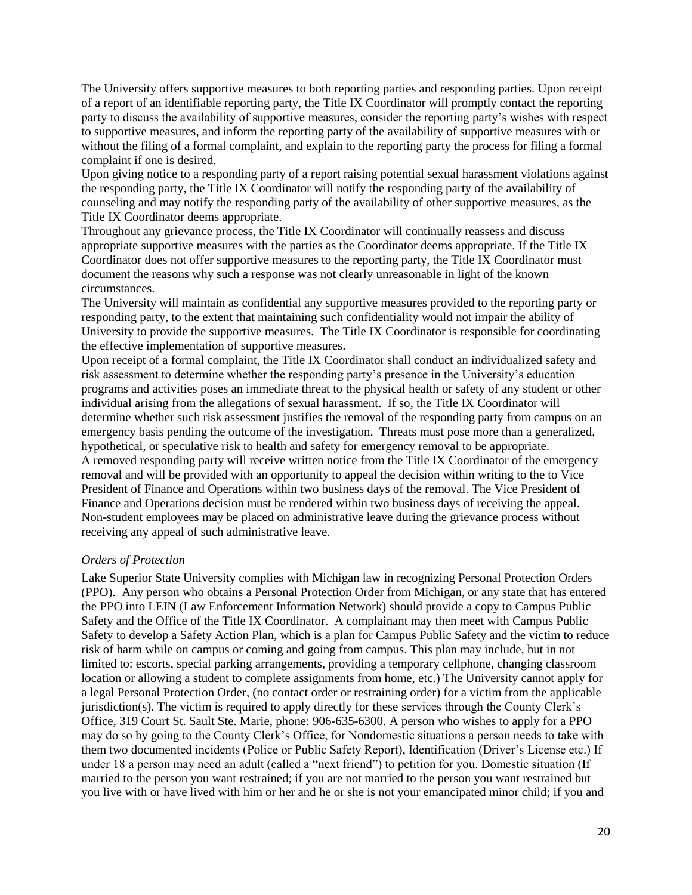The University offers supportive measures to both reporting parties and responding parties. Upon receipt of a report of an identifiable reporting party, the Title IX Coordinator will promptly contact the reporting party to discuss the availability of supportive measures, consider the reporting party's wishes with respect to supportive measures, and inform the reporting party of the availability of supportive measures with or without the filing of a formal complaint, and explain to the reporting party the process for filing a formal complaint if one is desired.

Upon giving notice to a responding party of a report raising potential sexual harassment violations against the responding party, the Title IX Coordinator will notify the responding party of the availability of counseling and may notify the responding party of the availability of other supportive measures, as the Title IX Coordinator deems appropriate.

Throughout any grievance process, the Title IX Coordinator will continually reassess and discuss appropriate supportive measures with the parties as the Coordinator deems appropriate. If the Title IX Coordinator does not offer supportive measures to the reporting party, the Title IX Coordinator must document the reasons why such a response was not clearly unreasonable in light of the known circumstances.

The University will maintain as confidential any supportive measures provided to the reporting party or responding party, to the extent that maintaining such confidentiality would not impair the ability of University to provide the supportive measures. The Title IX Coordinator is responsible for coordinating the effective implementation of supportive measures.

Upon receipt of a formal complaint, the Title IX Coordinator shall conduct an individualized safety and risk assessment to determine whether the responding party's presence in the University's education programs and activities poses an immediate threat to the physical health or safety of any student or other individual arising from the allegations of sexual harassment. If so, the Title IX Coordinator will determine whether such risk assessment justifies the removal of the responding party from campus on an emergency basis pending the outcome of the investigation. Threats must pose more than a generalized, hypothetical, or speculative risk to health and safety for emergency removal to be appropriate.

A removed responding party will receive written notice from the Title IX Coordinator of the emergency removal and will be provided with an opportunity to appeal the decision within writing to the to Vice President of Finance and Operations within two business days of the removal. The Vice President of Finance and Operations decision must be rendered within two business days of receiving the appeal. Non-student employees may be placed on administrative leave during the grievance process without receiving any appeal of such administrative leave.

*Orders of Protection*

Lake Superior State University complies with Michigan law in recognizing Personal Protection Orders (PPO). Any person who obtains a Personal Protection Order from Michigan, or any state that has entered the PPO into LEIN (Law Enforcement Information Network) should provide a copy to Campus Public Safety and the Office of the Title IX Coordinator. A complainant may then meet with Campus Public Safety to develop a Safety Action Plan, which is a plan for Campus Public Safety and the victim to reduce risk of harm while on campus or coming and going from campus. This plan may include, but in not limited to: escorts, special parking arrangements, providing a temporary cellphone, changing classroom location or allowing a student to complete assignments from home, etc.) The University cannot apply for a legal Personal Protection Order, (no contact order or restraining order) for a victim from the applicable jurisdiction(s). The victim is required to apply directly for these services through the County Clerk's Office, 319 Court St. Sault Ste. Marie, phone: 906-635-6300. A person who wishes to apply for a PPO may do so by going to the County Clerk's Office, for Nondomestic situations a person needs to take with them two documented incidents (Police or Public Safety Report), Identification (Driver's License etc.) If under 18 a person may need an adult (called a "next friend") to petition for you. Domestic situation (If married to the person you want restrained; if you are not married to the person you want restrained but you live with or have lived with him or her and he or she is not your emancipated minor child; if you and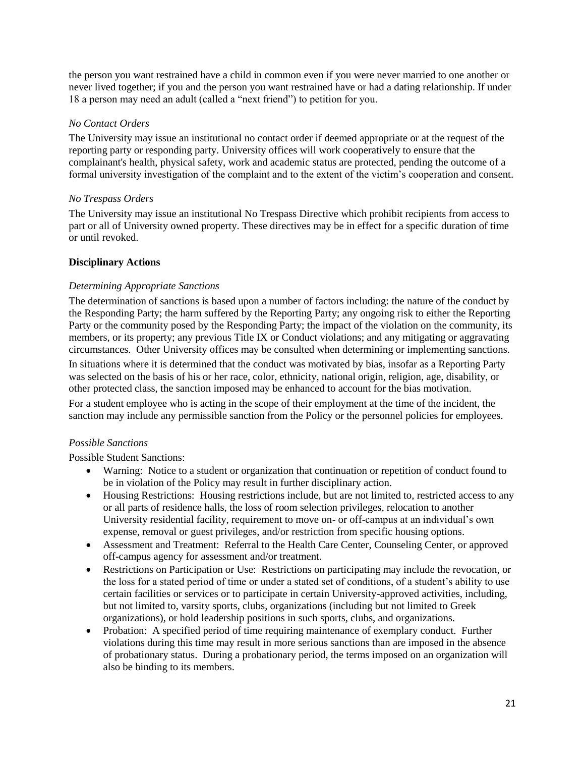the person you want restrained have a child in common even if you were never married to one another or never lived together; if you and the person you want restrained have or had a dating relationship. If under 18 a person may need an adult (called a "next friend") to petition for you.

*No Contact Orders*

The University may issue an institutional no contact order if deemed appropriate or at the request of the reporting party or responding party. University offices will work cooperatively to ensure that the complainant's health, physical safety, work and academic status are protected, pending the outcome of a formal university investigation of the complaint and to the extent of the victim's cooperation and consent.

*No Trespass Orders*

The University may issue an institutional No Trespass Directive which prohibit recipients from access to part or all of University owned property. These directives may be in effect for a specific duration of time or until revoked.

**Disciplinary Actions**

*Determining Appropriate Sanctions*

The determination of sanctions is based upon a number of factors including: the nature of the conduct by the Responding Party; the harm suffered by the Reporting Party; any ongoing risk to either the Reporting Party or the community posed by the Responding Party; the impact of the violation on the community, its members, or its property; any previous Title IX or Conduct violations; and any mitigating or aggravating circumstances. Other University offices may be consulted when determining or implementing sanctions.

In situations where it is determined that the conduct was motivated by bias, insofar as a Reporting Party was selected on the basis of his or her race, color, ethnicity, national origin, religion, age, disability, or other protected class, the sanction imposed may be enhanced to account for the bias motivation.

For a student employee who is acting in the scope of their employment at the time of the incident, the sanction may include any permissible sanction from the Policy or the personnel policies for employees.

*Possible Sanctions*

Possible Student Sanctions:

- Warning: Notice to a student or organization that continuation or repetition of conduct found to be in violation of the Policy may result in further disciplinary action.
- Housing Restrictions: Housing restrictions include, but are not limited to, restricted access to any or all parts of residence halls, the loss of room selection privileges, relocation to another University residential facility, requirement to move on- or off-campus at an individual's own expense, removal or guest privileges, and/or restriction from specific housing options.
- Assessment and Treatment: Referral to the Health Care Center, Counseling Center, or approved off-campus agency for assessment and/or treatment.
- Restrictions on Participation or Use: Restrictions on participating may include the revocation, or the loss for a stated period of time or under a stated set of conditions, of a student's ability to use certain facilities or services or to participate in certain University-approved activities, including, but not limited to, varsity sports, clubs, organizations (including but not limited to Greek organizations), or hold leadership positions in such sports, clubs, and organizations.
- Probation: A specified period of time requiring maintenance of exemplary conduct. Further violations during this time may result in more serious sanctions than are imposed in the absence of probationary status. During a probationary period, the terms imposed on an organization will also be binding to its members.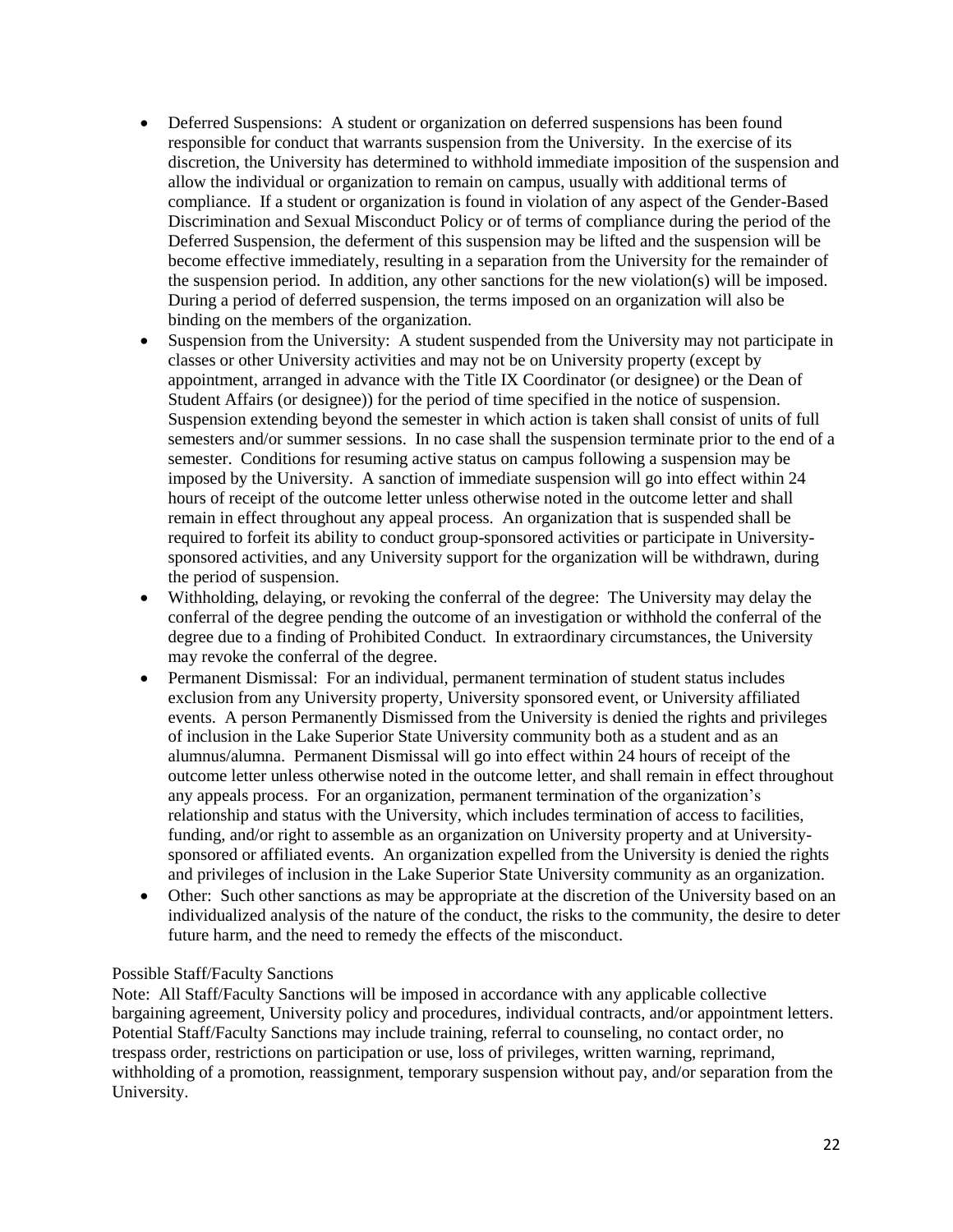- Deferred Suspensions: A student or organization on deferred suspensions has been found responsible for conduct that warrants suspension from the University. In the exercise of its discretion, the University has determined to withhold immediate imposition of the suspension and allow the individual or organization to remain on campus, usually with additional terms of compliance. If a student or organization is found in violation of any aspect of the Gender-Based Discrimination and Sexual Misconduct Policy or of terms of compliance during the period of the Deferred Suspension, the deferment of this suspension may be lifted and the suspension will be become effective immediately, resulting in a separation from the University for the remainder of the suspension period. In addition, any other sanctions for the new violation(s) will be imposed. During a period of deferred suspension, the terms imposed on an organization will also be binding on the members of the organization.
- Suspension from the University: A student suspended from the University may not participate in classes or other University activities and may not be on University property (except by appointment, arranged in advance with the Title IX Coordinator (or designee) or the Dean of Student Affairs (or designee)) for the period of time specified in the notice of suspension. Suspension extending beyond the semester in which action is taken shall consist of units of full semesters and/or summer sessions. In no case shall the suspension terminate prior to the end of a semester. Conditions for resuming active status on campus following a suspension may be imposed by the University. A sanction of immediate suspension will go into effect within 24 hours of receipt of the outcome letter unless otherwise noted in the outcome letter and shall remain in effect throughout any appeal process. An organization that is suspended shall be required to forfeit its ability to conduct group-sponsored activities or participate in University-sponsored activities, and any University support for the organization will be withdrawn, during the period of suspension.
- Withholding, delaying, or revoking the conferral of the degree: The University may delay the conferral of the degree pending the outcome of an investigation or withhold the conferral of the degree due to a finding of Prohibited Conduct. In extraordinary circumstances, the University may revoke the conferral of the degree.
- Permanent Dismissal: For an individual, permanent termination of student status includes exclusion from any University property, University sponsored event, or University affiliated events. A person Permanently Dismissed from the University is denied the rights and privileges of inclusion in the Lake Superior State University community both as a student and as an alumnus/alumna. Permanent Dismissal will go into effect within 24 hours of receipt of the outcome letter unless otherwise noted in the outcome letter, and shall remain in effect throughout any appeals process. For an organization, permanent termination of the organization's relationship and status with the University, which includes termination of access to facilities, funding, and/or right to assemble as an organization on University property and at University-sponsored or affiliated events. An organization expelled from the University is denied the rights and privileges of inclusion in the Lake Superior State University community as an organization.
- Other: Such other sanctions as may be appropriate at the discretion of the University based on an individualized analysis of the nature of the conduct, the risks to the community, the desire to deter future harm, and the need to remedy the effects of the misconduct.

Possible Staff/Faculty Sanctions

Note: All Staff/Faculty Sanctions will be imposed in accordance with any applicable collective bargaining agreement, University policy and procedures, individual contracts, and/or appointment letters. Potential Staff/Faculty Sanctions may include training, referral to counseling, no contact order, no trespass order, restrictions on participation or use, loss of privileges, written warning, reprimand, withholding of a promotion, reassignment, temporary suspension without pay, and/or separation from the University.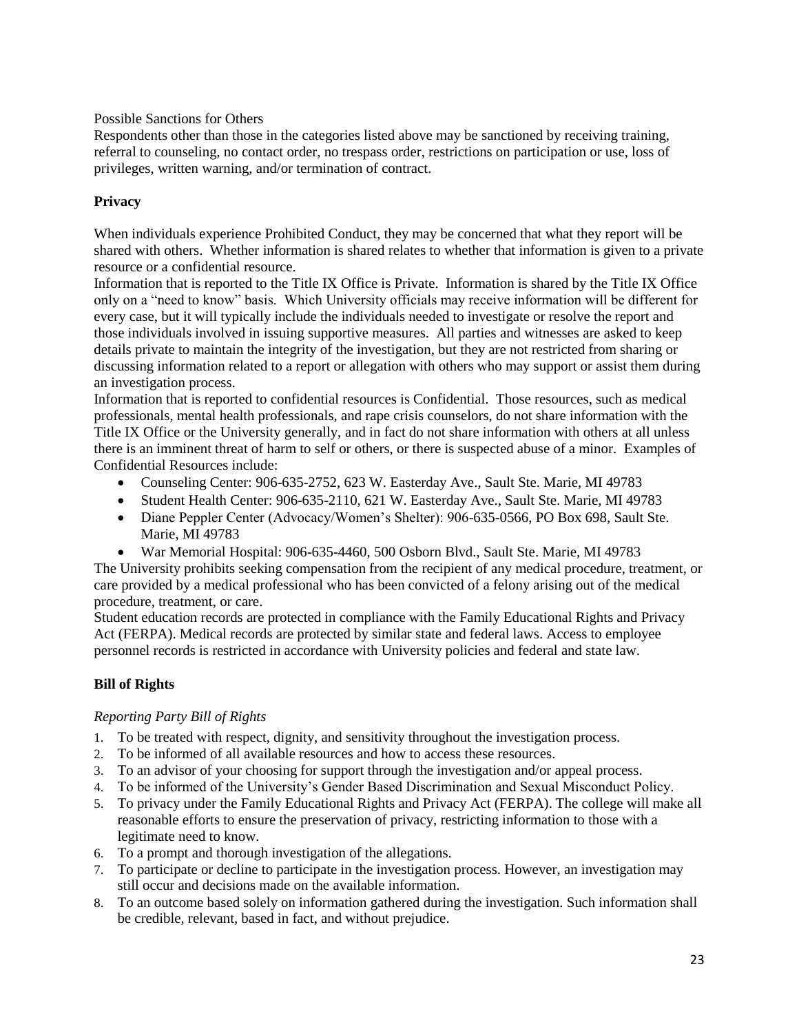Possible Sanctions for Others

Respondents other than those in the categories listed above may be sanctioned by receiving training, referral to counseling, no contact order, no trespass order, restrictions on participation or use, loss of privileges, written warning, and/or termination of contract.

## Privacy

When individuals experience Prohibited Conduct, they may be concerned that what they report will be shared with others. Whether information is shared relates to whether that information is given to a private resource or a confidential resource.

Information that is reported to the Title IX Office is Private. Information is shared by the Title IX Office only on a "need to know" basis. Which University officials may receive information will be different for every case, but it will typically include the individuals needed to investigate or resolve the report and those individuals involved in issuing supportive measures. All parties and witnesses are asked to keep details private to maintain the integrity of the investigation, but they are not restricted from sharing or discussing information related to a report or allegation with others who may support or assist them during an investigation process.

Information that is reported to confidential resources is Confidential. Those resources, such as medical professionals, mental health professionals, and rape crisis counselors, do not share information with the Title IX Office or the University generally, and in fact do not share information with others at all unless there is an imminent threat of harm to self or others, or there is suspected abuse of a minor. Examples of Confidential Resources include:

- Counseling Center: 906-635-2752, 623 W. Easterday Ave., Sault Ste. Marie, MI 49783
- Student Health Center: 906-635-2110, 621 W. Easterday Ave., Sault Ste. Marie, MI 49783
- Diane Peppler Center (Advocacy/Women's Shelter): 906-635-0566, PO Box 698, Sault Ste. Marie, MI 49783
- War Memorial Hospital: 906-635-4460, 500 Osborn Blvd., Sault Ste. Marie, MI 49783

The University prohibits seeking compensation from the recipient of any medical procedure, treatment, or care provided by a medical professional who has been convicted of a felony arising out of the medical procedure, treatment, or care.

Student education records are protected in compliance with the Family Educational Rights and Privacy Act (FERPA). Medical records are protected by similar state and federal laws. Access to employee personnel records is restricted in accordance with University policies and federal and state law.

## Bill of Rights

### *Reporting Party Bill of Rights*

1. To be treated with respect, dignity, and sensitivity throughout the investigation process.
2. To be informed of all available resources and how to access these resources.
3. To an advisor of your choosing for support through the investigation and/or appeal process.
4. To be informed of the University's Gender Based Discrimination and Sexual Misconduct Policy.
5. To privacy under the Family Educational Rights and Privacy Act (FERPA). The college will make all reasonable efforts to ensure the preservation of privacy, restricting information to those with a legitimate need to know.
6. To a prompt and thorough investigation of the allegations.
7. To participate or decline to participate in the investigation process. However, an investigation may still occur and decisions made on the available information.
8. To an outcome based solely on information gathered during the investigation. Such information shall be credible, relevant, based in fact, and without prejudice.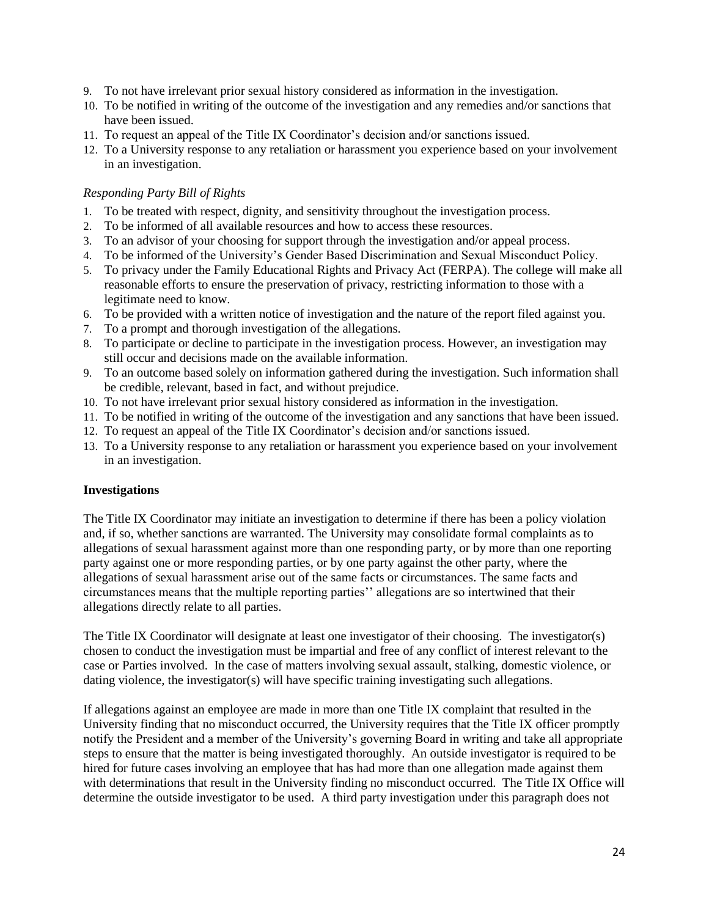9. To not have irrelevant prior sexual history considered as information in the investigation.
10. To be notified in writing of the outcome of the investigation and any remedies and/or sanctions that have been issued.
11. To request an appeal of the Title IX Coordinator's decision and/or sanctions issued.
12. To a University response to any retaliation or harassment you experience based on your involvement in an investigation.

*Responding Party Bill of Rights*

1. To be treated with respect, dignity, and sensitivity throughout the investigation process.
2. To be informed of all available resources and how to access these resources.
3. To an advisor of your choosing for support through the investigation and/or appeal process.
4. To be informed of the University's Gender Based Discrimination and Sexual Misconduct Policy.
5. To privacy under the Family Educational Rights and Privacy Act (FERPA). The college will make all reasonable efforts to ensure the preservation of privacy, restricting information to those with a legitimate need to know.
6. To be provided with a written notice of investigation and the nature of the report filed against you.
7. To a prompt and thorough investigation of the allegations.
8. To participate or decline to participate in the investigation process. However, an investigation may still occur and decisions made on the available information.
9. To an outcome based solely on information gathered during the investigation. Such information shall be credible, relevant, based in fact, and without prejudice.
10. To not have irrelevant prior sexual history considered as information in the investigation.
11. To be notified in writing of the outcome of the investigation and any sanctions that have been issued.
12. To request an appeal of the Title IX Coordinator's decision and/or sanctions issued.
13. To a University response to any retaliation or harassment you experience based on your involvement in an investigation.

**Investigations**

The Title IX Coordinator may initiate an investigation to determine if there has been a policy violation and, if so, whether sanctions are warranted. The University may consolidate formal complaints as to allegations of sexual harassment against more than one responding party, or by more than one reporting party against one or more responding parties, or by one party against the other party, where the allegations of sexual harassment arise out of the same facts or circumstances. The same facts and circumstances means that the multiple reporting parties'' allegations are so intertwined that their allegations directly relate to all parties.

The Title IX Coordinator will designate at least one investigator of their choosing. The investigator(s) chosen to conduct the investigation must be impartial and free of any conflict of interest relevant to the case or Parties involved. In the case of matters involving sexual assault, stalking, domestic violence, or dating violence, the investigator(s) will have specific training investigating such allegations.

If allegations against an employee are made in more than one Title IX complaint that resulted in the University finding that no misconduct occurred, the University requires that the Title IX officer promptly notify the President and a member of the University's governing Board in writing and take all appropriate steps to ensure that the matter is being investigated thoroughly. An outside investigator is required to be hired for future cases involving an employee that has had more than one allegation made against them with determinations that result in the University finding no misconduct occurred. The Title IX Office will determine the outside investigator to be used. A third party investigation under this paragraph does not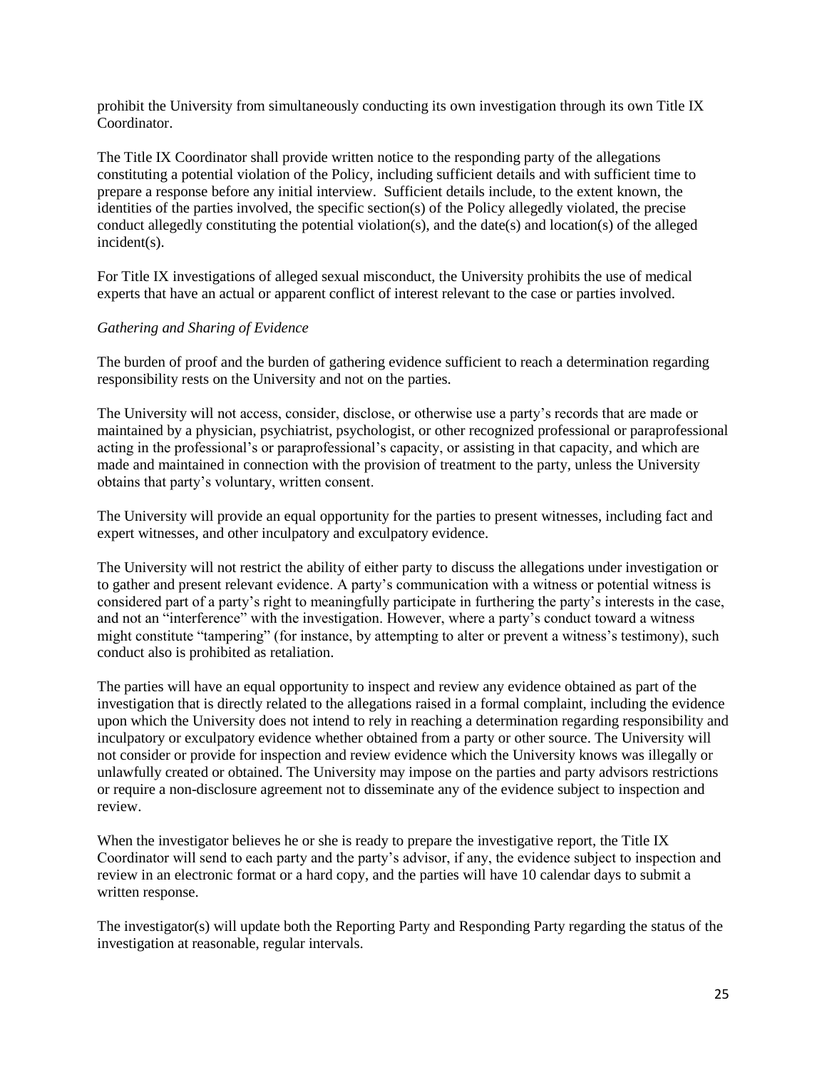prohibit the University from simultaneously conducting its own investigation through its own Title IX Coordinator.

The Title IX Coordinator shall provide written notice to the responding party of the allegations constituting a potential violation of the Policy, including sufficient details and with sufficient time to prepare a response before any initial interview. Sufficient details include, to the extent known, the identities of the parties involved, the specific section(s) of the Policy allegedly violated, the precise conduct allegedly constituting the potential violation(s), and the date(s) and location(s) of the alleged incident(s).

For Title IX investigations of alleged sexual misconduct, the University prohibits the use of medical experts that have an actual or apparent conflict of interest relevant to the case or parties involved.

*Gathering and Sharing of Evidence*

The burden of proof and the burden of gathering evidence sufficient to reach a determination regarding responsibility rests on the University and not on the parties.

The University will not access, consider, disclose, or otherwise use a party's records that are made or maintained by a physician, psychiatrist, psychologist, or other recognized professional or paraprofessional acting in the professional's or paraprofessional's capacity, or assisting in that capacity, and which are made and maintained in connection with the provision of treatment to the party, unless the University obtains that party's voluntary, written consent.

The University will provide an equal opportunity for the parties to present witnesses, including fact and expert witnesses, and other inculpatory and exculpatory evidence.

The University will not restrict the ability of either party to discuss the allegations under investigation or to gather and present relevant evidence. A party's communication with a witness or potential witness is considered part of a party's right to meaningfully participate in furthering the party's interests in the case, and not an "interference" with the investigation. However, where a party's conduct toward a witness might constitute "tampering" (for instance, by attempting to alter or prevent a witness's testimony), such conduct also is prohibited as retaliation.

The parties will have an equal opportunity to inspect and review any evidence obtained as part of the investigation that is directly related to the allegations raised in a formal complaint, including the evidence upon which the University does not intend to rely in reaching a determination regarding responsibility and inculpatory or exculpatory evidence whether obtained from a party or other source. The University will not consider or provide for inspection and review evidence which the University knows was illegally or unlawfully created or obtained. The University may impose on the parties and party advisors restrictions or require a non-disclosure agreement not to disseminate any of the evidence subject to inspection and review.

When the investigator believes he or she is ready to prepare the investigative report, the Title IX Coordinator will send to each party and the party's advisor, if any, the evidence subject to inspection and review in an electronic format or a hard copy, and the parties will have 10 calendar days to submit a written response.

The investigator(s) will update both the Reporting Party and Responding Party regarding the status of the investigation at reasonable, regular intervals.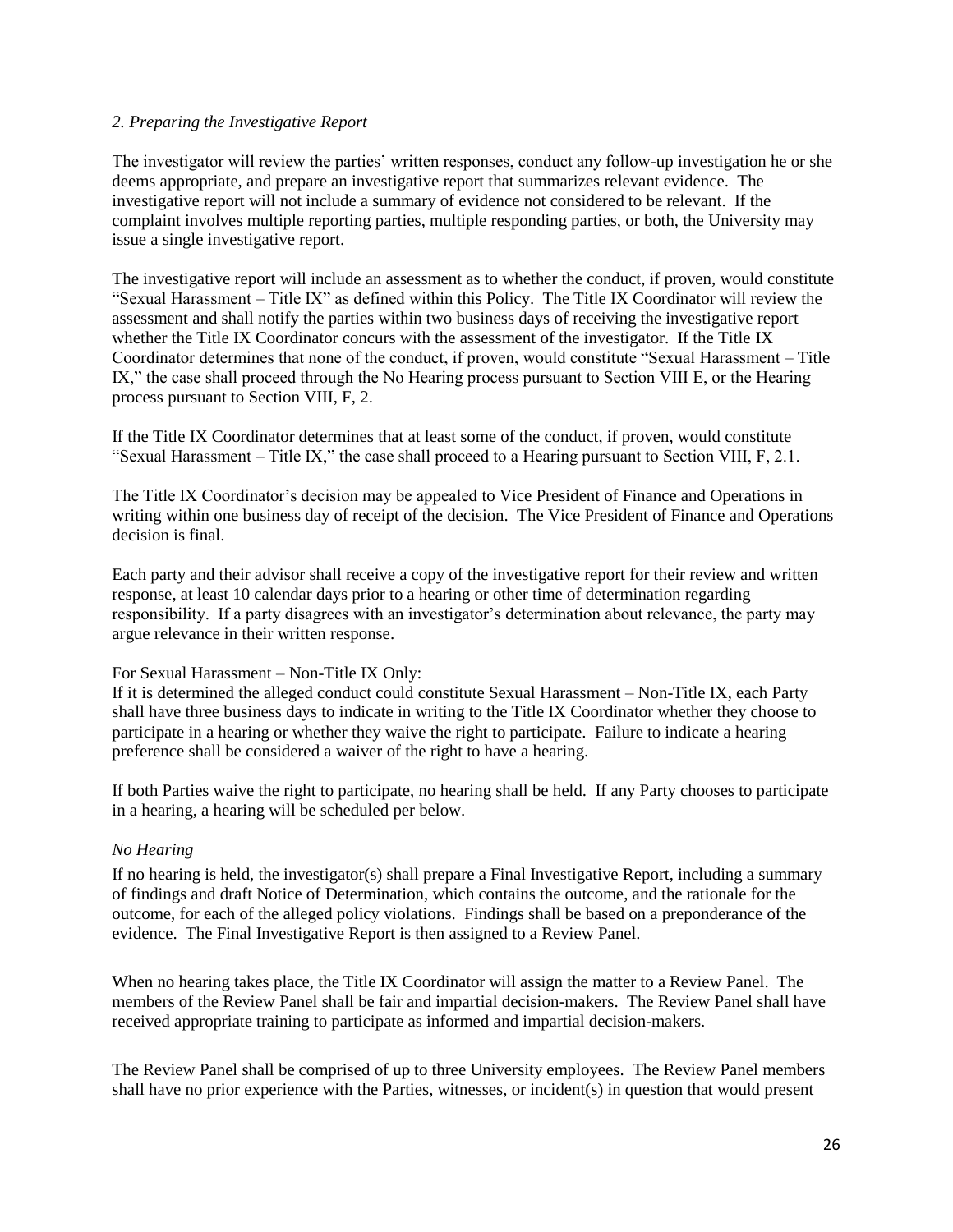*2. Preparing the Investigative Report*

The investigator will review the parties' written responses, conduct any follow-up investigation he or she deems appropriate, and prepare an investigative report that summarizes relevant evidence. The investigative report will not include a summary of evidence not considered to be relevant. If the complaint involves multiple reporting parties, multiple responding parties, or both, the University may issue a single investigative report.

The investigative report will include an assessment as to whether the conduct, if proven, would constitute "Sexual Harassment – Title IX" as defined within this Policy. The Title IX Coordinator will review the assessment and shall notify the parties within two business days of receiving the investigative report whether the Title IX Coordinator concurs with the assessment of the investigator. If the Title IX Coordinator determines that none of the conduct, if proven, would constitute "Sexual Harassment – Title IX," the case shall proceed through the No Hearing process pursuant to Section VIII E, or the Hearing process pursuant to Section VIII, F, 2.

If the Title IX Coordinator determines that at least some of the conduct, if proven, would constitute "Sexual Harassment – Title IX," the case shall proceed to a Hearing pursuant to Section VIII, F, 2.1.

The Title IX Coordinator's decision may be appealed to Vice President of Finance and Operations in writing within one business day of receipt of the decision. The Vice President of Finance and Operations decision is final.

Each party and their advisor shall receive a copy of the investigative report for their review and written response, at least 10 calendar days prior to a hearing or other time of determination regarding responsibility. If a party disagrees with an investigator's determination about relevance, the party may argue relevance in their written response.

For Sexual Harassment – Non-Title IX Only:
If it is determined the alleged conduct could constitute Sexual Harassment – Non-Title IX, each Party shall have three business days to indicate in writing to the Title IX Coordinator whether they choose to participate in a hearing or whether they waive the right to participate. Failure to indicate a hearing preference shall be considered a waiver of the right to have a hearing.

If both Parties waive the right to participate, no hearing shall be held. If any Party chooses to participate in a hearing, a hearing will be scheduled per below.

*No Hearing*

If no hearing is held, the investigator(s) shall prepare a Final Investigative Report, including a summary of findings and draft Notice of Determination, which contains the outcome, and the rationale for the outcome, for each of the alleged policy violations. Findings shall be based on a preponderance of the evidence. The Final Investigative Report is then assigned to a Review Panel.

When no hearing takes place, the Title IX Coordinator will assign the matter to a Review Panel. The members of the Review Panel shall be fair and impartial decision-makers. The Review Panel shall have received appropriate training to participate as informed and impartial decision-makers.

The Review Panel shall be comprised of up to three University employees. The Review Panel members shall have no prior experience with the Parties, witnesses, or incident(s) in question that would present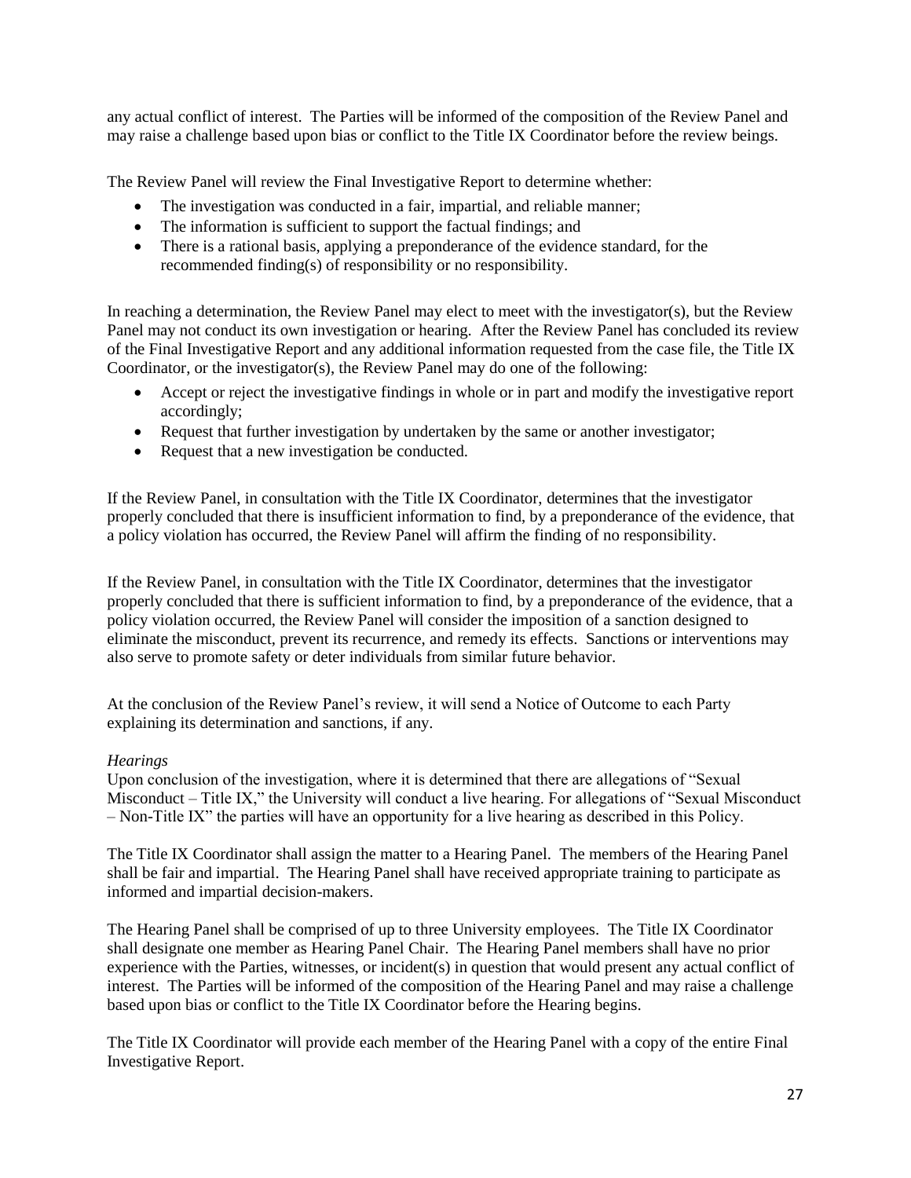any actual conflict of interest. The Parties will be informed of the composition of the Review Panel and may raise a challenge based upon bias or conflict to the Title IX Coordinator before the review beings.

The Review Panel will review the Final Investigative Report to determine whether:

- The investigation was conducted in a fair, impartial, and reliable manner;
- The information is sufficient to support the factual findings; and
- There is a rational basis, applying a preponderance of the evidence standard, for the recommended finding(s) of responsibility or no responsibility.

In reaching a determination, the Review Panel may elect to meet with the investigator(s), but the Review Panel may not conduct its own investigation or hearing. After the Review Panel has concluded its review of the Final Investigative Report and any additional information requested from the case file, the Title IX Coordinator, or the investigator(s), the Review Panel may do one of the following:

- Accept or reject the investigative findings in whole or in part and modify the investigative report accordingly;
- Request that further investigation by undertaken by the same or another investigator;
- Request that a new investigation be conducted.

If the Review Panel, in consultation with the Title IX Coordinator, determines that the investigator properly concluded that there is insufficient information to find, by a preponderance of the evidence, that a policy violation has occurred, the Review Panel will affirm the finding of no responsibility.

If the Review Panel, in consultation with the Title IX Coordinator, determines that the investigator properly concluded that there is sufficient information to find, by a preponderance of the evidence, that a policy violation occurred, the Review Panel will consider the imposition of a sanction designed to eliminate the misconduct, prevent its recurrence, and remedy its effects. Sanctions or interventions may also serve to promote safety or deter individuals from similar future behavior.

At the conclusion of the Review Panel's review, it will send a Notice of Outcome to each Party explaining its determination and sanctions, if any.

*Hearings*

Upon conclusion of the investigation, where it is determined that there are allegations of "Sexual Misconduct – Title IX," the University will conduct a live hearing. For allegations of "Sexual Misconduct – Non-Title IX" the parties will have an opportunity for a live hearing as described in this Policy.

The Title IX Coordinator shall assign the matter to a Hearing Panel. The members of the Hearing Panel shall be fair and impartial. The Hearing Panel shall have received appropriate training to participate as informed and impartial decision-makers.

The Hearing Panel shall be comprised of up to three University employees. The Title IX Coordinator shall designate one member as Hearing Panel Chair. The Hearing Panel members shall have no prior experience with the Parties, witnesses, or incident(s) in question that would present any actual conflict of interest. The Parties will be informed of the composition of the Hearing Panel and may raise a challenge based upon bias or conflict to the Title IX Coordinator before the Hearing begins.

The Title IX Coordinator will provide each member of the Hearing Panel with a copy of the entire Final Investigative Report.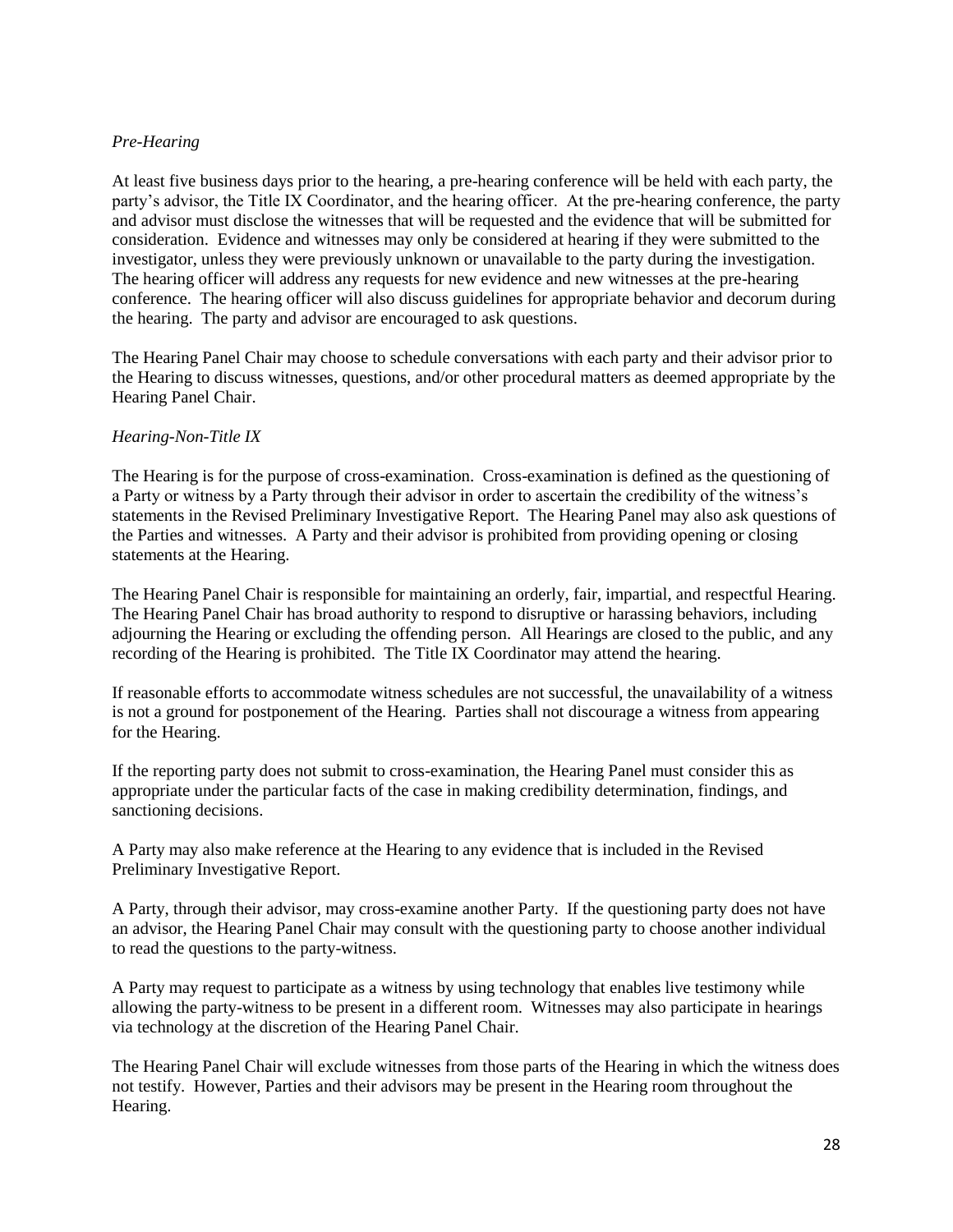*Pre-Hearing*

At least five business days prior to the hearing, a pre-hearing conference will be held with each party, the party's advisor, the Title IX Coordinator, and the hearing officer. At the pre-hearing conference, the party and advisor must disclose the witnesses that will be requested and the evidence that will be submitted for consideration. Evidence and witnesses may only be considered at hearing if they were submitted to the investigator, unless they were previously unknown or unavailable to the party during the investigation. The hearing officer will address any requests for new evidence and new witnesses at the pre-hearing conference. The hearing officer will also discuss guidelines for appropriate behavior and decorum during the hearing. The party and advisor are encouraged to ask questions.

The Hearing Panel Chair may choose to schedule conversations with each party and their advisor prior to the Hearing to discuss witnesses, questions, and/or other procedural matters as deemed appropriate by the Hearing Panel Chair.

*Hearing-Non-Title IX*

The Hearing is for the purpose of cross-examination. Cross-examination is defined as the questioning of a Party or witness by a Party through their advisor in order to ascertain the credibility of the witness's statements in the Revised Preliminary Investigative Report. The Hearing Panel may also ask questions of the Parties and witnesses. A Party and their advisor is prohibited from providing opening or closing statements at the Hearing.

The Hearing Panel Chair is responsible for maintaining an orderly, fair, impartial, and respectful Hearing. The Hearing Panel Chair has broad authority to respond to disruptive or harassing behaviors, including adjourning the Hearing or excluding the offending person. All Hearings are closed to the public, and any recording of the Hearing is prohibited. The Title IX Coordinator may attend the hearing.

If reasonable efforts to accommodate witness schedules are not successful, the unavailability of a witness is not a ground for postponement of the Hearing. Parties shall not discourage a witness from appearing for the Hearing.

If the reporting party does not submit to cross-examination, the Hearing Panel must consider this as appropriate under the particular facts of the case in making credibility determination, findings, and sanctioning decisions.

A Party may also make reference at the Hearing to any evidence that is included in the Revised Preliminary Investigative Report.

A Party, through their advisor, may cross-examine another Party. If the questioning party does not have an advisor, the Hearing Panel Chair may consult with the questioning party to choose another individual to read the questions to the party-witness.

A Party may request to participate as a witness by using technology that enables live testimony while allowing the party-witness to be present in a different room. Witnesses may also participate in hearings via technology at the discretion of the Hearing Panel Chair.

The Hearing Panel Chair will exclude witnesses from those parts of the Hearing in which the witness does not testify. However, Parties and their advisors may be present in the Hearing room throughout the Hearing.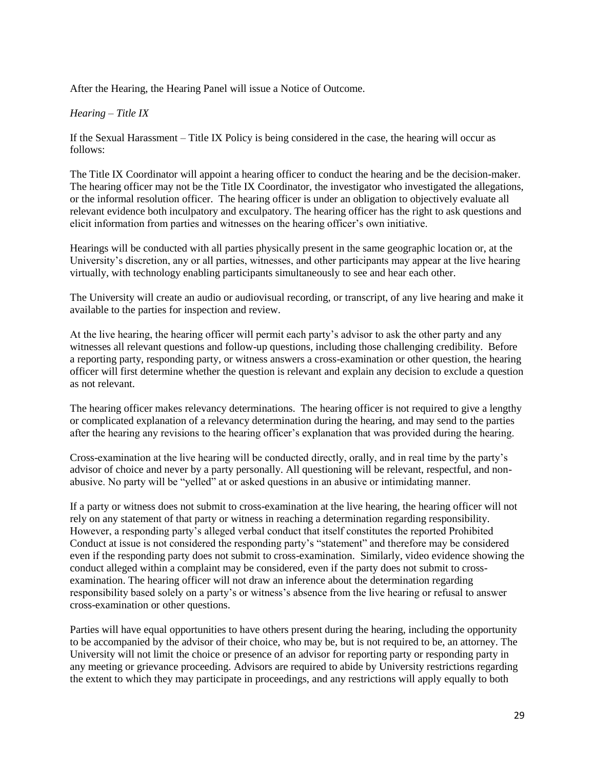After the Hearing, the Hearing Panel will issue a Notice of Outcome.

*Hearing – Title IX*

If the Sexual Harassment – Title IX Policy is being considered in the case, the hearing will occur as follows:

The Title IX Coordinator will appoint a hearing officer to conduct the hearing and be the decision-maker. The hearing officer may not be the Title IX Coordinator, the investigator who investigated the allegations, or the informal resolution officer. The hearing officer is under an obligation to objectively evaluate all relevant evidence both inculpatory and exculpatory. The hearing officer has the right to ask questions and elicit information from parties and witnesses on the hearing officer's own initiative.

Hearings will be conducted with all parties physically present in the same geographic location or, at the University's discretion, any or all parties, witnesses, and other participants may appear at the live hearing virtually, with technology enabling participants simultaneously to see and hear each other.

The University will create an audio or audiovisual recording, or transcript, of any live hearing and make it available to the parties for inspection and review.

At the live hearing, the hearing officer will permit each party's advisor to ask the other party and any witnesses all relevant questions and follow-up questions, including those challenging credibility. Before a reporting party, responding party, or witness answers a cross-examination or other question, the hearing officer will first determine whether the question is relevant and explain any decision to exclude a question as not relevant.

The hearing officer makes relevancy determinations. The hearing officer is not required to give a lengthy or complicated explanation of a relevancy determination during the hearing, and may send to the parties after the hearing any revisions to the hearing officer's explanation that was provided during the hearing.

Cross-examination at the live hearing will be conducted directly, orally, and in real time by the party's advisor of choice and never by a party personally. All questioning will be relevant, respectful, and non-abusive. No party will be "yelled" at or asked questions in an abusive or intimidating manner.

If a party or witness does not submit to cross-examination at the live hearing, the hearing officer will not rely on any statement of that party or witness in reaching a determination regarding responsibility. However, a responding party's alleged verbal conduct that itself constitutes the reported Prohibited Conduct at issue is not considered the responding party's "statement" and therefore may be considered even if the responding party does not submit to cross-examination. Similarly, video evidence showing the conduct alleged within a complaint may be considered, even if the party does not submit to cross-examination. The hearing officer will not draw an inference about the determination regarding responsibility based solely on a party's or witness's absence from the live hearing or refusal to answer cross-examination or other questions.

Parties will have equal opportunities to have others present during the hearing, including the opportunity to be accompanied by the advisor of their choice, who may be, but is not required to be, an attorney. The University will not limit the choice or presence of an advisor for reporting party or responding party in any meeting or grievance proceeding. Advisors are required to abide by University restrictions regarding the extent to which they may participate in proceedings, and any restrictions will apply equally to both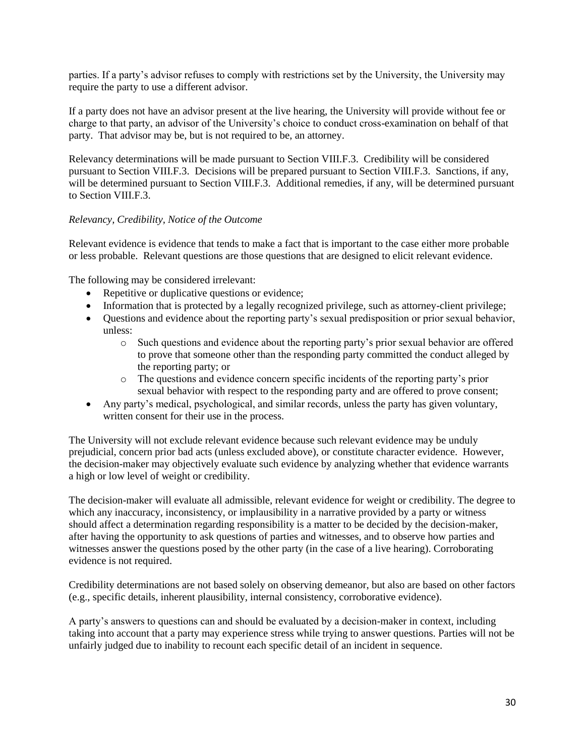parties. If a party's advisor refuses to comply with restrictions set by the University, the University may require the party to use a different advisor.

If a party does not have an advisor present at the live hearing, the University will provide without fee or charge to that party, an advisor of the University's choice to conduct cross-examination on behalf of that party. That advisor may be, but is not required to be, an attorney.

Relevancy determinations will be made pursuant to Section VIII.F.3. Credibility will be considered pursuant to Section VIII.F.3. Decisions will be prepared pursuant to Section VIII.F.3. Sanctions, if any, will be determined pursuant to Section VIII.F.3. Additional remedies, if any, will be determined pursuant to Section VIII.F.3.

*Relevancy, Credibility, Notice of the Outcome*

Relevant evidence is evidence that tends to make a fact that is important to the case either more probable or less probable. Relevant questions are those questions that are designed to elicit relevant evidence.

The following may be considered irrelevant:

- Repetitive or duplicative questions or evidence;
- Information that is protected by a legally recognized privilege, such as attorney-client privilege;
- Questions and evidence about the reporting party's sexual predisposition or prior sexual behavior, unless:
  - Such questions and evidence about the reporting party's prior sexual behavior are offered to prove that someone other than the responding party committed the conduct alleged by the reporting party; or
  - The questions and evidence concern specific incidents of the reporting party's prior sexual behavior with respect to the responding party and are offered to prove consent;
- Any party's medical, psychological, and similar records, unless the party has given voluntary, written consent for their use in the process.

The University will not exclude relevant evidence because such relevant evidence may be unduly prejudicial, concern prior bad acts (unless excluded above), or constitute character evidence. However, the decision-maker may objectively evaluate such evidence by analyzing whether that evidence warrants a high or low level of weight or credibility.

The decision-maker will evaluate all admissible, relevant evidence for weight or credibility. The degree to which any inaccuracy, inconsistency, or implausibility in a narrative provided by a party or witness should affect a determination regarding responsibility is a matter to be decided by the decision-maker, after having the opportunity to ask questions of parties and witnesses, and to observe how parties and witnesses answer the questions posed by the other party (in the case of a live hearing). Corroborating evidence is not required.

Credibility determinations are not based solely on observing demeanor, but also are based on other factors (e.g., specific details, inherent plausibility, internal consistency, corroborative evidence).

A party's answers to questions can and should be evaluated by a decision-maker in context, including taking into account that a party may experience stress while trying to answer questions. Parties will not be unfairly judged due to inability to recount each specific detail of an incident in sequence.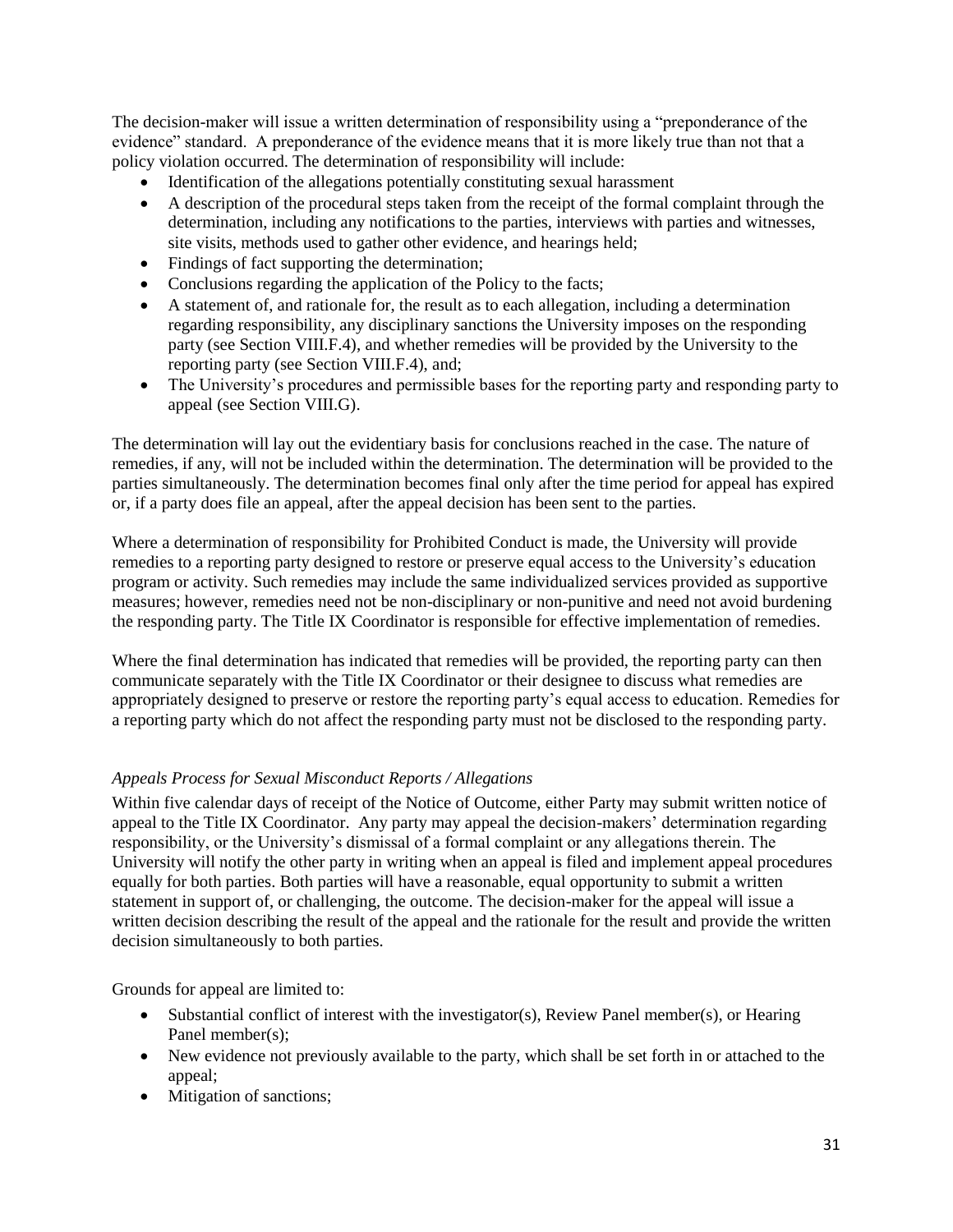The decision-maker will issue a written determination of responsibility using a "preponderance of the evidence" standard. A preponderance of the evidence means that it is more likely true than not that a policy violation occurred. The determination of responsibility will include:

- Identification of the allegations potentially constituting sexual harassment
- A description of the procedural steps taken from the receipt of the formal complaint through the determination, including any notifications to the parties, interviews with parties and witnesses, site visits, methods used to gather other evidence, and hearings held;
- Findings of fact supporting the determination;
- Conclusions regarding the application of the Policy to the facts;
- A statement of, and rationale for, the result as to each allegation, including a determination regarding responsibility, any disciplinary sanctions the University imposes on the responding party (see Section VIII.F.4), and whether remedies will be provided by the University to the reporting party (see Section VIII.F.4), and;
- The University's procedures and permissible bases for the reporting party and responding party to appeal (see Section VIII.G).

The determination will lay out the evidentiary basis for conclusions reached in the case. The nature of remedies, if any, will not be included within the determination. The determination will be provided to the parties simultaneously. The determination becomes final only after the time period for appeal has expired or, if a party does file an appeal, after the appeal decision has been sent to the parties.

Where a determination of responsibility for Prohibited Conduct is made, the University will provide remedies to a reporting party designed to restore or preserve equal access to the University's education program or activity. Such remedies may include the same individualized services provided as supportive measures; however, remedies need not be non-disciplinary or non-punitive and need not avoid burdening the responding party. The Title IX Coordinator is responsible for effective implementation of remedies.

Where the final determination has indicated that remedies will be provided, the reporting party can then communicate separately with the Title IX Coordinator or their designee to discuss what remedies are appropriately designed to preserve or restore the reporting party's equal access to education. Remedies for a reporting party which do not affect the responding party must not be disclosed to the responding party.

*Appeals Process for Sexual Misconduct Reports / Allegations*

Within five calendar days of receipt of the Notice of Outcome, either Party may submit written notice of appeal to the Title IX Coordinator. Any party may appeal the decision-makers' determination regarding responsibility, or the University's dismissal of a formal complaint or any allegations therein. The University will notify the other party in writing when an appeal is filed and implement appeal procedures equally for both parties. Both parties will have a reasonable, equal opportunity to submit a written statement in support of, or challenging, the outcome. The decision-maker for the appeal will issue a written decision describing the result of the appeal and the rationale for the result and provide the written decision simultaneously to both parties.

Grounds for appeal are limited to:

- Substantial conflict of interest with the investigator(s), Review Panel member(s), or Hearing Panel member(s);
- New evidence not previously available to the party, which shall be set forth in or attached to the appeal;
- Mitigation of sanctions;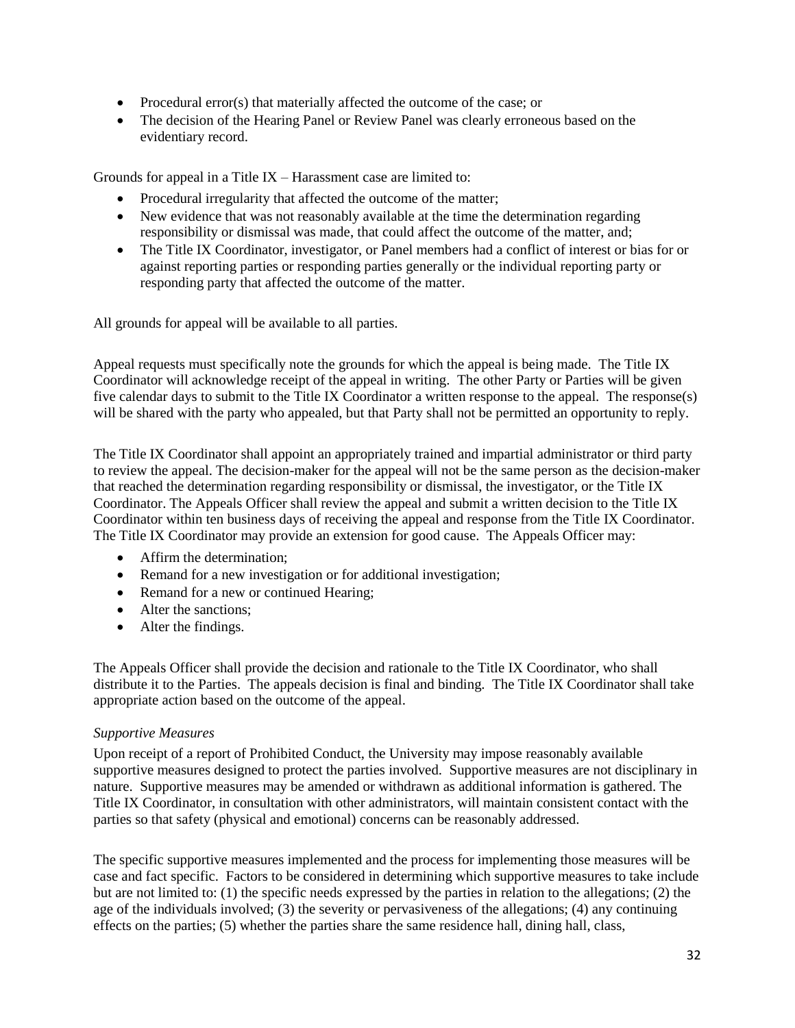- Procedural error(s) that materially affected the outcome of the case; or
- The decision of the Hearing Panel or Review Panel was clearly erroneous based on the evidentiary record.

Grounds for appeal in a Title IX – Harassment case are limited to:

- Procedural irregularity that affected the outcome of the matter;
- New evidence that was not reasonably available at the time the determination regarding responsibility or dismissal was made, that could affect the outcome of the matter, and;
- The Title IX Coordinator, investigator, or Panel members had a conflict of interest or bias for or against reporting parties or responding parties generally or the individual reporting party or responding party that affected the outcome of the matter.

All grounds for appeal will be available to all parties.

Appeal requests must specifically note the grounds for which the appeal is being made. The Title IX Coordinator will acknowledge receipt of the appeal in writing. The other Party or Parties will be given five calendar days to submit to the Title IX Coordinator a written response to the appeal. The response(s) will be shared with the party who appealed, but that Party shall not be permitted an opportunity to reply.

The Title IX Coordinator shall appoint an appropriately trained and impartial administrator or third party to review the appeal. The decision-maker for the appeal will not be the same person as the decision-maker that reached the determination regarding responsibility or dismissal, the investigator, or the Title IX Coordinator. The Appeals Officer shall review the appeal and submit a written decision to the Title IX Coordinator within ten business days of receiving the appeal and response from the Title IX Coordinator. The Title IX Coordinator may provide an extension for good cause. The Appeals Officer may:

- Affirm the determination;
- Remand for a new investigation or for additional investigation;
- Remand for a new or continued Hearing;
- Alter the sanctions;
- Alter the findings.

The Appeals Officer shall provide the decision and rationale to the Title IX Coordinator, who shall distribute it to the Parties. The appeals decision is final and binding. The Title IX Coordinator shall take appropriate action based on the outcome of the appeal.

*Supportive Measures*

Upon receipt of a report of Prohibited Conduct, the University may impose reasonably available supportive measures designed to protect the parties involved. Supportive measures are not disciplinary in nature. Supportive measures may be amended or withdrawn as additional information is gathered. The Title IX Coordinator, in consultation with other administrators, will maintain consistent contact with the parties so that safety (physical and emotional) concerns can be reasonably addressed.

The specific supportive measures implemented and the process for implementing those measures will be case and fact specific. Factors to be considered in determining which supportive measures to take include but are not limited to: (1) the specific needs expressed by the parties in relation to the allegations; (2) the age of the individuals involved; (3) the severity or pervasiveness of the allegations; (4) any continuing effects on the parties; (5) whether the parties share the same residence hall, dining hall, class,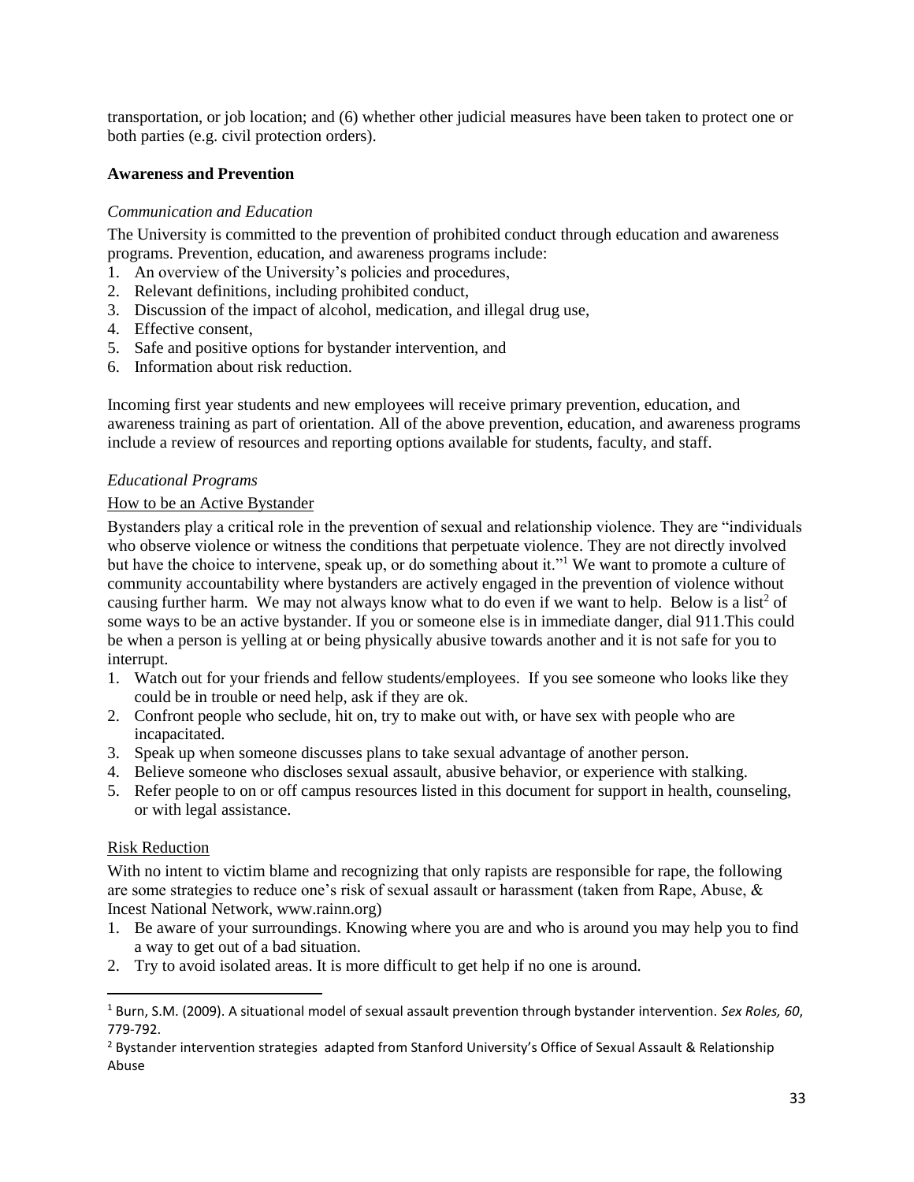transportation, or job location; and (6) whether other judicial measures have been taken to protect one or both parties (e.g. civil protection orders).

**Awareness and Prevention**

*Communication and Education*

The University is committed to the prevention of prohibited conduct through education and awareness programs. Prevention, education, and awareness programs include:

1. An overview of the University's policies and procedures,
2. Relevant definitions, including prohibited conduct,
3. Discussion of the impact of alcohol, medication, and illegal drug use,
4. Effective consent,
5. Safe and positive options for bystander intervention, and
6. Information about risk reduction.

Incoming first year students and new employees will receive primary prevention, education, and awareness training as part of orientation. All of the above prevention, education, and awareness programs include a review of resources and reporting options available for students, faculty, and staff.

*Educational Programs*

<u>How to be an Active Bystander</u>

Bystanders play a critical role in the prevention of sexual and relationship violence. They are "individuals who observe violence or witness the conditions that perpetuate violence. They are not directly involved but have the choice to intervene, speak up, or do something about it."[1] We want to promote a culture of community accountability where bystanders are actively engaged in the prevention of violence without causing further harm. We may not always know what to do even if we want to help. Below is a list[2] of some ways to be an active bystander. If you or someone else is in immediate danger, dial 911.This could be when a person is yelling at or being physically abusive towards another and it is not safe for you to interrupt.

1. Watch out for your friends and fellow students/employees. If you see someone who looks like they could be in trouble or need help, ask if they are ok.
2. Confront people who seclude, hit on, try to make out with, or have sex with people who are incapacitated.
3. Speak up when someone discusses plans to take sexual advantage of another person.
4. Believe someone who discloses sexual assault, abusive behavior, or experience with stalking.
5. Refer people to on or off campus resources listed in this document for support in health, counseling, or with legal assistance.

<u>Risk Reduction</u>

With no intent to victim blame and recognizing that only rapists are responsible for rape, the following are some strategies to reduce one's risk of sexual assault or harassment (taken from Rape, Abuse, & Incest National Network, www.rainn.org)

1. Be aware of your surroundings. Knowing where you are and who is around you may help you to find a way to get out of a bad situation.
2. Try to avoid isolated areas. It is more difficult to get help if no one is around.

---

[1] Burn, S.M. (2009). A situational model of sexual assault prevention through bystander intervention. *Sex Roles, 60*, 779-792.

[2] Bystander intervention strategies adapted from Stanford University's Office of Sexual Assault & Relationship Abuse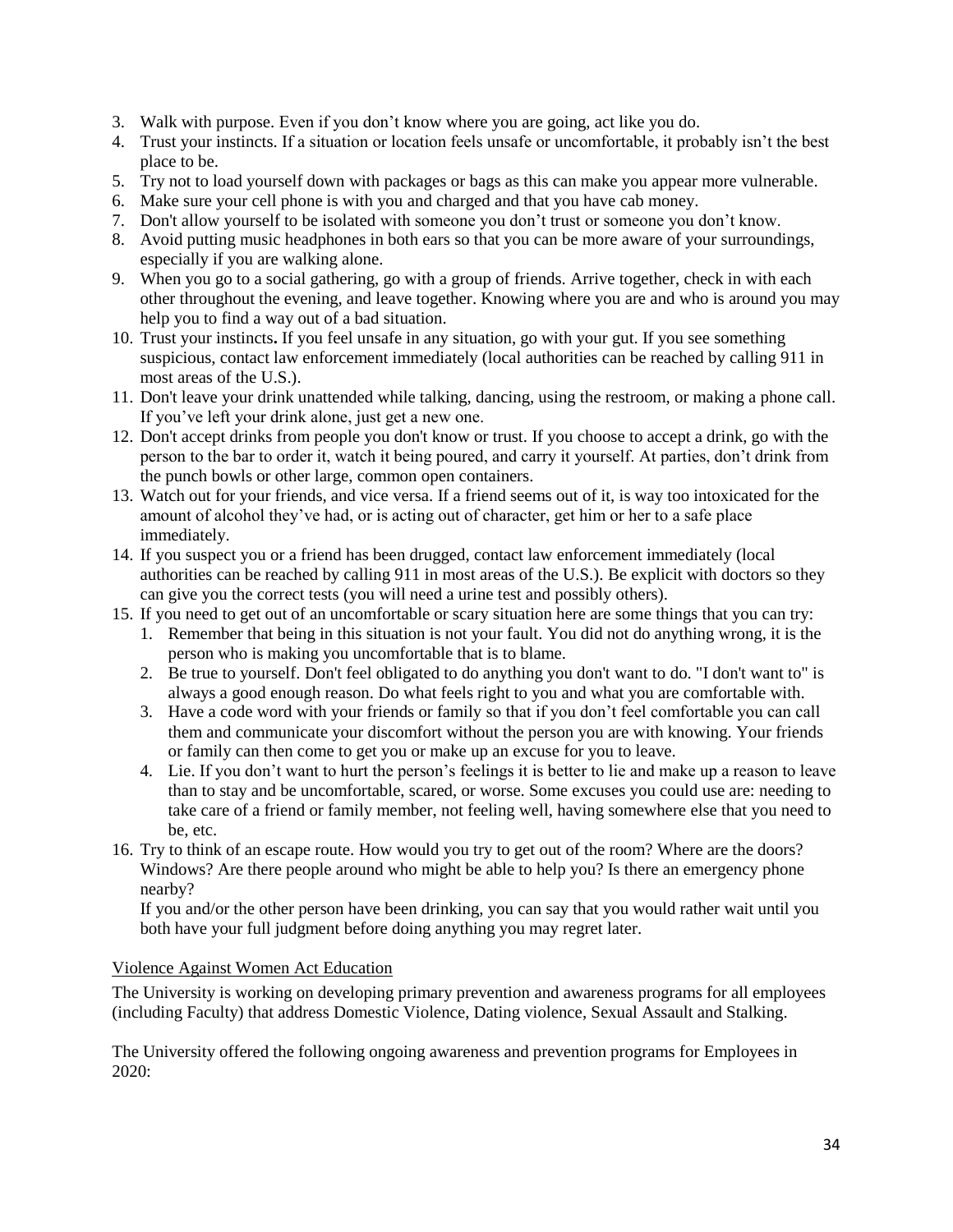3. Walk with purpose. Even if you don't know where you are going, act like you do.
4. Trust your instincts. If a situation or location feels unsafe or uncomfortable, it probably isn't the best place to be.
5. Try not to load yourself down with packages or bags as this can make you appear more vulnerable.
6. Make sure your cell phone is with you and charged and that you have cab money.
7. Don't allow yourself to be isolated with someone you don't trust or someone you don't know.
8. Avoid putting music headphones in both ears so that you can be more aware of your surroundings, especially if you are walking alone.
9. When you go to a social gathering, go with a group of friends. Arrive together, check in with each other throughout the evening, and leave together. Knowing where you are and who is around you may help you to find a way out of a bad situation.
10. Trust your instincts**.** If you feel unsafe in any situation, go with your gut. If you see something suspicious, contact law enforcement immediately (local authorities can be reached by calling 911 in most areas of the U.S.).
11. Don't leave your drink unattended while talking, dancing, using the restroom, or making a phone call. If you've left your drink alone, just get a new one.
12. Don't accept drinks from people you don't know or trust. If you choose to accept a drink, go with the person to the bar to order it, watch it being poured, and carry it yourself. At parties, don't drink from the punch bowls or other large, common open containers.
13. Watch out for your friends, and vice versa. If a friend seems out of it, is way too intoxicated for the amount of alcohol they've had, or is acting out of character, get him or her to a safe place immediately.
14. If you suspect you or a friend has been drugged, contact law enforcement immediately (local authorities can be reached by calling 911 in most areas of the U.S.). Be explicit with doctors so they can give you the correct tests (you will need a urine test and possibly others).
15. If you need to get out of an uncomfortable or scary situation here are some things that you can try:
    1. Remember that being in this situation is not your fault. You did not do anything wrong, it is the person who is making you uncomfortable that is to blame.
    2. Be true to yourself. Don't feel obligated to do anything you don't want to do. "I don't want to" is always a good enough reason. Do what feels right to you and what you are comfortable with.
    3. Have a code word with your friends or family so that if you don't feel comfortable you can call them and communicate your discomfort without the person you are with knowing. Your friends or family can then come to get you or make up an excuse for you to leave.
    4. Lie. If you don't want to hurt the person's feelings it is better to lie and make up a reason to leave than to stay and be uncomfortable, scared, or worse. Some excuses you could use are: needing to take care of a friend or family member, not feeling well, having somewhere else that you need to be, etc.
16. Try to think of an escape route. How would you try to get out of the room? Where are the doors? Windows? Are there people around who might be able to help you? Is there an emergency phone nearby?

    If you and/or the other person have been drinking, you can say that you would rather wait until you both have your full judgment before doing anything you may regret later.

Violence Against Women Act Education

The University is working on developing primary prevention and awareness programs for all employees (including Faculty) that address Domestic Violence, Dating violence, Sexual Assault and Stalking.

The University offered the following ongoing awareness and prevention programs for Employees in 2020: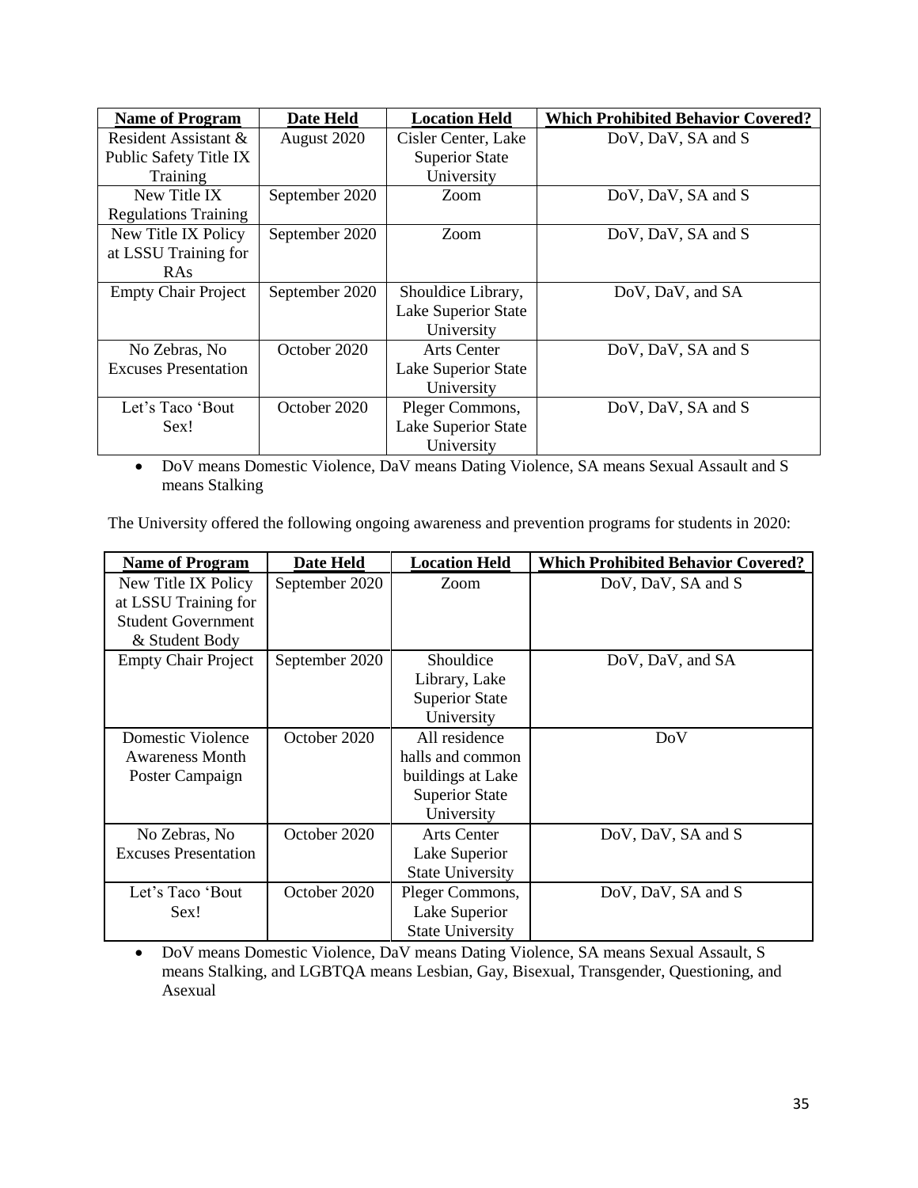| Name of Program | Date Held | Location Held | Which Prohibited Behavior Covered? |
| --- | --- | --- | --- |
| Resident Assistant & Public Safety Title IX Training | August 2020 | Cisler Center, Lake Superior State University | DoV, DaV, SA and S |
| New Title IX Regulations Training | September 2020 | Zoom | DoV, DaV, SA and S |
| New Title IX Policy at LSSU Training for RAs | September 2020 | Zoom | DoV, DaV, SA and S |
| Empty Chair Project | September 2020 | Shouldice Library, Lake Superior State University | DoV, DaV, and SA |
| No Zebras, No Excuses Presentation | October 2020 | Arts Center Lake Superior State University | DoV, DaV, SA and S |
| Let's Taco 'Bout Sex! | October 2020 | Pleger Commons, Lake Superior State University | DoV, DaV, SA and S |

- DoV means Domestic Violence, DaV means Dating Violence, SA means Sexual Assault and S means Stalking

The University offered the following ongoing awareness and prevention programs for students in 2020:

| Name of Program | Date Held | Location Held | Which Prohibited Behavior Covered? |
| --- | --- | --- | --- |
| New Title IX Policy at LSSU Training for Student Government & Student Body | September 2020 | Zoom | DoV, DaV, SA and S |
| Empty Chair Project | September 2020 | Shouldice Library, Lake Superior State University | DoV, DaV, and SA |
| Domestic Violence Awareness Month Poster Campaign | October 2020 | All residence halls and common buildings at Lake Superior State University | DoV |
| No Zebras, No Excuses Presentation | October 2020 | Arts Center Lake Superior State University | DoV, DaV, SA and S |
| Let's Taco 'Bout Sex! | October 2020 | Pleger Commons, Lake Superior State University | DoV, DaV, SA and S |

- DoV means Domestic Violence, DaV means Dating Violence, SA means Sexual Assault, S means Stalking, and LGBTQA means Lesbian, Gay, Bisexual, Transgender, Questioning, and Asexual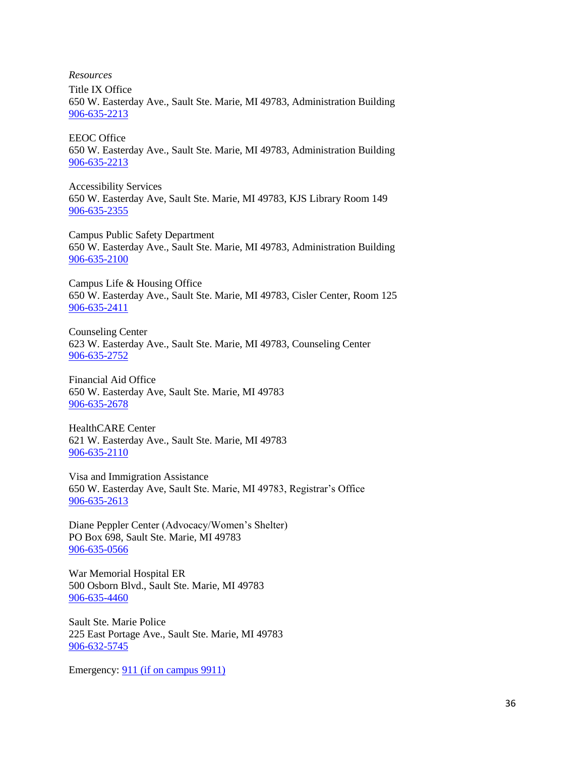*Resources*

Title IX Office
650 W. Easterday Ave., Sault Ste. Marie, MI 49783, Administration Building
906-635-2213

EEOC Office
650 W. Easterday Ave., Sault Ste. Marie, MI 49783, Administration Building
906-635-2213

Accessibility Services
650 W. Easterday Ave, Sault Ste. Marie, MI 49783, KJS Library Room 149
906-635-2355

Campus Public Safety Department
650 W. Easterday Ave., Sault Ste. Marie, MI 49783, Administration Building
906-635-2100

Campus Life & Housing Office
650 W. Easterday Ave., Sault Ste. Marie, MI 49783, Cisler Center, Room 125
906-635-2411

Counseling Center
623 W. Easterday Ave., Sault Ste. Marie, MI 49783, Counseling Center
906-635-2752

Financial Aid Office
650 W. Easterday Ave, Sault Ste. Marie, MI 49783
906-635-2678

HealthCARE Center
621 W. Easterday Ave., Sault Ste. Marie, MI 49783
906-635-2110

Visa and Immigration Assistance
650 W. Easterday Ave, Sault Ste. Marie, MI 49783, Registrar's Office
906-635-2613

Diane Peppler Center (Advocacy/Women's Shelter)
PO Box 698, Sault Ste. Marie, MI 49783
906-635-0566

War Memorial Hospital ER
500 Osborn Blvd., Sault Ste. Marie, MI 49783
906-635-4460

Sault Ste. Marie Police
225 East Portage Ave., Sault Ste. Marie, MI 49783
906-632-5745

Emergency: 911 (if on campus 9911)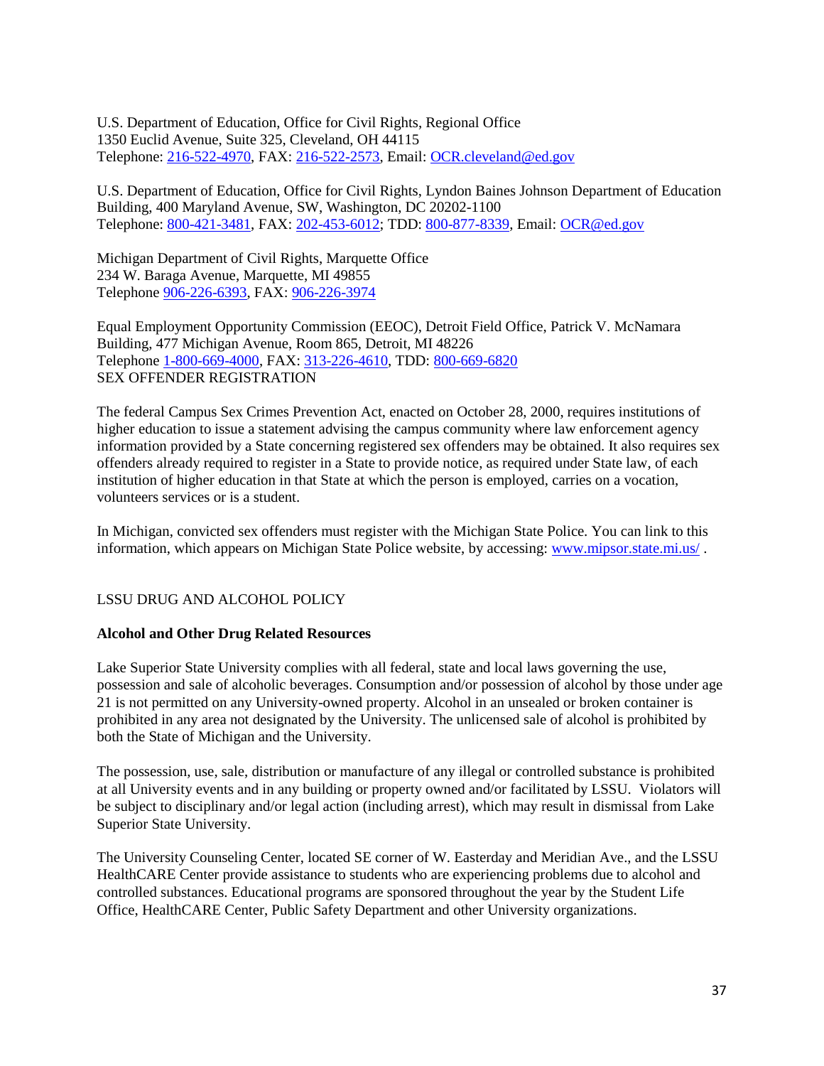U.S. Department of Education, Office for Civil Rights, Regional Office
1350 Euclid Avenue, Suite 325, Cleveland, OH 44115
Telephone: 216-522-4970, FAX: 216-522-2573, Email: OCR.cleveland@ed.gov

U.S. Department of Education, Office for Civil Rights, Lyndon Baines Johnson Department of Education Building, 400 Maryland Avenue, SW, Washington, DC 20202-1100
Telephone: 800-421-3481, FAX: 202-453-6012; TDD: 800-877-8339, Email: OCR@ed.gov

Michigan Department of Civil Rights, Marquette Office
234 W. Baraga Avenue, Marquette, MI 49855
Telephone 906-226-6393, FAX: 906-226-3974

Equal Employment Opportunity Commission (EEOC), Detroit Field Office, Patrick V. McNamara Building, 477 Michigan Avenue, Room 865, Detroit, MI 48226
Telephone 1-800-669-4000, FAX: 313-226-4610, TDD: 800-669-6820

## SEX OFFENDER REGISTRATION

The federal Campus Sex Crimes Prevention Act, enacted on October 28, 2000, requires institutions of higher education to issue a statement advising the campus community where law enforcement agency information provided by a State concerning registered sex offenders may be obtained. It also requires sex offenders already required to register in a State to provide notice, as required under State law, of each institution of higher education in that State at which the person is employed, carries on a vocation, volunteers services or is a student.

In Michigan, convicted sex offenders must register with the Michigan State Police. You can link to this information, which appears on Michigan State Police website, by accessing: www.mipsor.state.mi.us/ .

## LSSU DRUG AND ALCOHOL POLICY

### Alcohol and Other Drug Related Resources

Lake Superior State University complies with all federal, state and local laws governing the use, possession and sale of alcoholic beverages. Consumption and/or possession of alcohol by those under age 21 is not permitted on any University-owned property. Alcohol in an unsealed or broken container is prohibited in any area not designated by the University. The unlicensed sale of alcohol is prohibited by both the State of Michigan and the University.

The possession, use, sale, distribution or manufacture of any illegal or controlled substance is prohibited at all University events and in any building or property owned and/or facilitated by LSSU. Violators will be subject to disciplinary and/or legal action (including arrest), which may result in dismissal from Lake Superior State University.

The University Counseling Center, located SE corner of W. Easterday and Meridian Ave., and the LSSU HealthCARE Center provide assistance to students who are experiencing problems due to alcohol and controlled substances. Educational programs are sponsored throughout the year by the Student Life Office, HealthCARE Center, Public Safety Department and other University organizations.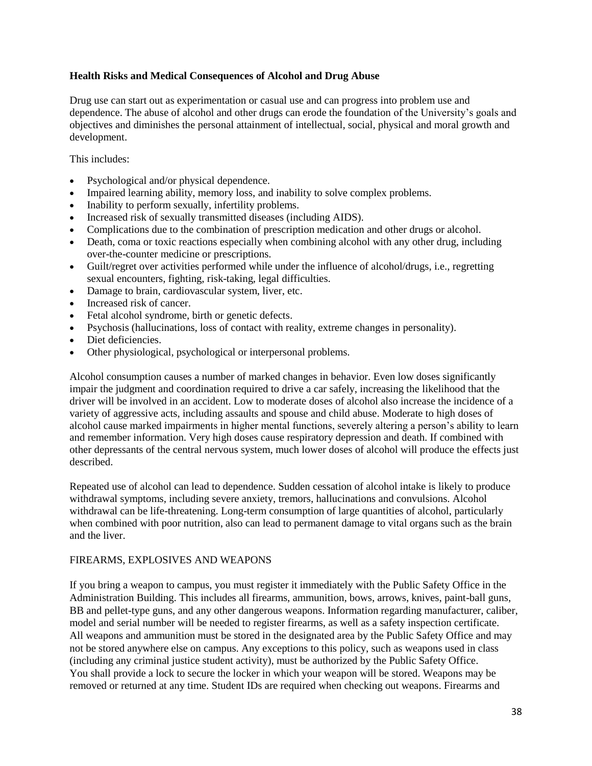**Health Risks and Medical Consequences of Alcohol and Drug Abuse**

Drug use can start out as experimentation or casual use and can progress into problem use and dependence. The abuse of alcohol and other drugs can erode the foundation of the University's goals and objectives and diminishes the personal attainment of intellectual, social, physical and moral growth and development.

This includes:

- Psychological and/or physical dependence.
- Impaired learning ability, memory loss, and inability to solve complex problems.
- Inability to perform sexually, infertility problems.
- Increased risk of sexually transmitted diseases (including AIDS).
- Complications due to the combination of prescription medication and other drugs or alcohol.
- Death, coma or toxic reactions especially when combining alcohol with any other drug, including over-the-counter medicine or prescriptions.
- Guilt/regret over activities performed while under the influence of alcohol/drugs, i.e., regretting sexual encounters, fighting, risk-taking, legal difficulties.
- Damage to brain, cardiovascular system, liver, etc.
- Increased risk of cancer.
- Fetal alcohol syndrome, birth or genetic defects.
- Psychosis (hallucinations, loss of contact with reality, extreme changes in personality).
- Diet deficiencies.
- Other physiological, psychological or interpersonal problems.

Alcohol consumption causes a number of marked changes in behavior. Even low doses significantly impair the judgment and coordination required to drive a car safely, increasing the likelihood that the driver will be involved in an accident. Low to moderate doses of alcohol also increase the incidence of a variety of aggressive acts, including assaults and spouse and child abuse. Moderate to high doses of alcohol cause marked impairments in higher mental functions, severely altering a person's ability to learn and remember information. Very high doses cause respiratory depression and death. If combined with other depressants of the central nervous system, much lower doses of alcohol will produce the effects just described.

Repeated use of alcohol can lead to dependence. Sudden cessation of alcohol intake is likely to produce withdrawal symptoms, including severe anxiety, tremors, hallucinations and convulsions. Alcohol withdrawal can be life-threatening. Long-term consumption of large quantities of alcohol, particularly when combined with poor nutrition, also can lead to permanent damage to vital organs such as the brain and the liver.

FIREARMS, EXPLOSIVES AND WEAPONS

If you bring a weapon to campus, you must register it immediately with the Public Safety Office in the Administration Building. This includes all firearms, ammunition, bows, arrows, knives, paint-ball guns, BB and pellet-type guns, and any other dangerous weapons. Information regarding manufacturer, caliber, model and serial number will be needed to register firearms, as well as a safety inspection certificate. All weapons and ammunition must be stored in the designated area by the Public Safety Office and may not be stored anywhere else on campus. Any exceptions to this policy, such as weapons used in class (including any criminal justice student activity), must be authorized by the Public Safety Office. You shall provide a lock to secure the locker in which your weapon will be stored. Weapons may be removed or returned at any time. Student IDs are required when checking out weapons. Firearms and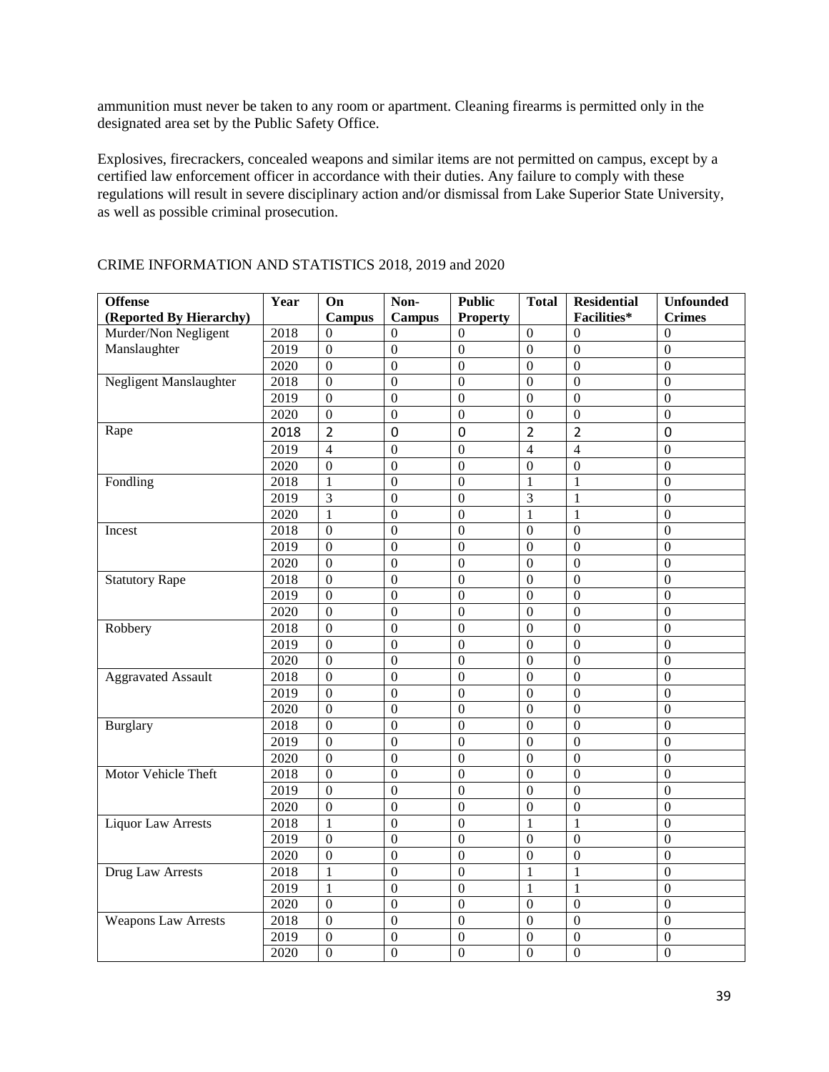ammunition must never be taken to any room or apartment. Cleaning firearms is permitted only in the designated area set by the Public Safety Office.

Explosives, firecrackers, concealed weapons and similar items are not permitted on campus, except by a certified law enforcement officer in accordance with their duties. Any failure to comply with these regulations will result in severe disciplinary action and/or dismissal from Lake Superior State University, as well as possible criminal prosecution.

CRIME INFORMATION AND STATISTICS 2018, 2019 and 2020

| Offense (Reported By Hierarchy) | Year | On Campus | Non-Campus | Public Property | Total | Residential Facilities* | Unfounded Crimes |
|---|---|---|---|---|---|---|---|
| Murder/Non Negligent Manslaughter | 2018 | 0 | 0 | 0 | 0 | 0 | 0 |
| | 2019 | 0 | 0 | 0 | 0 | 0 | 0 |
| | 2020 | 0 | 0 | 0 | 0 | 0 | 0 |
| Negligent Manslaughter | 2018 | 0 | 0 | 0 | 0 | 0 | 0 |
| | 2019 | 0 | 0 | 0 | 0 | 0 | 0 |
| | 2020 | 0 | 0 | 0 | 0 | 0 | 0 |
| Rape | 2018 | 2 | 0 | 0 | 2 | 2 | 0 |
| | 2019 | 4 | 0 | 0 | 4 | 4 | 0 |
| | 2020 | 0 | 0 | 0 | 0 | 0 | 0 |
| Fondling | 2018 | 1 | 0 | 0 | 1 | 1 | 0 |
| | 2019 | 3 | 0 | 0 | 3 | 1 | 0 |
| | 2020 | 1 | 0 | 0 | 1 | 1 | 0 |
| Incest | 2018 | 0 | 0 | 0 | 0 | 0 | 0 |
| | 2019 | 0 | 0 | 0 | 0 | 0 | 0 |
| | 2020 | 0 | 0 | 0 | 0 | 0 | 0 |
| Statutory Rape | 2018 | 0 | 0 | 0 | 0 | 0 | 0 |
| | 2019 | 0 | 0 | 0 | 0 | 0 | 0 |
| | 2020 | 0 | 0 | 0 | 0 | 0 | 0 |
| Robbery | 2018 | 0 | 0 | 0 | 0 | 0 | 0 |
| | 2019 | 0 | 0 | 0 | 0 | 0 | 0 |
| | 2020 | 0 | 0 | 0 | 0 | 0 | 0 |
| Aggravated Assault | 2018 | 0 | 0 | 0 | 0 | 0 | 0 |
| | 2019 | 0 | 0 | 0 | 0 | 0 | 0 |
| | 2020 | 0 | 0 | 0 | 0 | 0 | 0 |
| Burglary | 2018 | 0 | 0 | 0 | 0 | 0 | 0 |
| | 2019 | 0 | 0 | 0 | 0 | 0 | 0 |
| | 2020 | 0 | 0 | 0 | 0 | 0 | 0 |
| Motor Vehicle Theft | 2018 | 0 | 0 | 0 | 0 | 0 | 0 |
| | 2019 | 0 | 0 | 0 | 0 | 0 | 0 |
| | 2020 | 0 | 0 | 0 | 0 | 0 | 0 |
| Liquor Law Arrests | 2018 | 1 | 0 | 0 | 1 | 1 | 0 |
| | 2019 | 0 | 0 | 0 | 0 | 0 | 0 |
| | 2020 | 0 | 0 | 0 | 0 | 0 | 0 |
| Drug Law Arrests | 2018 | 1 | 0 | 0 | 1 | 1 | 0 |
| | 2019 | 1 | 0 | 0 | 1 | 1 | 0 |
| | 2020 | 0 | 0 | 0 | 0 | 0 | 0 |
| Weapons Law Arrests | 2018 | 0 | 0 | 0 | 0 | 0 | 0 |
| | 2019 | 0 | 0 | 0 | 0 | 0 | 0 |
| | 2020 | 0 | 0 | 0 | 0 | 0 | 0 |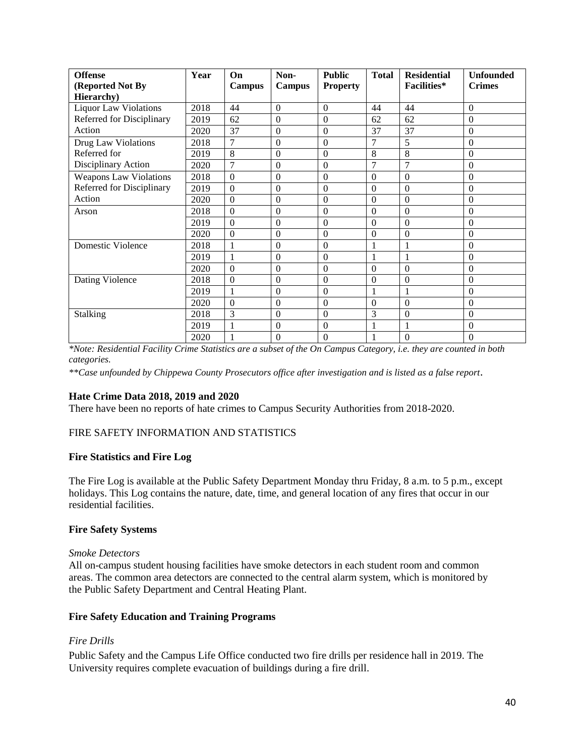| Offense (Reported Not By Hierarchy) | Year | On Campus | Non-Campus | Public Property | Total | Residential Facilities* | Unfounded Crimes |
|---|---|---|---|---|---|---|---|
| Liquor Law Violations Referred for Disciplinary Action | 2018 | 44 | 0 | 0 | 44 | 44 | 0 |
| | 2019 | 62 | 0 | 0 | 62 | 62 | 0 |
| | 2020 | 37 | 0 | 0 | 37 | 37 | 0 |
| Drug Law Violations Referred for Disciplinary Action | 2018 | 7 | 0 | 0 | 7 | 5 | 0 |
| | 2019 | 8 | 0 | 0 | 8 | 8 | 0 |
| | 2020 | 7 | 0 | 0 | 7 | 7 | 0 |
| Weapons Law Violations Referred for Disciplinary Action | 2018 | 0 | 0 | 0 | 0 | 0 | 0 |
| | 2019 | 0 | 0 | 0 | 0 | 0 | 0 |
| | 2020 | 0 | 0 | 0 | 0 | 0 | 0 |
| Arson | 2018 | 0 | 0 | 0 | 0 | 0 | 0 |
| | 2019 | 0 | 0 | 0 | 0 | 0 | 0 |
| | 2020 | 0 | 0 | 0 | 0 | 0 | 0 |
| Domestic Violence | 2018 | 1 | 0 | 0 | 1 | 1 | 0 |
| | 2019 | 1 | 0 | 0 | 1 | 1 | 0 |
| | 2020 | 0 | 0 | 0 | 0 | 0 | 0 |
| Dating Violence | 2018 | 0 | 0 | 0 | 0 | 0 | 0 |
| | 2019 | 1 | 0 | 0 | 1 | 1 | 0 |
| | 2020 | 0 | 0 | 0 | 0 | 0 | 0 |
| Stalking | 2018 | 3 | 0 | 0 | 3 | 0 | 0 |
| | 2019 | 1 | 0 | 0 | 1 | 1 | 0 |
| | 2020 | 1 | 0 | 0 | 1 | 0 | 0 |

*\*Note: Residential Facility Crime Statistics are a subset of the On Campus Category, i.e. they are counted in both categories.*

*\*\*Case unfounded by Chippewa County Prosecutors office after investigation and is listed as a false report*.

**Hate Crime Data 2018, 2019 and 2020**

There have been no reports of hate crimes to Campus Security Authorities from 2018-2020.

FIRE SAFETY INFORMATION AND STATISTICS

**Fire Statistics and Fire Log**

The Fire Log is available at the Public Safety Department Monday thru Friday, 8 a.m. to 5 p.m., except holidays. This Log contains the nature, date, time, and general location of any fires that occur in our residential facilities.

**Fire Safety Systems**

*Smoke Detectors*

All on-campus student housing facilities have smoke detectors in each student room and common areas. The common area detectors are connected to the central alarm system, which is monitored by the Public Safety Department and Central Heating Plant.

**Fire Safety Education and Training Programs**

*Fire Drills*

Public Safety and the Campus Life Office conducted two fire drills per residence hall in 2019. The University requires complete evacuation of buildings during a fire drill.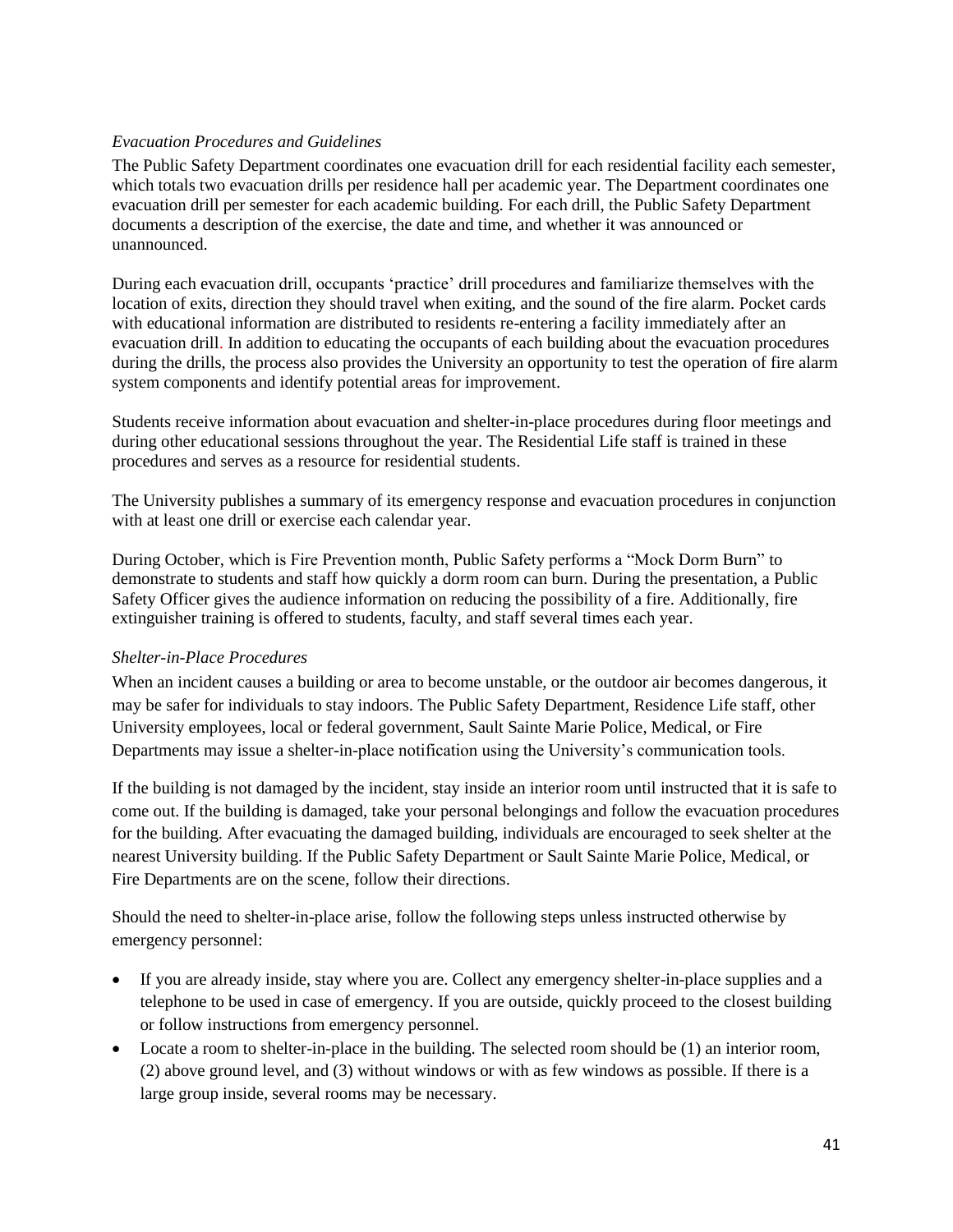*Evacuation Procedures and Guidelines*

The Public Safety Department coordinates one evacuation drill for each residential facility each semester, which totals two evacuation drills per residence hall per academic year. The Department coordinates one evacuation drill per semester for each academic building. For each drill, the Public Safety Department documents a description of the exercise, the date and time, and whether it was announced or unannounced.

During each evacuation drill, occupants 'practice' drill procedures and familiarize themselves with the location of exits, direction they should travel when exiting, and the sound of the fire alarm. Pocket cards with educational information are distributed to residents re-entering a facility immediately after an evacuation drill. In addition to educating the occupants of each building about the evacuation procedures during the drills, the process also provides the University an opportunity to test the operation of fire alarm system components and identify potential areas for improvement.

Students receive information about evacuation and shelter-in-place procedures during floor meetings and during other educational sessions throughout the year. The Residential Life staff is trained in these procedures and serves as a resource for residential students.

The University publishes a summary of its emergency response and evacuation procedures in conjunction with at least one drill or exercise each calendar year.

During October, which is Fire Prevention month, Public Safety performs a "Mock Dorm Burn" to demonstrate to students and staff how quickly a dorm room can burn. During the presentation, a Public Safety Officer gives the audience information on reducing the possibility of a fire. Additionally, fire extinguisher training is offered to students, faculty, and staff several times each year.

*Shelter-in-Place Procedures*

When an incident causes a building or area to become unstable, or the outdoor air becomes dangerous, it may be safer for individuals to stay indoors. The Public Safety Department, Residence Life staff, other University employees, local or federal government, Sault Sainte Marie Police, Medical, or Fire Departments may issue a shelter-in-place notification using the University's communication tools.

If the building is not damaged by the incident, stay inside an interior room until instructed that it is safe to come out. If the building is damaged, take your personal belongings and follow the evacuation procedures for the building. After evacuating the damaged building, individuals are encouraged to seek shelter at the nearest University building. If the Public Safety Department or Sault Sainte Marie Police, Medical, or Fire Departments are on the scene, follow their directions.

Should the need to shelter-in-place arise, follow the following steps unless instructed otherwise by emergency personnel:

- If you are already inside, stay where you are. Collect any emergency shelter-in-place supplies and a telephone to be used in case of emergency. If you are outside, quickly proceed to the closest building or follow instructions from emergency personnel.
- Locate a room to shelter-in-place in the building. The selected room should be (1) an interior room, (2) above ground level, and (3) without windows or with as few windows as possible. If there is a large group inside, several rooms may be necessary.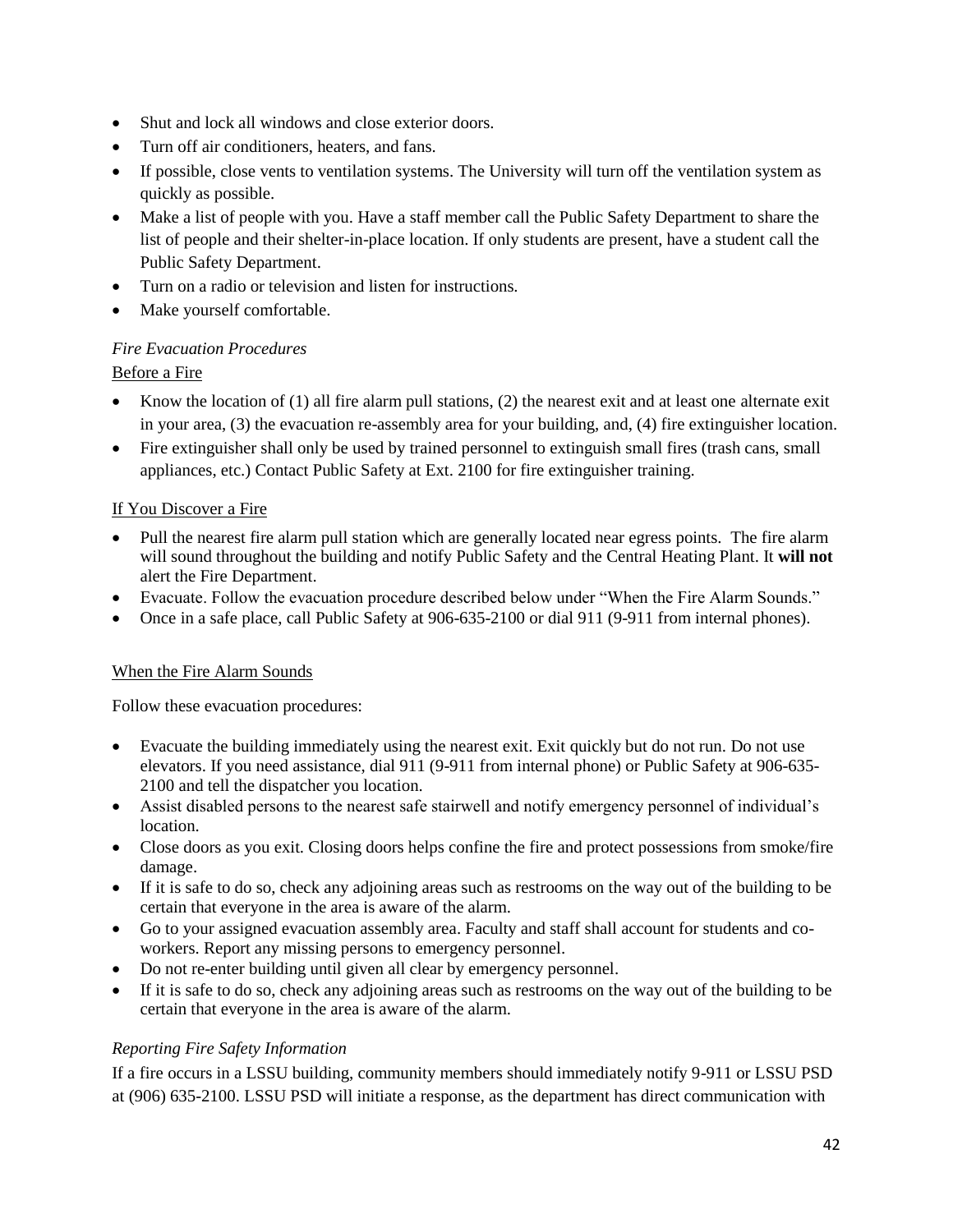- Shut and lock all windows and close exterior doors.
- Turn off air conditioners, heaters, and fans.
- If possible, close vents to ventilation systems. The University will turn off the ventilation system as quickly as possible.
- Make a list of people with you. Have a staff member call the Public Safety Department to share the list of people and their shelter-in-place location. If only students are present, have a student call the Public Safety Department.
- Turn on a radio or television and listen for instructions.
- Make yourself comfortable.

*Fire Evacuation Procedures*

<u>Before a Fire</u>

- Know the location of (1) all fire alarm pull stations, (2) the nearest exit and at least one alternate exit in your area, (3) the evacuation re-assembly area for your building, and, (4) fire extinguisher location.
- Fire extinguisher shall only be used by trained personnel to extinguish small fires (trash cans, small appliances, etc.) Contact Public Safety at Ext. 2100 for fire extinguisher training.

<u>If You Discover a Fire</u>

- Pull the nearest fire alarm pull station which are generally located near egress points. The fire alarm will sound throughout the building and notify Public Safety and the Central Heating Plant. It **will not** alert the Fire Department.
- Evacuate. Follow the evacuation procedure described below under "When the Fire Alarm Sounds."
- Once in a safe place, call Public Safety at 906-635-2100 or dial 911 (9-911 from internal phones).

<u>When the Fire Alarm Sounds</u>

Follow these evacuation procedures:

- Evacuate the building immediately using the nearest exit. Exit quickly but do not run. Do not use elevators. If you need assistance, dial 911 (9-911 from internal phone) or Public Safety at 906-635-2100 and tell the dispatcher you location.
- Assist disabled persons to the nearest safe stairwell and notify emergency personnel of individual's location.
- Close doors as you exit. Closing doors helps confine the fire and protect possessions from smoke/fire damage.
- If it is safe to do so, check any adjoining areas such as restrooms on the way out of the building to be certain that everyone in the area is aware of the alarm.
- Go to your assigned evacuation assembly area. Faculty and staff shall account for students and co-workers. Report any missing persons to emergency personnel.
- Do not re-enter building until given all clear by emergency personnel.
- If it is safe to do so, check any adjoining areas such as restrooms on the way out of the building to be certain that everyone in the area is aware of the alarm.

*Reporting Fire Safety Information*

If a fire occurs in a LSSU building, community members should immediately notify 9-911 or LSSU PSD at (906) 635-2100. LSSU PSD will initiate a response, as the department has direct communication with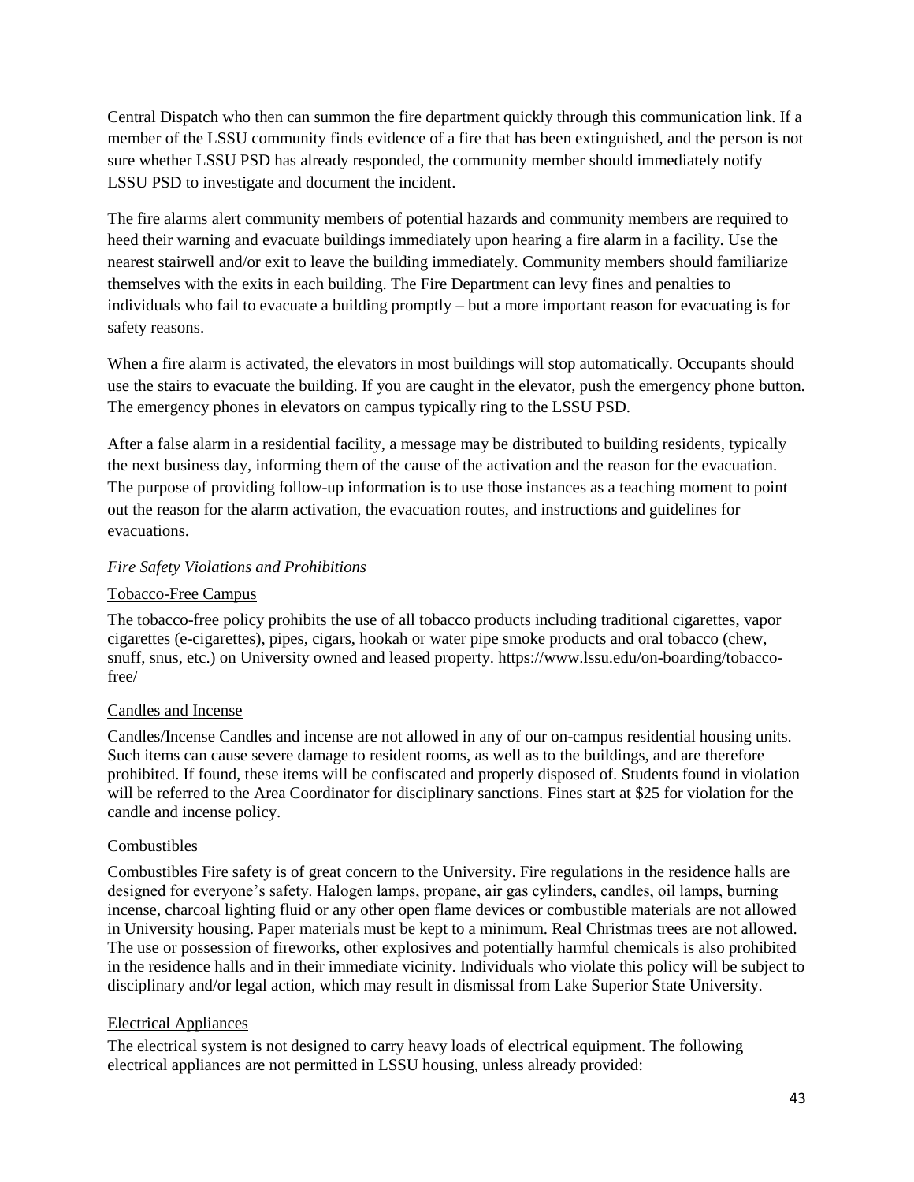Central Dispatch who then can summon the fire department quickly through this communication link. If a member of the LSSU community finds evidence of a fire that has been extinguished, and the person is not sure whether LSSU PSD has already responded, the community member should immediately notify LSSU PSD to investigate and document the incident.

The fire alarms alert community members of potential hazards and community members are required to heed their warning and evacuate buildings immediately upon hearing a fire alarm in a facility. Use the nearest stairwell and/or exit to leave the building immediately. Community members should familiarize themselves with the exits in each building. The Fire Department can levy fines and penalties to individuals who fail to evacuate a building promptly – but a more important reason for evacuating is for safety reasons.

When a fire alarm is activated, the elevators in most buildings will stop automatically. Occupants should use the stairs to evacuate the building. If you are caught in the elevator, push the emergency phone button. The emergency phones in elevators on campus typically ring to the LSSU PSD.

After a false alarm in a residential facility, a message may be distributed to building residents, typically the next business day, informing them of the cause of the activation and the reason for the evacuation. The purpose of providing follow-up information is to use those instances as a teaching moment to point out the reason for the alarm activation, the evacuation routes, and instructions and guidelines for evacuations.

*Fire Safety Violations and Prohibitions*

<u>Tobacco-Free Campus</u>

The tobacco-free policy prohibits the use of all tobacco products including traditional cigarettes, vapor cigarettes (e-cigarettes), pipes, cigars, hookah or water pipe smoke products and oral tobacco (chew, snuff, snus, etc.) on University owned and leased property. https://www.lssu.edu/on-boarding/tobacco-free/

<u>Candles and Incense</u>

Candles/Incense Candles and incense are not allowed in any of our on-campus residential housing units. Such items can cause severe damage to resident rooms, as well as to the buildings, and are therefore prohibited. If found, these items will be confiscated and properly disposed of. Students found in violation will be referred to the Area Coordinator for disciplinary sanctions. Fines start at $25 for violation for the candle and incense policy.

<u>Combustibles</u>

Combustibles Fire safety is of great concern to the University. Fire regulations in the residence halls are designed for everyone's safety. Halogen lamps, propane, air gas cylinders, candles, oil lamps, burning incense, charcoal lighting fluid or any other open flame devices or combustible materials are not allowed in University housing. Paper materials must be kept to a minimum. Real Christmas trees are not allowed. The use or possession of fireworks, other explosives and potentially harmful chemicals is also prohibited in the residence halls and in their immediate vicinity. Individuals who violate this policy will be subject to disciplinary and/or legal action, which may result in dismissal from Lake Superior State University.

<u>Electrical Appliances</u>

The electrical system is not designed to carry heavy loads of electrical equipment. The following electrical appliances are not permitted in LSSU housing, unless already provided: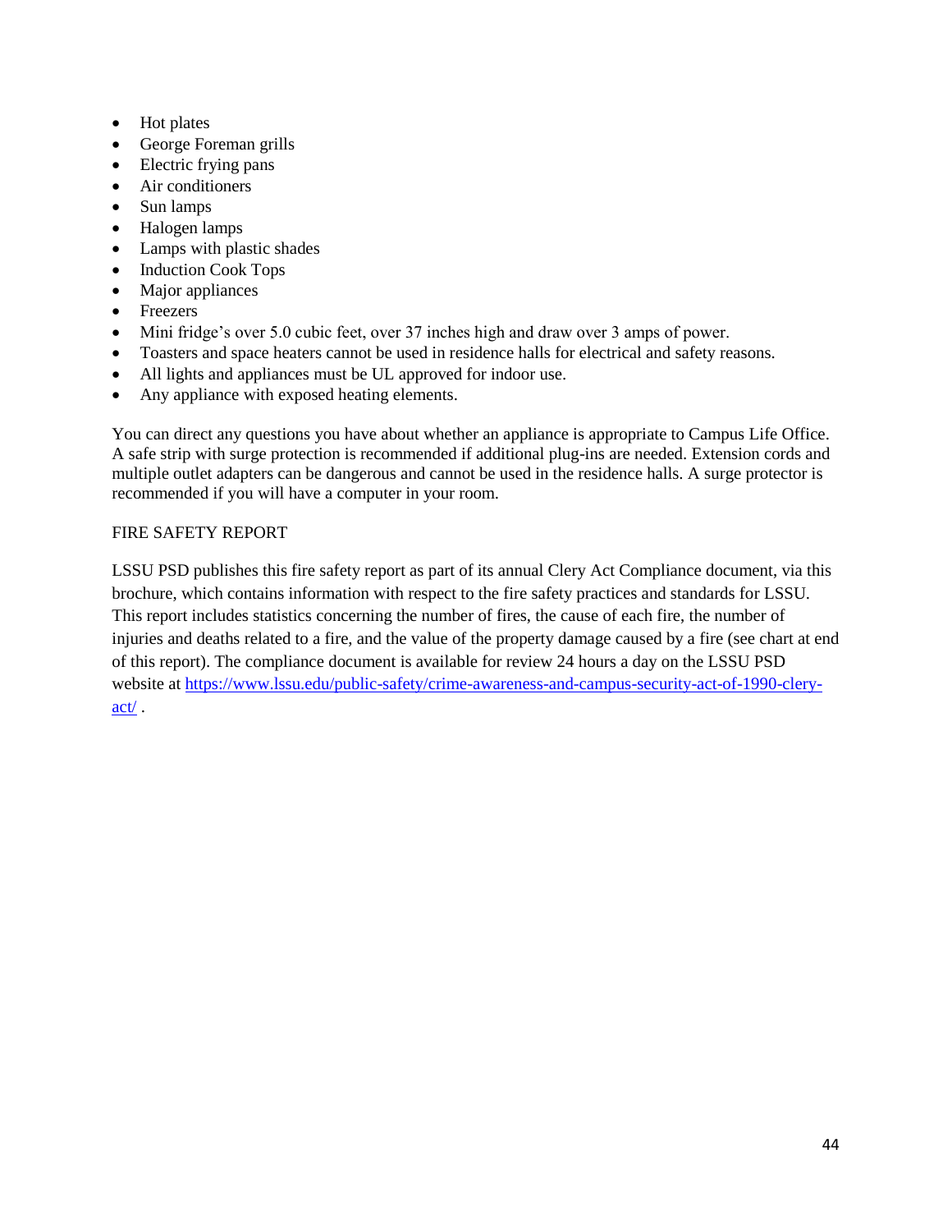- Hot plates
- George Foreman grills
- Electric frying pans
- Air conditioners
- Sun lamps
- Halogen lamps
- Lamps with plastic shades
- Induction Cook Tops
- Major appliances
- Freezers
- Mini fridge's over 5.0 cubic feet, over 37 inches high and draw over 3 amps of power.
- Toasters and space heaters cannot be used in residence halls for electrical and safety reasons.
- All lights and appliances must be UL approved for indoor use.
- Any appliance with exposed heating elements.

You can direct any questions you have about whether an appliance is appropriate to Campus Life Office. A safe strip with surge protection is recommended if additional plug-ins are needed. Extension cords and multiple outlet adapters can be dangerous and cannot be used in the residence halls. A surge protector is recommended if you will have a computer in your room.

FIRE SAFETY REPORT

LSSU PSD publishes this fire safety report as part of its annual Clery Act Compliance document, via this brochure, which contains information with respect to the fire safety practices and standards for LSSU. This report includes statistics concerning the number of fires, the cause of each fire, the number of injuries and deaths related to a fire, and the value of the property damage caused by a fire (see chart at end of this report). The compliance document is available for review 24 hours a day on the LSSU PSD website at [https://www.lssu.edu/public-safety/crime-awareness-and-campus-security-act-of-1990-clery-act/](https://www.lssu.edu/public-safety/crime-awareness-and-campus-security-act-of-1990-clery-act/) .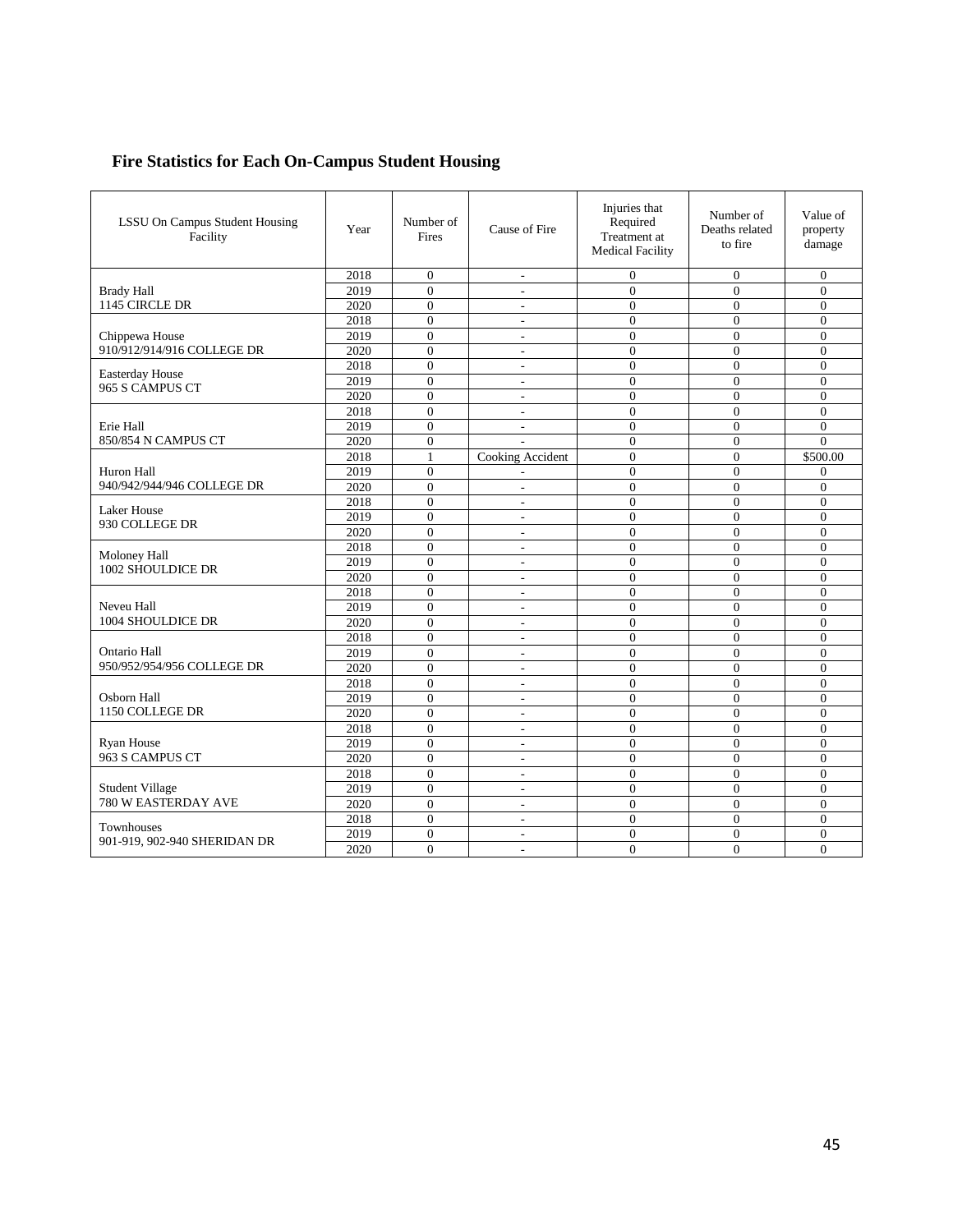## Fire Statistics for Each On-Campus Student Housing

| LSSU On Campus Student Housing Facility | Year | Number of Fires | Cause of Fire | Injuries that Required Treatment at Medical Facility | Number of Deaths related to fire | Value of property damage |
|---|---|---|---|---|---|---|
| Brady Hall 1145 CIRCLE DR | 2018 | 0 | - | 0 | 0 | 0 |
| | 2019 | 0 | - | 0 | 0 | 0 |
| | 2020 | 0 | - | 0 | 0 | 0 |
| Chippewa House 910/912/914/916 COLLEGE DR | 2018 | 0 | - | 0 | 0 | 0 |
| | 2019 | 0 | - | 0 | 0 | 0 |
| | 2020 | 0 | - | 0 | 0 | 0 |
| Easterday House 965 S CAMPUS CT | 2018 | 0 | - | 0 | 0 | 0 |
| | 2019 | 0 | - | 0 | 0 | 0 |
| | 2020 | 0 | - | 0 | 0 | 0 |
| Erie Hall 850/854 N CAMPUS CT | 2018 | 0 | - | 0 | 0 | 0 |
| | 2019 | 0 | - | 0 | 0 | 0 |
| | 2020 | 0 | - | 0 | 0 | 0 |
| Huron Hall 940/942/944/946 COLLEGE DR | 2018 | 1 | Cooking Accident | 0 | 0 | $500.00 |
| | 2019 | 0 | - | 0 | 0 | 0 |
| | 2020 | 0 | - | 0 | 0 | 0 |
| Laker House 930 COLLEGE DR | 2018 | 0 | - | 0 | 0 | 0 |
| | 2019 | 0 | - | 0 | 0 | 0 |
| | 2020 | 0 | - | 0 | 0 | 0 |
| Moloney Hall 1002 SHOULDICE DR | 2018 | 0 | - | 0 | 0 | 0 |
| | 2019 | 0 | - | 0 | 0 | 0 |
| | 2020 | 0 | - | 0 | 0 | 0 |
| Neveu Hall 1004 SHOULDICE DR | 2018 | 0 | - | 0 | 0 | 0 |
| | 2019 | 0 | - | 0 | 0 | 0 |
| | 2020 | 0 | - | 0 | 0 | 0 |
| Ontario Hall 950/952/954/956 COLLEGE DR | 2018 | 0 | - | 0 | 0 | 0 |
| | 2019 | 0 | - | 0 | 0 | 0 |
| | 2020 | 0 | - | 0 | 0 | 0 |
| Osborn Hall 1150 COLLEGE DR | 2018 | 0 | - | 0 | 0 | 0 |
| | 2019 | 0 | - | 0 | 0 | 0 |
| | 2020 | 0 | - | 0 | 0 | 0 |
| Ryan House 963 S CAMPUS CT | 2018 | 0 | - | 0 | 0 | 0 |
| | 2019 | 0 | - | 0 | 0 | 0 |
| | 2020 | 0 | - | 0 | 0 | 0 |
| Student Village 780 W EASTERDAY AVE | 2018 | 0 | - | 0 | 0 | 0 |
| | 2019 | 0 | - | 0 | 0 | 0 |
| | 2020 | 0 | - | 0 | 0 | 0 |
| Townhouses 901-919, 902-940 SHERIDAN DR | 2018 | 0 | - | 0 | 0 | 0 |
| | 2019 | 0 | - | 0 | 0 | 0 |
| | 2020 | 0 | - | 0 | 0 | 0 |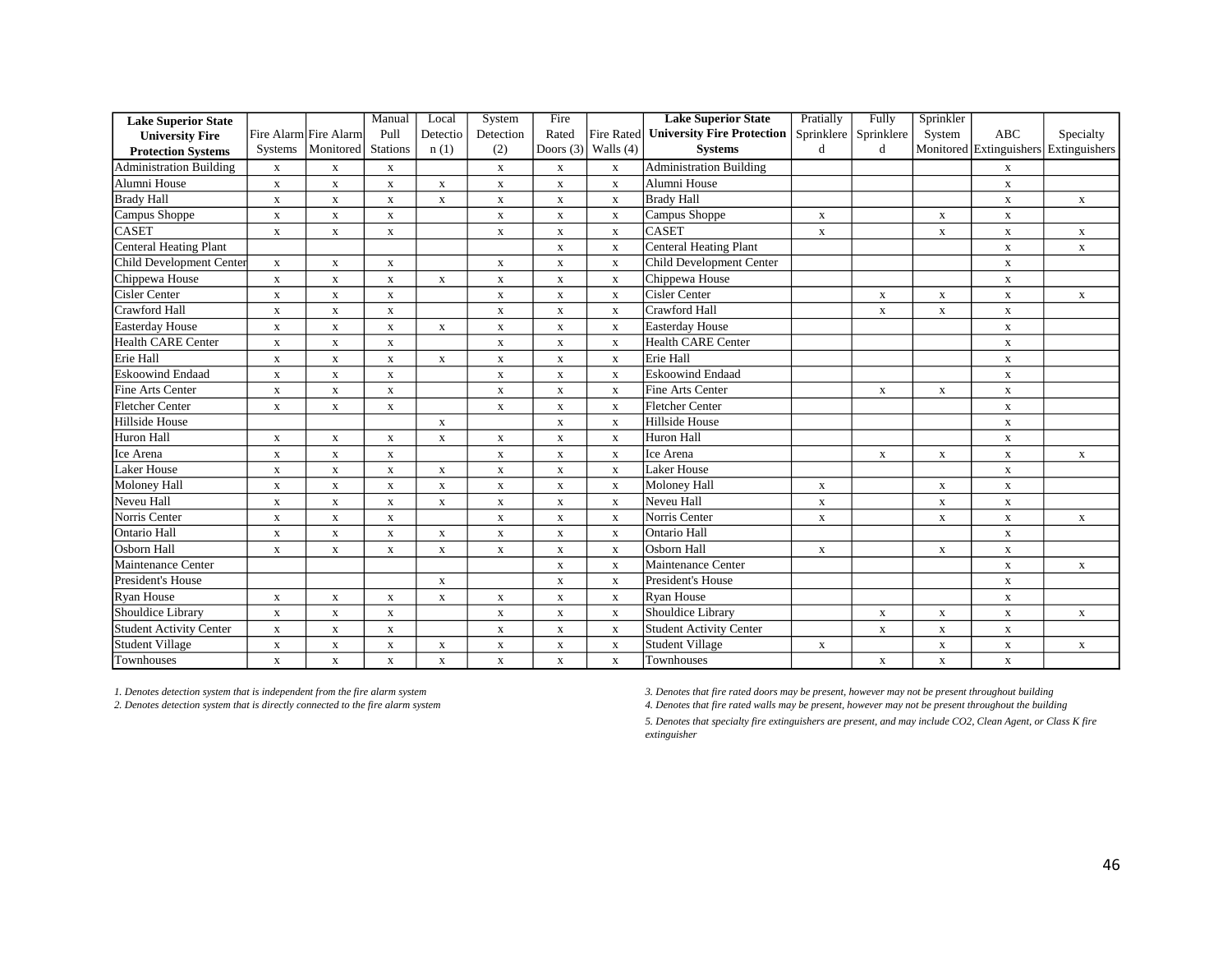| Lake Superior State University Fire Protection Systems | Fire Alarm Systems | Fire Alarm Monitored | Manual Pull Stations | Local Detection (1) | System Detection (2) | Fire Rated Doors (3) | Fire Rated Walls (4) | Lake Superior State University Fire Protection Systems | Pratially Sprinklered | Fully Sprinklered | Sprinkler System Monitored | ABC Extinguishers | Specialty Extinguishers |
|---|---|---|---|---|---|---|---|---|---|---|---|---|---|
| Administration Building | x | x | x | | x | x | x | Administration Building | | | | x | |
| Alumni House | x | x | x | x | x | x | x | Alumni House | | | | x | |
| Brady Hall | x | x | x | x | x | x | x | Brady Hall | | | | x | x |
| Campus Shoppe | x | x | x | | x | x | x | Campus Shoppe | x | | x | x | |
| CASET | x | x | x | | x | x | x | CASET | x | | x | x | x |
| Centeral Heating Plant | | | | | | x | x | Centeral Heating Plant | | | | x | x |
| Child Development Center | x | x | x | | x | x | x | Child Development Center | | | | x | |
| Chippewa House | x | x | x | x | x | x | x | Chippewa House | | | | x | |
| Cisler Center | x | x | x | | x | x | x | Cisler Center | | x | x | x | x |
| Crawford Hall | x | x | x | | x | x | x | Crawford Hall | | x | x | x | |
| Easterday House | x | x | x | x | x | x | x | Easterday House | | | | x | |
| Health CARE Center | x | x | x | | x | x | x | Health CARE Center | | | | x | |
| Erie Hall | x | x | x | x | x | x | x | Erie Hall | | | | x | |
| Eskoowind Endaad | x | x | x | | x | x | x | Eskoowind Endaad | | | | x | |
| Fine Arts Center | x | x | x | | x | x | x | Fine Arts Center | | x | x | x | |
| Fletcher Center | x | x | x | | x | x | x | Fletcher Center | | | | x | |
| Hillside House | | | | x | | x | x | Hillside House | | | | x | |
| Huron Hall | x | x | x | x | x | x | x | Huron Hall | | | | x | |
| Ice Arena | x | x | x | | x | x | x | Ice Arena | | x | x | x | x |
| Laker House | x | x | x | x | x | x | x | Laker House | | | | x | |
| Moloney Hall | x | x | x | x | x | x | x | Moloney Hall | x | | x | x | |
| Neveu Hall | x | x | x | x | x | x | x | Neveu Hall | x | | x | x | |
| Norris Center | x | x | x | | x | x | x | Norris Center | x | | x | x | x |
| Ontario Hall | x | x | x | x | x | x | x | Ontario Hall | | | | x | |
| Osborn Hall | x | x | x | x | x | x | x | Osborn Hall | x | | x | x | |
| Maintenance Center | | | | | | x | x | Maintenance Center | | | | x | x |
| President's House | | | | x | | x | x | President's House | | | | x | |
| Ryan House | x | x | x | x | x | x | x | Ryan House | | | | x | |
| Shouldice Library | x | x | x | | x | x | x | Shouldice Library | | x | x | x | x |
| Student Activity Center | x | x | x | | x | x | x | Student Activity Center | | x | x | x | |
| Student Village | x | x | x | x | x | x | x | Student Village | x | | x | x | x |
| Townhouses | x | x | x | x | x | x | x | Townhouses | | x | x | x | |

*1. Denotes detection system that is independent from the fire alarm system*

*2. Denotes detection system that is directly connected to the fire alarm system*

*3. Denotes that fire rated doors may be present, however may not be present throughout building*

*4. Denotes that fire rated walls may be present, however may not be present throughout the building*

*5. Denotes that specialty fire extinguishers are present, and may include CO2, Clean Agent, or Class K fire extinguisher*